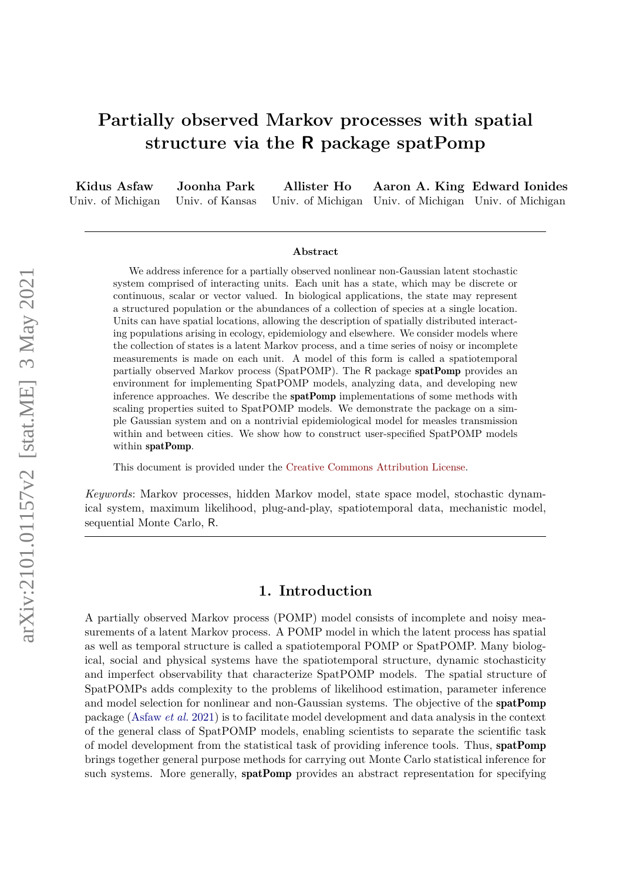# Partially observed Markov processes with spatial structure via the R package spatPomp

**Kidus Asfaw**
Univ. of Michigan

**Joonha Park**
Univ. of Kansas

**Allister Ho**
Univ. of Michigan

**Aaron A. King**
Univ. of Michigan

**Edward Ionides**
Univ. of Michigan

---

**Abstract**

We address inference for a partially observed nonlinear non-Gaussian latent stochastic system comprised of interacting units. Each unit has a state, which may be discrete or continuous, scalar or vector valued. In biological applications, the state may represent a structured population or the abundances of a collection of species at a single location. Units can have spatial locations, allowing the description of spatially distributed interacting populations arising in ecology, epidemiology and elsewhere. We consider models where the collection of states is a latent Markov process, and a time series of noisy or incomplete measurements is made on each unit. A model of this form is called a spatiotemporal partially observed Markov process (SpatPOMP). The R package **spatPomp** provides an environment for implementing SpatPOMP models, analyzing data, and developing new inference approaches. We describe the **spatPomp** implementations of some methods with scaling properties suited to SpatPOMP models. We demonstrate the package on a simple Gaussian system and on a nontrivial epidemiological model for measles transmission within and between cities. We show how to construct user-specified SpatPOMP models within **spatPomp**.

This document is provided under the Creative Commons Attribution License.

*Keywords*: Markov processes, hidden Markov model, state space model, stochastic dynamical system, maximum likelihood, plug-and-play, spatiotemporal data, mechanistic model, sequential Monte Carlo, R.

---

## 1. Introduction

A partially observed Markov process (POMP) model consists of incomplete and noisy measurements of a latent Markov process. A POMP model in which the latent process has spatial as well as temporal structure is called a spatiotemporal POMP or SpatPOMP. Many biological, social and physical systems have the spatiotemporal structure, dynamic stochasticity and imperfect observability that characterize SpatPOMP models. The spatial structure of SpatPOMPs adds complexity to the problems of likelihood estimation, parameter inference and model selection for nonlinear and non-Gaussian systems. The objective of the **spatPomp** package (Asfaw *et al.* 2021) is to facilitate model development and data analysis in the context of the general class of SpatPOMP models, enabling scientists to separate the scientific task of model development from the statistical task of providing inference tools. Thus, **spatPomp** brings together general purpose methods for carrying out Monte Carlo statistical inference for such systems. More generally, **spatPomp** provides an abstract representation for specifying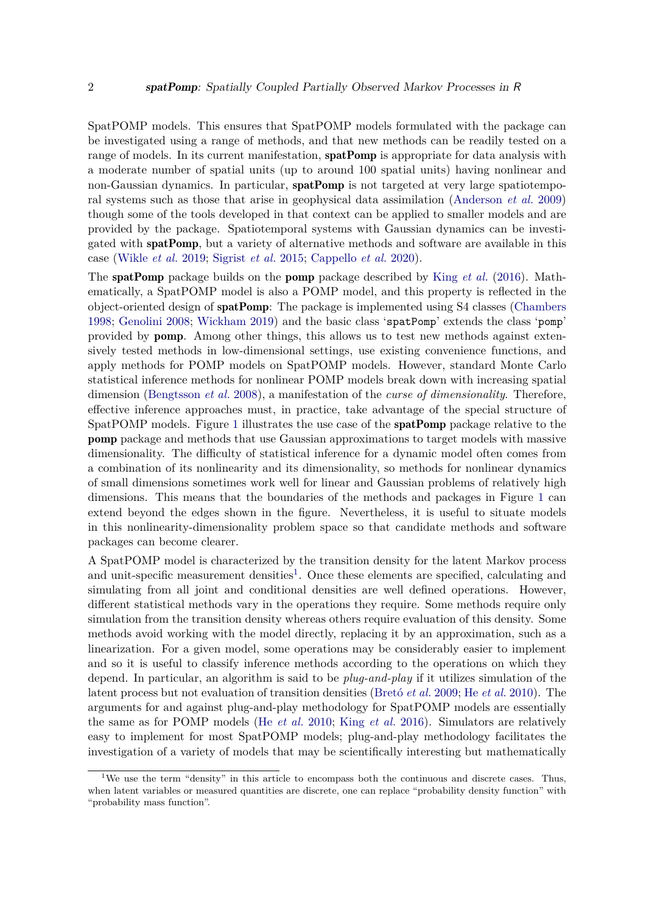SpatPOMP models. This ensures that SpatPOMP models formulated with the package can be investigated using a range of methods, and that new methods can be readily tested on a range of models. In its current manifestation, **spatPomp** is appropriate for data analysis with a moderate number of spatial units (up to around 100 spatial units) having nonlinear and non-Gaussian dynamics. In particular, **spatPomp** is not targeted at very large spatiotemporal systems such as those that arise in geophysical data assimilation (Anderson *et al.* 2009) though some of the tools developed in that context can be applied to smaller models and are provided by the package. Spatiotemporal systems with Gaussian dynamics can be investigated with **spatPomp**, but a variety of alternative methods and software are available in this case (Wikle *et al.* 2019; Sigrist *et al.* 2015; Cappello *et al.* 2020).

The **spatPomp** package builds on the **pomp** package described by King *et al.* (2016). Mathematically, a SpatPOMP model is also a POMP model, and this property is reflected in the object-oriented design of **spatPomp**: The package is implemented using S4 classes (Chambers 1998; Genolini 2008; Wickham 2019) and the basic class '`spatPomp`' extends the class '`pomp`' provided by **pomp**. Among other things, this allows us to test new methods against extensively tested methods in low-dimensional settings, use existing convenience functions, and apply methods for POMP models on SpatPOMP models. However, standard Monte Carlo statistical inference methods for nonlinear POMP models break down with increasing spatial dimension (Bengtsson *et al.* 2008), a manifestation of the *curse of dimensionality*. Therefore, effective inference approaches must, in practice, take advantage of the special structure of SpatPOMP models. Figure 1 illustrates the use case of the **spatPomp** package relative to the **pomp** package and methods that use Gaussian approximations to target models with massive dimensionality. The difficulty of statistical inference for a dynamic model often comes from a combination of its nonlinearity and its dimensionality, so methods for nonlinear dynamics of small dimensions sometimes work well for linear and Gaussian problems of relatively high dimensions. This means that the boundaries of the methods and packages in Figure 1 can extend beyond the edges shown in the figure. Nevertheless, it is useful to situate models in this nonlinearity-dimensionality problem space so that candidate methods and software packages can become clearer.

A SpatPOMP model is characterized by the transition density for the latent Markov process and unit-specific measurement densities[1]. Once these elements are specified, calculating and simulating from all joint and conditional densities are well defined operations. However, different statistical methods vary in the operations they require. Some methods require only simulation from the transition density whereas others require evaluation of this density. Some methods avoid working with the model directly, replacing it by an approximation, such as a linearization. For a given model, some operations may be considerably easier to implement and so it is useful to classify inference methods according to the operations on which they depend. In particular, an algorithm is said to be *plug-and-play* if it utilizes simulation of the latent process but not evaluation of transition densities (Bretó *et al.* 2009; He *et al.* 2010). The arguments for and against plug-and-play methodology for SpatPOMP models are essentially the same as for POMP models (He *et al.* 2010; King *et al.* 2016). Simulators are relatively easy to implement for most SpatPOMP models; plug-and-play methodology facilitates the investigation of a variety of models that may be scientifically interesting but mathematically

[1] We use the term "density" in this article to encompass both the continuous and discrete cases. Thus, when latent variables or measured quantities are discrete, one can replace "probability density function" with "probability mass function".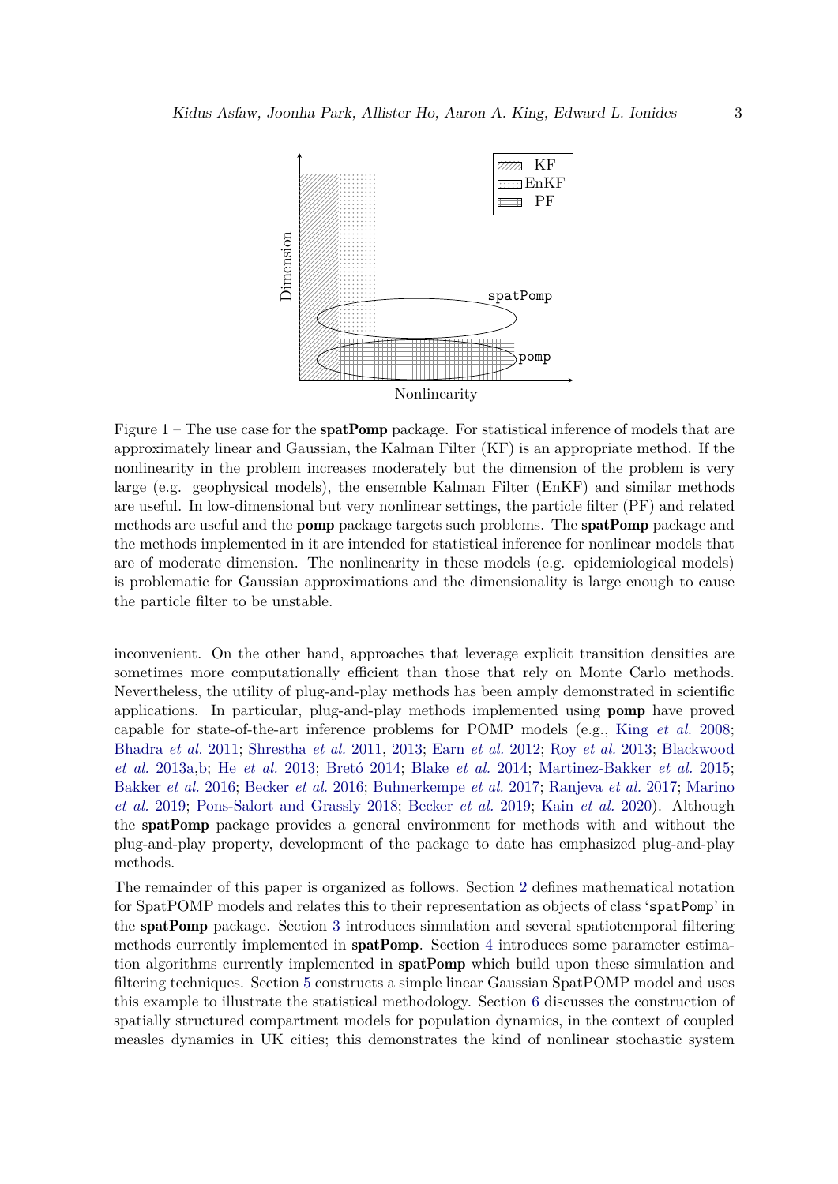Figure 1 – The use case for the **spatPomp** package. For statistical inference of models that are approximately linear and Gaussian, the Kalman Filter (KF) is an appropriate method. If the nonlinearity in the problem increases moderately but the dimension of the problem is very large (e.g. geophysical models), the ensemble Kalman Filter (EnKF) and similar methods are useful. In low-dimensional but very nonlinear settings, the particle filter (PF) and related methods are useful and the **pomp** package targets such problems. The **spatPomp** package and the methods implemented in it are intended for statistical inference for nonlinear models that are of moderate dimension. The nonlinearity in these models (e.g. epidemiological models) is problematic for Gaussian approximations and the dimensionality is large enough to cause the particle filter to be unstable.

inconvenient. On the other hand, approaches that leverage explicit transition densities are sometimes more computationally efficient than those that rely on Monte Carlo methods. Nevertheless, the utility of plug-and-play methods has been amply demonstrated in scientific applications. In particular, plug-and-play methods implemented using **pomp** have proved capable for state-of-the-art inference problems for POMP models (e.g., King *et al.* 2008; Bhadra *et al.* 2011; Shrestha *et al.* 2011, 2013; Earn *et al.* 2012; Roy *et al.* 2013; Blackwood *et al.* 2013a,b; He *et al.* 2013; Bretó 2014; Blake *et al.* 2014; Martinez-Bakker *et al.* 2015; Bakker *et al.* 2016; Becker *et al.* 2016; Buhnerkempe *et al.* 2017; Ranjeva *et al.* 2017; Marino *et al.* 2019; Pons-Salort and Grassly 2018; Becker *et al.* 2019; Kain *et al.* 2020). Although the **spatPomp** package provides a general environment for methods with and without the plug-and-play property, development of the package to date has emphasized plug-and-play methods.

The remainder of this paper is organized as follows. Section 2 defines mathematical notation for SpatPOMP models and relates this to their representation as objects of class '`spatPomp`' in the **spatPomp** package. Section 3 introduces simulation and several spatiotemporal filtering methods currently implemented in **spatPomp**. Section 4 introduces some parameter estimation algorithms currently implemented in **spatPomp** which build upon these simulation and filtering techniques. Section 5 constructs a simple linear Gaussian SpatPOMP model and uses this example to illustrate the statistical methodology. Section 6 discusses the construction of spatially structured compartment models for population dynamics, in the context of coupled measles dynamics in UK cities; this demonstrates the kind of nonlinear stochastic system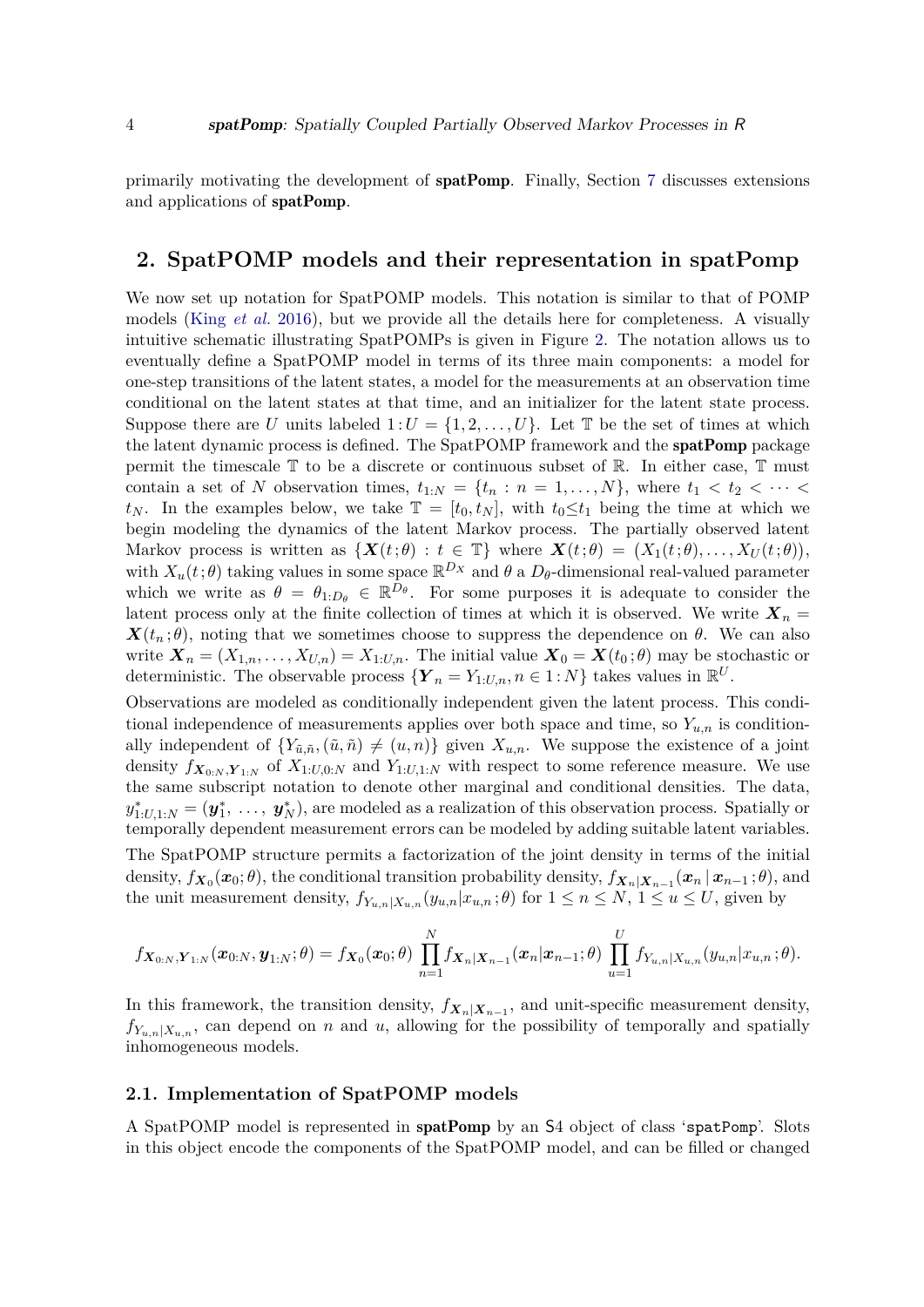primarily motivating the development of **spatPomp**. Finally, Section 7 discusses extensions and applications of **spatPomp**.

## 2. SpatPOMP models and their representation in spatPomp

We now set up notation for SpatPOMP models. This notation is similar to that of POMP models (King *et al.* 2016), but we provide all the details here for completeness. A visually intuitive schematic illustrating SpatPOMPs is given in Figure 2. The notation allows us to eventually define a SpatPOMP model in terms of its three main components: a model for one-step transitions of the latent states, a model for the measurements at an observation time conditional on the latent states at that time, and an initializer for the latent state process. Suppose there are $U$ units labeled $1\!:\!U = \{1, 2, \ldots, U\}$. Let $\mathbb{T}$ be the set of times at which the latent dynamic process is defined. The SpatPOMP framework and the **spatPomp** package permit the timescale $\mathbb{T}$ to be a discrete or continuous subset of $\mathbb{R}$. In either case, $\mathbb{T}$ must contain a set of $N$ observation times, $t_{1:N} = \{t_n : n = 1, \ldots, N\}$, where $t_1 < t_2 < \cdots < t_N$. In the examples below, we take $\mathbb{T} = [t_0, t_N]$, with $t_0 \leq t_1$ being the time at which we begin modeling the dynamics of the latent Markov process. The partially observed latent Markov process is written as $\{\boldsymbol{X}(t\,;\theta) : t \in \mathbb{T}\}$ where $\boldsymbol{X}(t\,;\theta) = (X_1(t\,;\theta), \ldots, X_U(t\,;\theta))$, with $X_u(t\,;\theta)$ taking values in some space $\mathbb{R}^{D_X}$ and $\theta$ a $D_\theta$-dimensional real-valued parameter which we write as $\theta = \theta_{1:D_\theta} \in \mathbb{R}^{D_\theta}$. For some purposes it is adequate to consider the latent process only at the finite collection of times at which it is observed. We write $\boldsymbol{X}_n = \boldsymbol{X}(t_n\,;\theta)$, noting that we sometimes choose to suppress the dependence on $\theta$. We can also write $\boldsymbol{X}_n = (X_{1,n}, \ldots, X_{U,n}) = X_{1:U,n}$. The initial value $\boldsymbol{X}_0 = \boldsymbol{X}(t_0\,;\theta)$ may be stochastic or deterministic. The observable process $\{\boldsymbol{Y}_n = Y_{1:U,n}, n \in 1\!:\!N\}$ takes values in $\mathbb{R}^U$.

Observations are modeled as conditionally independent given the latent process. This conditional independence of measurements applies over both space and time, so $Y_{u,n}$ is conditionally independent of $\{Y_{\tilde{u},\tilde{n}}, (\tilde{u},\tilde{n}) \neq (u,n)\}$ given $X_{u,n}$. We suppose the existence of a joint density $f_{\boldsymbol{X}_{0:N},\boldsymbol{Y}_{1:N}}$ of $X_{1:U,0:N}$ and $Y_{1:U,1:N}$ with respect to some reference measure. We use the same subscript notation to denote other marginal and conditional densities. The data, $y^*_{1:U,1:N} = (\boldsymbol{y}^*_1, \ldots, \boldsymbol{y}^*_N)$, are modeled as a realization of this observation process. Spatially or temporally dependent measurement errors can be modeled by adding suitable latent variables.

The SpatPOMP structure permits a factorization of the joint density in terms of the initial density, $f_{\boldsymbol{X}_0}(\boldsymbol{x}_0;\theta)$, the conditional transition probability density, $f_{\boldsymbol{X}_n|\boldsymbol{X}_{n-1}}(\boldsymbol{x}_n \,|\, \boldsymbol{x}_{n-1}\,;\theta)$, and the unit measurement density, $f_{Y_{u,n}|X_{u,n}}(y_{u,n}|x_{u,n}\,;\theta)$ for $1 \leq n \leq N$, $1 \leq u \leq U$, given by

$$
f_{\boldsymbol{X}_{0:N},\boldsymbol{Y}_{1:N}}(\boldsymbol{x}_{0:N}, \boldsymbol{y}_{1:N};\theta) = f_{\boldsymbol{X}_0}(\boldsymbol{x}_0;\theta) \prod_{n=1}^{N} f_{\boldsymbol{X}_n|\boldsymbol{X}_{n-1}}(\boldsymbol{x}_n|\boldsymbol{x}_{n-1};\theta) \prod_{u=1}^{U} f_{Y_{u,n}|X_{u,n}}(y_{u,n}|x_{u,n}\,;\theta).
$$

In this framework, the transition density, $f_{\boldsymbol{X}_n|\boldsymbol{X}_{n-1}}$, and unit-specific measurement density, $f_{Y_{u,n}|X_{u,n}}$, can depend on $n$ and $u$, allowing for the possibility of temporally and spatially inhomogeneous models.

### 2.1. Implementation of SpatPOMP models

A SpatPOMP model is represented in **spatPomp** by an S4 object of class '`spatPomp`'. Slots in this object encode the components of the SpatPOMP model, and can be filled or changed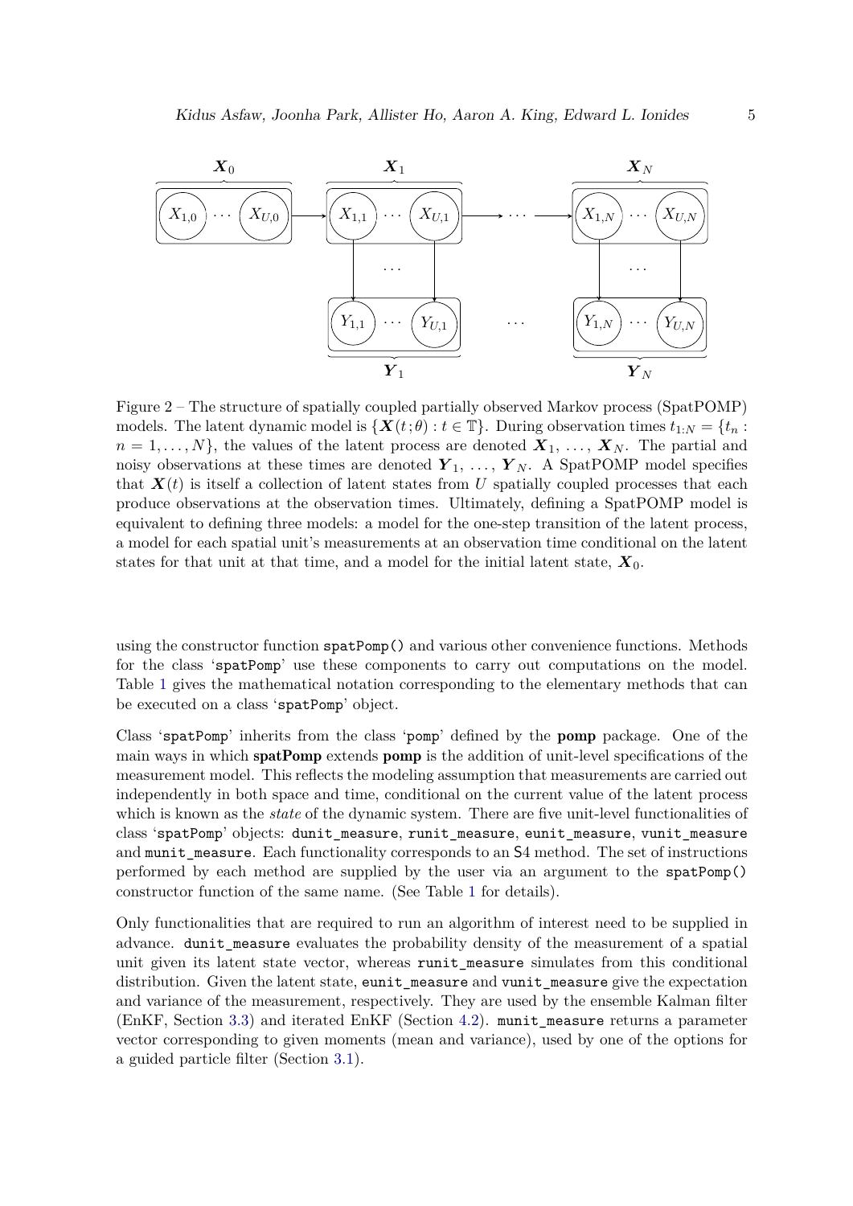Figure 2 – The structure of spatially coupled partially observed Markov process (SpatPOMP) models. The latent dynamic model is $\{\boldsymbol{X}(t\,;\theta) : t \in \mathbb{T}\}$. During observation times $t_{1:N} = \{t_n : n = 1, \dots, N\}$, the values of the latent process are denoted $\boldsymbol{X}_1, \dots, \boldsymbol{X}_N$. The partial and noisy observations at these times are denoted $\boldsymbol{Y}_1, \dots, \boldsymbol{Y}_N$. A SpatPOMP model specifies that $\boldsymbol{X}(t)$ is itself a collection of latent states from $U$ spatially coupled processes that each produce observations at the observation times. Ultimately, defining a SpatPOMP model is equivalent to defining three models: a model for the one-step transition of the latent process, a model for each spatial unit's measurements at an observation time conditional on the latent states for that unit at that time, and a model for the initial latent state, $\boldsymbol{X}_0$.

using the constructor function `spatPomp()` and various other convenience functions. Methods for the class '`spatPomp`' use these components to carry out computations on the model. Table 1 gives the mathematical notation corresponding to the elementary methods that can be executed on a class '`spatPomp`' object.

Class '`spatPomp`' inherits from the class '`pomp`' defined by the **pomp** package. One of the main ways in which **spatPomp** extends **pomp** is the addition of unit-level specifications of the measurement model. This reflects the modeling assumption that measurements are carried out independently in both space and time, conditional on the current value of the latent process which is known as the *state* of the dynamic system. There are five unit-level functionalities of class '`spatPomp`' objects: `dunit_measure`, `runit_measure`, `eunit_measure`, `vunit_measure` and `munit_measure`. Each functionality corresponds to an S4 method. The set of instructions performed by each method are supplied by the user via an argument to the `spatPomp()` constructor function of the same name. (See Table 1 for details).

Only functionalities that are required to run an algorithm of interest need to be supplied in advance. `dunit_measure` evaluates the probability density of the measurement of a spatial unit given its latent state vector, whereas `runit_measure` simulates from this conditional distribution. Given the latent state, `eunit_measure` and `vunit_measure` give the expectation and variance of the measurement, respectively. They are used by the ensemble Kalman filter (EnKF, Section 3.3) and iterated EnKF (Section 4.2). `munit_measure` returns a parameter vector corresponding to given moments (mean and variance), used by one of the options for a guided particle filter (Section 3.1).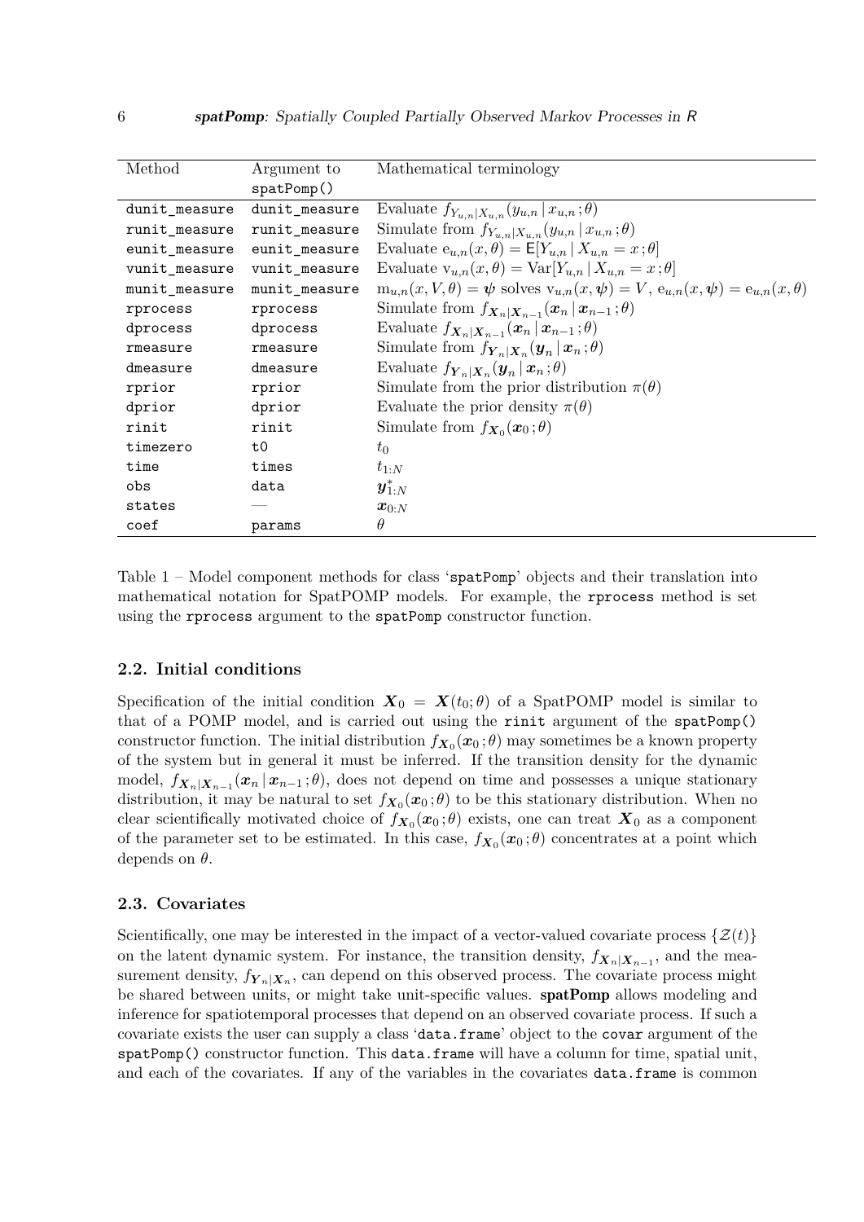| Method | Argument to `spatPomp()` | Mathematical terminology |
|---|---|---|
| `dunit_measure` | `dunit_measure` | Evaluate $f_{Y_{u,n}\vert X_{u,n}}(y_{u,n}\,\vert\, x_{u,n}\,;\theta)$ |
| `runit_measure` | `runit_measure` | Simulate from $f_{Y_{u,n}\vert X_{u,n}}(y_{u,n}\,\vert\, x_{u,n}\,;\theta)$ |
| `eunit_measure` | `eunit_measure` | Evaluate $\mathrm{e}_{u,n}(x,\theta) = \mathsf{E}[Y_{u,n}\,\vert\, X_{u,n} = x\,;\theta]$ |
| `vunit_measure` | `vunit_measure` | Evaluate $\mathrm{v}_{u,n}(x,\theta) = \mathrm{Var}[Y_{u,n}\,\vert\, X_{u,n} = x\,;\theta]$ |
| `munit_measure` | `munit_measure` | $\mathrm{m}_{u,n}(x,V,\theta) = \boldsymbol{\psi}$ solves $\mathrm{v}_{u,n}(x,\boldsymbol{\psi}) = V$, $\mathrm{e}_{u,n}(x,\boldsymbol{\psi}) = \mathrm{e}_{u,n}(x,\theta)$ |
| `rprocess` | `rprocess` | Simulate from $f_{\boldsymbol{X}_n\vert \boldsymbol{X}_{n-1}}(\boldsymbol{x}_n\,\vert\,\boldsymbol{x}_{n-1}\,;\theta)$ |
| `dprocess` | `dprocess` | Evaluate $f_{\boldsymbol{X}_n\vert \boldsymbol{X}_{n-1}}(\boldsymbol{x}_n\,\vert\,\boldsymbol{x}_{n-1}\,;\theta)$ |
| `rmeasure` | `rmeasure` | Simulate from $f_{\boldsymbol{Y}_n\vert \boldsymbol{X}_n}(\boldsymbol{y}_n\,\vert\,\boldsymbol{x}_n\,;\theta)$ |
| `dmeasure` | `dmeasure` | Evaluate $f_{\boldsymbol{Y}_n\vert \boldsymbol{X}_n}(\boldsymbol{y}_n\,\vert\,\boldsymbol{x}_n\,;\theta)$ |
| `rprior` | `rprior` | Simulate from the prior distribution $\pi(\theta)$ |
| `dprior` | `dprior` | Evaluate the prior density $\pi(\theta)$ |
| `rinit` | `rinit` | Simulate from $f_{\boldsymbol{X}_0}(\boldsymbol{x}_0\,;\theta)$ |
| `timezero` | `t0` | $t_0$ |
| `time` | `times` | $t_{1:N}$ |
| `obs` | `data` | $\boldsymbol{y}^*_{1:N}$ |
| `states` | — | $\boldsymbol{x}_{0:N}$ |
| `coef` | `params` | $\theta$ |

Table 1 – Model component methods for class '`spatPomp`' objects and their translation into mathematical notation for SpatPOMP models. For example, the `rprocess` method is set using the `rprocess` argument to the `spatPomp` constructor function.

### 2.2. Initial conditions

Specification of the initial condition $\boldsymbol{X}_0 = \boldsymbol{X}(t_0;\theta)$ of a SpatPOMP model is similar to that of a POMP model, and is carried out using the `rinit` argument of the `spatPomp()` constructor function. The initial distribution $f_{\boldsymbol{X}_0}(\boldsymbol{x}_0\,;\theta)$ may sometimes be a known property of the system but in general it must be inferred. If the transition density for the dynamic model, $f_{\boldsymbol{X}_n\vert \boldsymbol{X}_{n-1}}(\boldsymbol{x}_n\,\vert\,\boldsymbol{x}_{n-1}\,;\theta)$, does not depend on time and possesses a unique stationary distribution, it may be natural to set $f_{\boldsymbol{X}_0}(\boldsymbol{x}_0\,;\theta)$ to be this stationary distribution. When no clear scientifically motivated choice of $f_{\boldsymbol{X}_0}(\boldsymbol{x}_0\,;\theta)$ exists, one can treat $\boldsymbol{X}_0$ as a component of the parameter set to be estimated. In this case, $f_{\boldsymbol{X}_0}(\boldsymbol{x}_0\,;\theta)$ concentrates at a point which depends on $\theta$.

### 2.3. Covariates

Scientifically, one may be interested in the impact of a vector-valued covariate process $\{\mathcal{Z}(t)\}$ on the latent dynamic system. For instance, the transition density, $f_{\boldsymbol{X}_n\vert \boldsymbol{X}_{n-1}}$, and the measurement density, $f_{\boldsymbol{Y}_n\vert \boldsymbol{X}_n}$, can depend on this observed process. The covariate process might be shared between units, or might take unit-specific values. **spatPomp** allows modeling and inference for spatiotemporal processes that depend on an observed covariate process. If such a covariate exists the user can supply a class '`data.frame`' object to the `covar` argument of the `spatPomp()` constructor function. This `data.frame` will have a column for time, spatial unit, and each of the covariates. If any of the variables in the covariates `data.frame` is common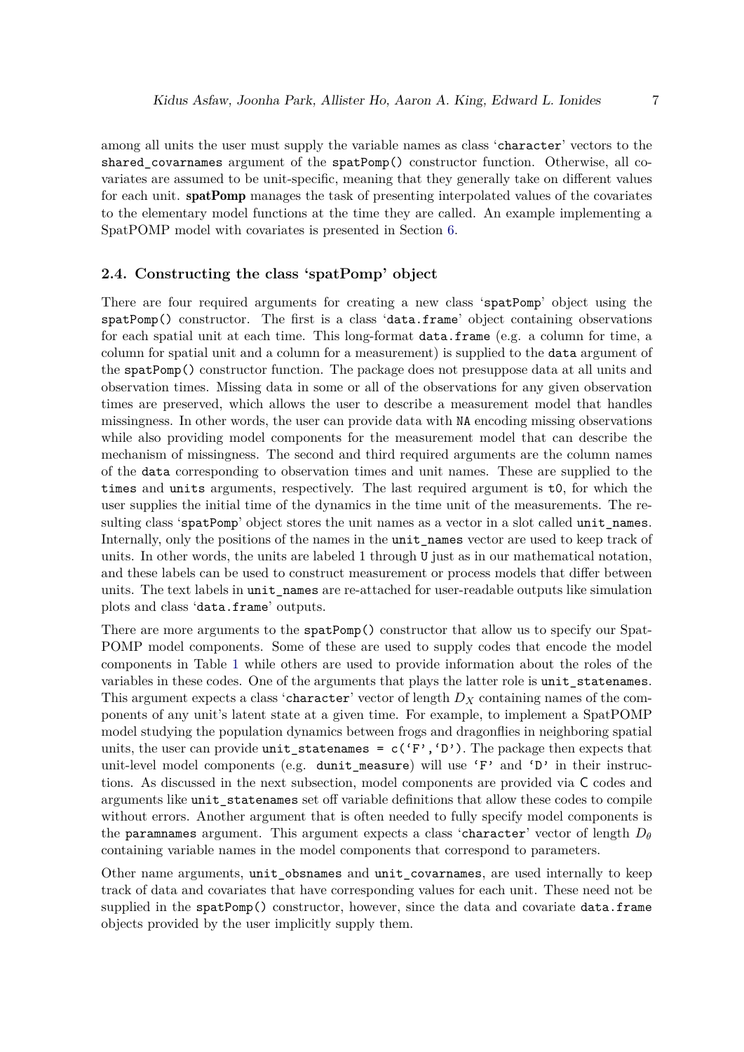among all units the user must supply the variable names as class 'character' vectors to the `shared_covarnames` argument of the `spatPomp()` constructor function. Otherwise, all covariates are assumed to be unit-specific, meaning that they generally take on different values for each unit. **spatPomp** manages the task of presenting interpolated values of the covariates to the elementary model functions at the time they are called. An example implementing a SpatPOMP model with covariates is presented in Section 6.

### 2.4. Constructing the class 'spatPomp' object

There are four required arguments for creating a new class '`spatPomp`' object using the `spatPomp()` constructor. The first is a class '`data.frame`' object containing observations for each spatial unit at each time. This long-format `data.frame` (e.g. a column for time, a column for spatial unit and a column for a measurement) is supplied to the `data` argument of the `spatPomp()` constructor function. The package does not presuppose data at all units and observation times. Missing data in some or all of the observations for any given observation times are preserved, which allows the user to describe a measurement model that handles missingness. In other words, the user can provide data with `NA` encoding missing observations while also providing model components for the measurement model that can describe the mechanism of missingness. The second and third required arguments are the column names of the `data` corresponding to observation times and unit names. These are supplied to the `times` and `units` arguments, respectively. The last required argument is `t0`, for which the user supplies the initial time of the dynamics in the time unit of the measurements. The resulting class '`spatPomp`' object stores the unit names as a vector in a slot called `unit_names`. Internally, only the positions of the names in the `unit_names` vector are used to keep track of units. In other words, the units are labeled 1 through `U` just as in our mathematical notation, and these labels can be used to construct measurement or process models that differ between units. The text labels in `unit_names` are re-attached for user-readable outputs like simulation plots and class '`data.frame`' outputs.

There are more arguments to the `spatPomp()` constructor that allow us to specify our SpatPOMP model components. Some of these are used to supply codes that encode the model components in Table 1 while others are used to provide information about the roles of the variables in these codes. One of the arguments that plays the latter role is `unit_statenames`. This argument expects a class '`character`' vector of length $D_X$ containing names of the components of any unit's latent state at a given time. For example, to implement a SpatPOMP model studying the population dynamics between frogs and dragonflies in neighboring spatial units, the user can provide `unit_statenames = c('F','D')`. The package then expects that unit-level model components (e.g. `dunit_measure`) will use `'F'` and `'D'` in their instructions. As discussed in the next subsection, model components are provided via `C` codes and arguments like `unit_statenames` set off variable definitions that allow these codes to compile without errors. Another argument that is often needed to fully specify model components is the `paramnames` argument. This argument expects a class '`character`' vector of length $D_\theta$ containing variable names in the model components that correspond to parameters.

Other name arguments, `unit_obsnames` and `unit_covarnames`, are used internally to keep track of data and covariates that have corresponding values for each unit. These need not be supplied in the `spatPomp()` constructor, however, since the data and covariate `data.frame` objects provided by the user implicitly supply them.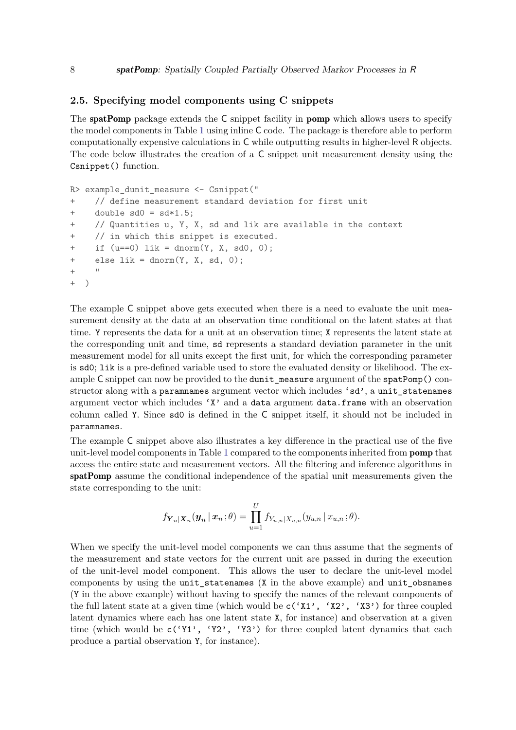## 2.5. Specifying model components using C snippets

The **spatPomp** package extends the C snippet facility in **pomp** which allows users to specify the model components in Table 1 using inline C code. The package is therefore able to perform computationally expensive calculations in C while outputting results in higher-level R objects. The code below illustrates the creation of a C snippet unit measurement density using the `Csnippet()` function.

```
R> example_dunit_measure <- Csnippet("
+    // define measurement standard deviation for first unit
+    double sd0 = sd*1.5;
+    // Quantities u, Y, X, sd and lik are available in the context
+    // in which this snippet is executed.
+    if (u==0) lik = dnorm(Y, X, sd0, 0);
+    else lik = dnorm(Y, X, sd, 0);
+    "
+  )
```

The example C snippet above gets executed when there is a need to evaluate the unit measurement density at the data at an observation time conditional on the latent states at that time. `Y` represents the data for a unit at an observation time; `X` represents the latent state at the corresponding unit and time, `sd` represents a standard deviation parameter in the unit measurement model for all units except the first unit, for which the corresponding parameter is `sd0`; `lik` is a pre-defined variable used to store the evaluated density or likelihood. The example C snippet can now be provided to the `dunit_measure` argument of the `spatPomp()` constructor along with a `paramnames` argument vector which includes `'sd'`, a `unit_statenames` argument vector which includes `'X'` and a `data` argument `data.frame` with an observation column called `Y`. Since `sd0` is defined in the C snippet itself, it should not be included in `paramnames`.

The example C snippet above also illustrates a key difference in the practical use of the five unit-level model components in Table 1 compared to the components inherited from **pomp** that access the entire state and measurement vectors. All the filtering and inference algorithms in **spatPomp** assume the conditional independence of the spatial unit measurements given the state corresponding to the unit:

$$f_{\boldsymbol{Y}_n|\boldsymbol{X}_n}(\boldsymbol{y}_n \,|\, \boldsymbol{x}_n\,;\theta) = \prod_{u=1}^{U} f_{Y_{u,n}|X_{u,n}}(y_{u,n} \,|\, x_{u,n}\,;\theta).$$

When we specify the unit-level model components we can thus assume that the segments of the measurement and state vectors for the current unit are passed in during the execution of the unit-level model component. This allows the user to declare the unit-level model components by using the `unit_statenames` (`X` in the above example) and `unit_obsnames` (`Y` in the above example) without having to specify the names of the relevant components of the full latent state at a given time (which would be `c('X1', 'X2', 'X3')` for three coupled latent dynamics where each has one latent state `X`, for instance) and observation at a given time (which would be `c('Y1', 'Y2', 'Y3')` for three coupled latent dynamics that each produce a partial observation `Y`, for instance).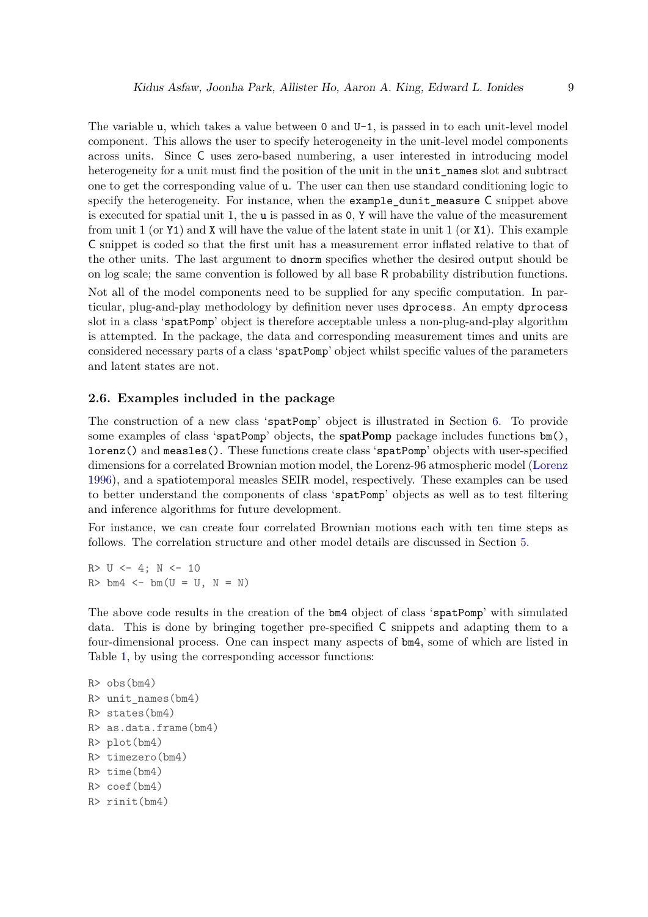The variable u, which takes a value between 0 and U-1, is passed in to each unit-level model component. This allows the user to specify heterogeneity in the unit-level model components across units. Since C uses zero-based numbering, a user interested in introducing model heterogeneity for a unit must find the position of the unit in the unit_names slot and subtract one to get the corresponding value of u. The user can then use standard conditioning logic to specify the heterogeneity. For instance, when the example_dunit_measure C snippet above is executed for spatial unit 1, the u is passed in as 0, Y will have the value of the measurement from unit 1 (or Y1) and X will have the value of the latent state in unit 1 (or X1). This example C snippet is coded so that the first unit has a measurement error inflated relative to that of the other units. The last argument to dnorm specifies whether the desired output should be on log scale; the same convention is followed by all base R probability distribution functions.

Not all of the model components need to be supplied for any specific computation. In particular, plug-and-play methodology by definition never uses dprocess. An empty dprocess slot in a class 'spatPomp' object is therefore acceptable unless a non-plug-and-play algorithm is attempted. In the package, the data and corresponding measurement times and units are considered necessary parts of a class 'spatPomp' object whilst specific values of the parameters and latent states are not.

### 2.6. Examples included in the package

The construction of a new class 'spatPomp' object is illustrated in Section 6. To provide some examples of class 'spatPomp' objects, the **spatPomp** package includes functions bm(), lorenz() and measles(). These functions create class 'spatPomp' objects with user-specified dimensions for a correlated Brownian motion model, the Lorenz-96 atmospheric model (Lorenz 1996), and a spatiotemporal measles SEIR model, respectively. These examples can be used to better understand the components of class 'spatPomp' objects as well as to test filtering and inference algorithms for future development.

For instance, we can create four correlated Brownian motions each with ten time steps as follows. The correlation structure and other model details are discussed in Section 5.

```
R> U <- 4; N <- 10
R> bm4 <- bm(U = U, N = N)
```

The above code results in the creation of the bm4 object of class 'spatPomp' with simulated data. This is done by bringing together pre-specified C snippets and adapting them to a four-dimensional process. One can inspect many aspects of bm4, some of which are listed in Table 1, by using the corresponding accessor functions:

```
R> obs(bm4)
R> unit_names(bm4)
R> states(bm4)
R> as.data.frame(bm4)
R> plot(bm4)
R> timezero(bm4)
R> time(bm4)
R> coef(bm4)
R> rinit(bm4)
```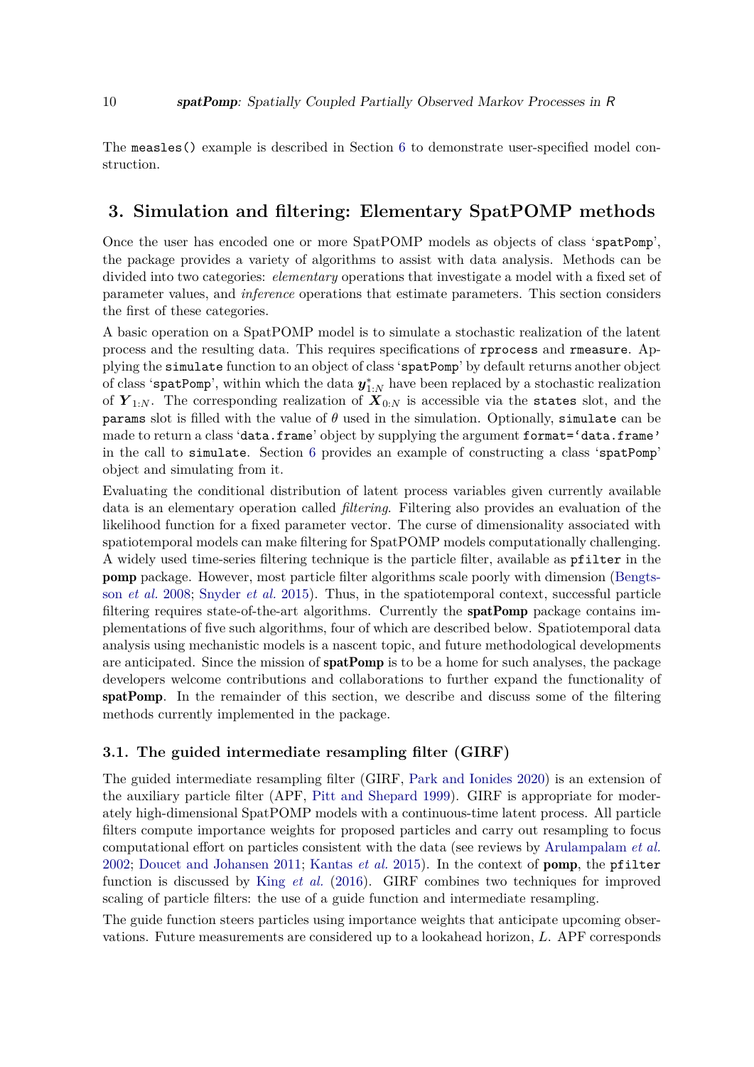The `measles()` example is described in Section 6 to demonstrate user-specified model construction.

## 3. Simulation and filtering: Elementary SpatPOMP methods

Once the user has encoded one or more SpatPOMP models as objects of class '`spatPomp`', the package provides a variety of algorithms to assist with data analysis. Methods can be divided into two categories: *elementary* operations that investigate a model with a fixed set of parameter values, and *inference* operations that estimate parameters. This section considers the first of these categories.

A basic operation on a SpatPOMP model is to simulate a stochastic realization of the latent process and the resulting data. This requires specifications of `rprocess` and `rmeasure`. Applying the `simulate` function to an object of class '`spatPomp`' by default returns another object of class '`spatPomp`', within which the data $\boldsymbol{y}^*_{1:N}$ have been replaced by a stochastic realization of $\boldsymbol{Y}_{1:N}$. The corresponding realization of $\boldsymbol{X}_{0:N}$ is accessible via the `states` slot, and the `params` slot is filled with the value of $\theta$ used in the simulation. Optionally, `simulate` can be made to return a class '`data.frame`' object by supplying the argument `format='data.frame'` in the call to `simulate`. Section 6 provides an example of constructing a class '`spatPomp`' object and simulating from it.

Evaluating the conditional distribution of latent process variables given currently available data is an elementary operation called *filtering*. Filtering also provides an evaluation of the likelihood function for a fixed parameter vector. The curse of dimensionality associated with spatiotemporal models can make filtering for SpatPOMP models computationally challenging. A widely used time-series filtering technique is the particle filter, available as `pfilter` in the **pomp** package. However, most particle filter algorithms scale poorly with dimension (Bengtsson *et al.* 2008; Snyder *et al.* 2015). Thus, in the spatiotemporal context, successful particle filtering requires state-of-the-art algorithms. Currently the **spatPomp** package contains implementations of five such algorithms, four of which are described below. Spatiotemporal data analysis using mechanistic models is a nascent topic, and future methodological developments are anticipated. Since the mission of **spatPomp** is to be a home for such analyses, the package developers welcome contributions and collaborations to further expand the functionality of **spatPomp**. In the remainder of this section, we describe and discuss some of the filtering methods currently implemented in the package.

### 3.1. The guided intermediate resampling filter (GIRF)

The guided intermediate resampling filter (GIRF, Park and Ionides 2020) is an extension of the auxiliary particle filter (APF, Pitt and Shepard 1999). GIRF is appropriate for moderately high-dimensional SpatPOMP models with a continuous-time latent process. All particle filters compute importance weights for proposed particles and carry out resampling to focus computational effort on particles consistent with the data (see reviews by Arulampalam *et al.* 2002; Doucet and Johansen 2011; Kantas *et al.* 2015). In the context of **pomp**, the `pfilter` function is discussed by King *et al.* (2016). GIRF combines two techniques for improved scaling of particle filters: the use of a guide function and intermediate resampling.

The guide function steers particles using importance weights that anticipate upcoming observations. Future measurements are considered up to a lookahead horizon, $L$. APF corresponds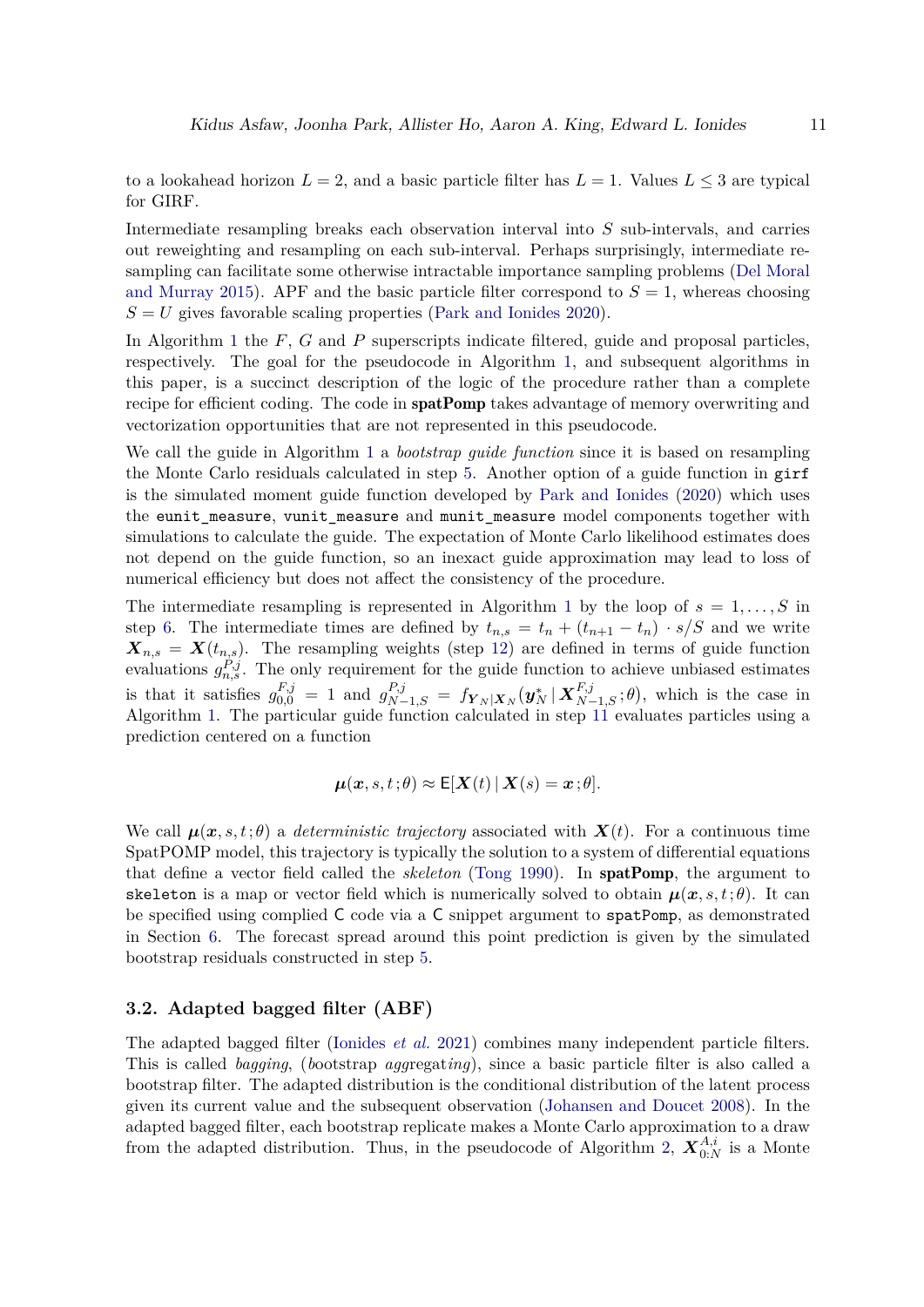to a lookahead horizon $L = 2$, and a basic particle filter has $L = 1$. Values $L \leq 3$ are typical for GIRF.

Intermediate resampling breaks each observation interval into $S$ sub-intervals, and carries out reweighting and resampling on each sub-interval. Perhaps surprisingly, intermediate resampling can facilitate some otherwise intractable importance sampling problems (Del Moral and Murray 2015). APF and the basic particle filter correspond to $S = 1$, whereas choosing $S = U$ gives favorable scaling properties (Park and Ionides 2020).

In Algorithm 1 the $F$, $G$ and $P$ superscripts indicate filtered, guide and proposal particles, respectively. The goal for the pseudocode in Algorithm 1, and subsequent algorithms in this paper, is a succinct description of the logic of the procedure rather than a complete recipe for efficient coding. The code in **spatPomp** takes advantage of memory overwriting and vectorization opportunities that are not represented in this pseudocode.

We call the guide in Algorithm 1 a *bootstrap guide function* since it is based on resampling the Monte Carlo residuals calculated in step 5. Another option of a guide function in `girf` is the simulated moment guide function developed by Park and Ionides (2020) which uses the `eunit_measure`, `vunit_measure` and `munit_measure` model components together with simulations to calculate the guide. The expectation of Monte Carlo likelihood estimates does not depend on the guide function, so an inexact guide approximation may lead to loss of numerical efficiency but does not affect the consistency of the procedure.

The intermediate resampling is represented in Algorithm 1 by the loop of $s = 1, \ldots, S$ in step 6. The intermediate times are defined by $t_{n,s} = t_n + (t_{n+1} - t_n) \cdot s/S$ and we write $\boldsymbol{X}_{n,s} = \boldsymbol{X}(t_{n,s})$. The resampling weights (step 12) are defined in terms of guide function evaluations $g^{P,j}_{n,s}$. The only requirement for the guide function to achieve unbiased estimates is that it satisfies $g^{F,j}_{0,0} = 1$ and $g^{P,j}_{N-1,S} = f_{\boldsymbol{Y}_N|\boldsymbol{X}_N}(\boldsymbol{y}^*_N \,|\, \boldsymbol{X}^{F,j}_{N-1,S}\,;\theta)$, which is the case in Algorithm 1. The particular guide function calculated in step 11 evaluates particles using a prediction centered on a function

$$\boldsymbol{\mu}(\boldsymbol{x}, s, t\,;\theta) \approx \mathsf{E}[\boldsymbol{X}(t) \,|\, \boldsymbol{X}(s) = \boldsymbol{x}\,;\theta].$$

We call $\boldsymbol{\mu}(\boldsymbol{x}, s, t\,;\theta)$ a *deterministic trajectory* associated with $\boldsymbol{X}(t)$. For a continuous time SpatPOMP model, this trajectory is typically the solution to a system of differential equations that define a vector field called the *skeleton* (Tong 1990). In **spatPomp**, the argument to `skeleton` is a map or vector field which is numerically solved to obtain $\boldsymbol{\mu}(\boldsymbol{x}, s, t\,;\theta)$. It can be specified using complied `C` code via a `C` snippet argument to `spatPomp`, as demonstrated in Section 6. The forecast spread around this point prediction is given by the simulated bootstrap residuals constructed in step 5.

### 3.2. Adapted bagged filter (ABF)

The adapted bagged filter (Ionides *et al.* 2021) combines many independent particle filters. This is called *bagging*, (*b*ootstrap *agg*regat*ing*), since a basic particle filter is also called a bootstrap filter. The adapted distribution is the conditional distribution of the latent process given its current value and the subsequent observation (Johansen and Doucet 2008). In the adapted bagged filter, each bootstrap replicate makes a Monte Carlo approximation to a draw from the adapted distribution. Thus, in the pseudocode of Algorithm 2, $\boldsymbol{X}^{A,i}_{0:N}$ is a Monte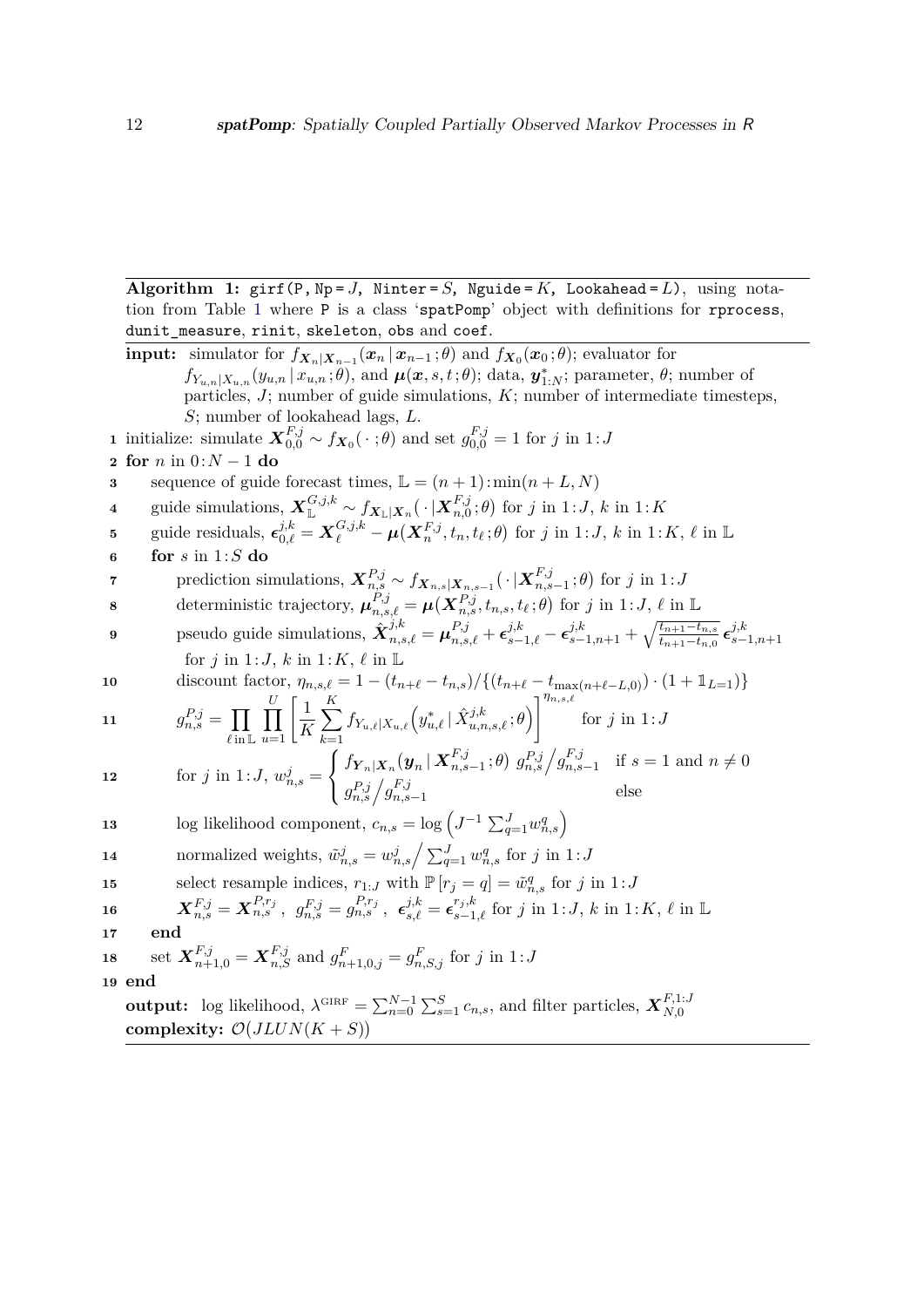**Algorithm 1:** `girf(P, Np =` $J$`, Ninter =` $S$`, Nguide =` $K$`, Lookahead =` $L$`)`, using notation from Table 1 where `P` is a class '`spatPomp`' object with definitions for `rprocess`, `dunit_measure`, `rinit`, `skeleton`, `obs` and `coef`.

**input:** simulator for $f_{\boldsymbol{X}_n|\boldsymbol{X}_{n-1}}(\boldsymbol{x}_n \,|\, \boldsymbol{x}_{n-1}\,;\theta)$ and $f_{\boldsymbol{X}_0}(\boldsymbol{x}_0\,;\theta)$; evaluator for $f_{Y_{u,n}|X_{u,n}}(y_{u,n} \,|\, x_{u,n}\,;\theta)$, and $\boldsymbol{\mu}(\boldsymbol{x}, s, t\,;\theta)$; data, $\boldsymbol{y}^*_{1:N}$; parameter, $\theta$; number of particles, $J$; number of guide simulations, $K$; number of intermediate timesteps, $S$; number of lookahead lags, $L$.

1. initialize: simulate $\boldsymbol{X}^{F,j}_{0,0} \sim f_{\boldsymbol{X}_0}(\,\cdot\,;\theta)$ and set $g^{F,j}_{0,0} = 1$ for $j$ in $1\!:\!J$
2. **for** $n$ in $0\!:\!N-1$ **do**
3. &nbsp;&nbsp;&nbsp;&nbsp;sequence of guide forecast times, $\mathbb{L} = (n+1)\!:\!\min(n+L, N)$
4. &nbsp;&nbsp;&nbsp;&nbsp;guide simulations, $\boldsymbol{X}^{G,j,k}_{\mathbb{L}} \sim f_{\boldsymbol{X}_{\mathbb{L}}|\boldsymbol{X}_n}(\,\cdot\,|\boldsymbol{X}^{F,j}_{n,0}\,;\theta)$ for $j$ in $1\!:\!J$, $k$ in $1\!:\!K$
5. &nbsp;&nbsp;&nbsp;&nbsp;guide residuals, $\boldsymbol{\epsilon}^{j,k}_{0,\ell} = \boldsymbol{X}^{G,j,k}_{\ell} - \boldsymbol{\mu}(\boldsymbol{X}^{F,j}_{n}, t_n, t_\ell\,;\theta)$ for $j$ in $1\!:\!J$, $k$ in $1\!:\!K$, $\ell$ in $\mathbb{L}$
6. &nbsp;&nbsp;&nbsp;&nbsp;**for** $s$ in $1\!:\!S$ **do**
7. &nbsp;&nbsp;&nbsp;&nbsp;&nbsp;&nbsp;&nbsp;&nbsp;prediction simulations, $\boldsymbol{X}^{P,j}_{n,s} \sim f_{\boldsymbol{X}_{n,s}|\boldsymbol{X}_{n,s-1}}(\,\cdot\,|\boldsymbol{X}^{F,j}_{n,s-1}\,;\theta)$ for $j$ in $1\!:\!J$
8. &nbsp;&nbsp;&nbsp;&nbsp;&nbsp;&nbsp;&nbsp;&nbsp;deterministic trajectory, $\boldsymbol{\mu}^{P,j}_{n,s,\ell} = \boldsymbol{\mu}(\boldsymbol{X}^{P,j}_{n,s}, t_{n,s}, t_\ell\,;\theta)$ for $j$ in $1\!:\!J$, $\ell$ in $\mathbb{L}$
9. &nbsp;&nbsp;&nbsp;&nbsp;&nbsp;&nbsp;&nbsp;&nbsp;pseudo guide simulations, $\hat{\boldsymbol{X}}^{j,k}_{n,s,\ell} = \boldsymbol{\mu}^{P,j}_{n,s,\ell} + \boldsymbol{\epsilon}^{j,k}_{s-1,\ell} - \boldsymbol{\epsilon}^{j,k}_{s-1,n+1} + \sqrt{\frac{t_{n+1}-t_{n,s}}{t_{n+1}-t_{n,0}}}\,\boldsymbol{\epsilon}^{j,k}_{s-1,n+1}$ for $j$ in $1\!:\!J$, $k$ in $1\!:\!K$, $\ell$ in $\mathbb{L}$
10. &nbsp;&nbsp;&nbsp;&nbsp;&nbsp;&nbsp;&nbsp;&nbsp;discount factor, $\eta_{n,s,\ell} = 1 - (t_{n+\ell} - t_{n,s})/\{(t_{n+\ell} - t_{\max(n+\ell-L,0)}) \cdot (1 + \mathbb{1}_{L=1})\}$
11. &nbsp;&nbsp;&nbsp;&nbsp;&nbsp;&nbsp;&nbsp;&nbsp;$g^{P,j}_{n,s} = \displaystyle\prod_{\ell \,\mathrm{in}\, \mathbb{L}} \prod_{u=1}^{U} \left[\frac{1}{K}\sum_{k=1}^{K} f_{Y_{u,\ell}|X_{u,\ell}}\!\left(y^*_{u,\ell} \,|\, \hat{X}^{j,k}_{u,n,s,\ell}\,;\theta\right)\right]^{\eta_{n,s,\ell}}$ for $j$ in $1\!:\!J$
12. &nbsp;&nbsp;&nbsp;&nbsp;&nbsp;&nbsp;&nbsp;&nbsp;for $j$ in $1\!:\!J$, $w^j_{n,s} = \begin{cases} f_{\boldsymbol{Y}_n|\boldsymbol{X}_n}(\boldsymbol{y}_n \,|\, \boldsymbol{X}^{F,j}_{n,s-1}\,;\theta)\; g^{P,j}_{n,s}\big/ g^{F,j}_{n,s-1} & \text{if } s = 1 \text{ and } n \neq 0 \\ g^{P,j}_{n,s}\big/ g^{F,j}_{n,s-1} & \text{else} \end{cases}$
13. &nbsp;&nbsp;&nbsp;&nbsp;&nbsp;&nbsp;&nbsp;&nbsp;log likelihood component, $c_{n,s} = \log\left(J^{-1}\sum_{q=1}^{J} w^q_{n,s}\right)$
14. &nbsp;&nbsp;&nbsp;&nbsp;&nbsp;&nbsp;&nbsp;&nbsp;normalized weights, $\tilde{w}^j_{n,s} = w^j_{n,s}\big/\sum_{q=1}^{J} w^q_{n,s}$ for $j$ in $1\!:\!J$
15. &nbsp;&nbsp;&nbsp;&nbsp;&nbsp;&nbsp;&nbsp;&nbsp;select resample indices, $r_{1:J}$ with $\mathbb{P}\left[r_j = q\right] = \tilde{w}^q_{n,s}$ for $j$ in $1\!:\!J$
16. &nbsp;&nbsp;&nbsp;&nbsp;&nbsp;&nbsp;&nbsp;&nbsp;$\boldsymbol{X}^{F,j}_{n,s} = \boldsymbol{X}^{P,r_j}_{n,s}$, $g^{F,j}_{n,s} = g^{P,r_j}_{n,s}$, $\boldsymbol{\epsilon}^{j,k}_{s,\ell} = \boldsymbol{\epsilon}^{r_j,k}_{s-1,\ell}$ for $j$ in $1\!:\!J$, $k$ in $1\!:\!K$, $\ell$ in $\mathbb{L}$
17. &nbsp;&nbsp;&nbsp;&nbsp;**end**
18. &nbsp;&nbsp;&nbsp;&nbsp;set $\boldsymbol{X}^{F,j}_{n+1,0} = \boldsymbol{X}^{F,j}_{n,S}$ and $g^F_{n+1,0,j} = g^F_{n,S,j}$ for $j$ in $1\!:\!J$
19. **end**

**output:** log likelihood, $\lambda^{\text{GIRF}} = \sum_{n=0}^{N-1}\sum_{s=1}^{S} c_{n,s}$, and filter particles, $\boldsymbol{X}^{F,1:J}_{N,0}$

**complexity:** $\mathcal{O}(JLUN(K+S))$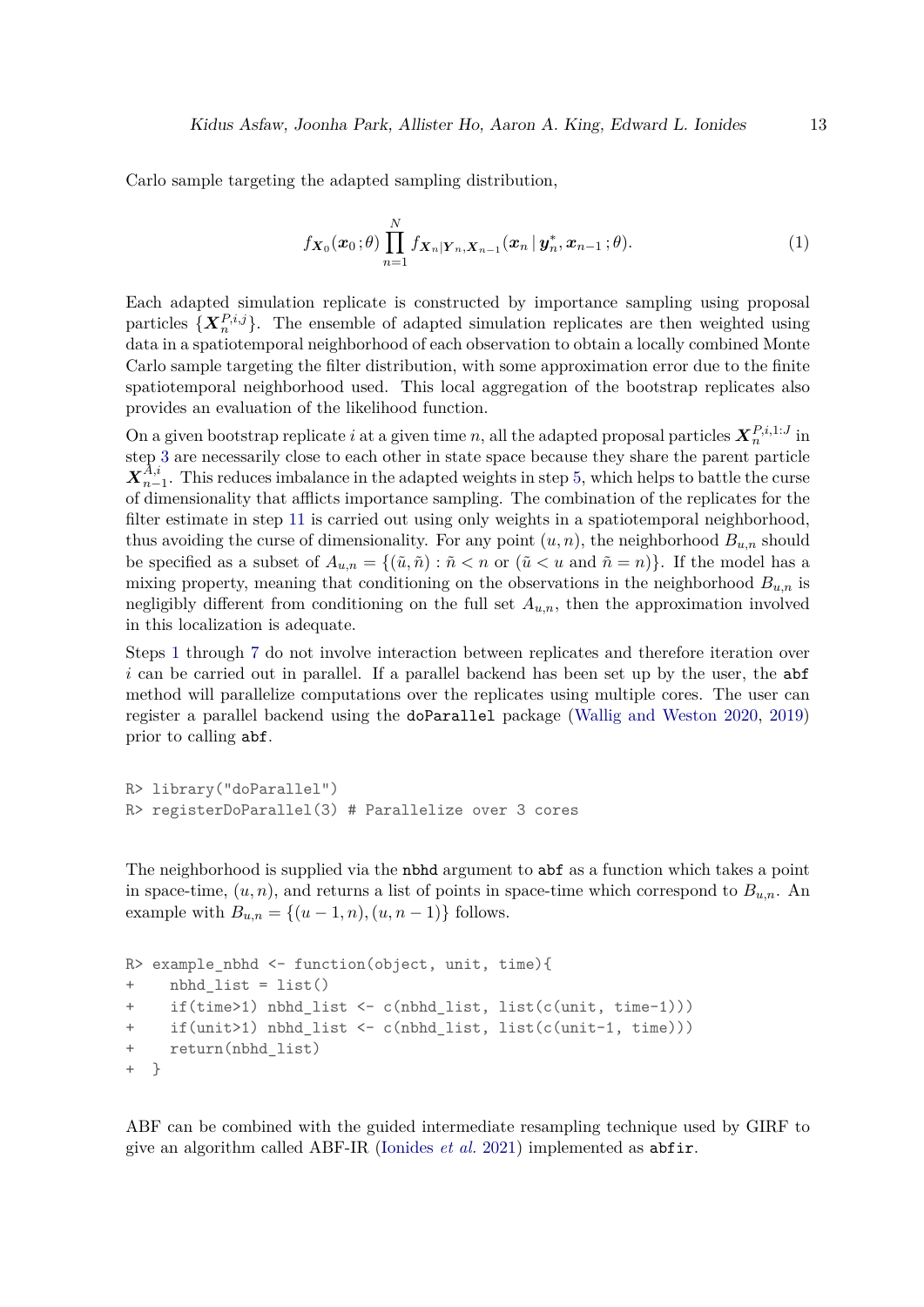Carlo sample targeting the adapted sampling distribution,

$$f_{\boldsymbol{X}_0}(\boldsymbol{x}_0\,;\theta)\prod_{n=1}^{N} f_{\boldsymbol{X}_n|\boldsymbol{Y}_n,\boldsymbol{X}_{n-1}}(\boldsymbol{x}_n\,|\,\boldsymbol{y}_n^*,\boldsymbol{x}_{n-1}\,;\theta). \tag{1}$$

Each adapted simulation replicate is constructed by importance sampling using proposal particles $\{\boldsymbol{X}_n^{P,i,j}\}$. The ensemble of adapted simulation replicates are then weighted using data in a spatiotemporal neighborhood of each observation to obtain a locally combined Monte Carlo sample targeting the filter distribution, with some approximation error due to the finite spatiotemporal neighborhood used. This local aggregation of the bootstrap replicates also provides an evaluation of the likelihood function.

On a given bootstrap replicate $i$ at a given time $n$, all the adapted proposal particles $\boldsymbol{X}_n^{P,i,1:J}$ in step 3 are necessarily close to each other in state space because they share the parent particle $\boldsymbol{X}_{n-1}^{A,i}$. This reduces imbalance in the adapted weights in step 5, which helps to battle the curse of dimensionality that afflicts importance sampling. The combination of the replicates for the filter estimate in step 11 is carried out using only weights in a spatiotemporal neighborhood, thus avoiding the curse of dimensionality. For any point $(u,n)$, the neighborhood $B_{u,n}$ should be specified as a subset of $A_{u,n} = \{(\tilde{u},\tilde{n}) : \tilde{n} < n \text{ or } (\tilde{u} < u \text{ and } \tilde{n} = n)\}$. If the model has a mixing property, meaning that conditioning on the observations in the neighborhood $B_{u,n}$ is negligibly different from conditioning on the full set $A_{u,n}$, then the approximation involved in this localization is adequate.

Steps 1 through 7 do not involve interaction between replicates and therefore iteration over $i$ can be carried out in parallel. If a parallel backend has been set up by the user, the `abf` method will parallelize computations over the replicates using multiple cores. The user can register a parallel backend using the `doParallel` package (Wallig and Weston 2020, 2019) prior to calling `abf`.

```
R> library("doParallel")
R> registerDoParallel(3) # Parallelize over 3 cores
```

The neighborhood is supplied via the `nbhd` argument to `abf` as a function which takes a point in space-time, $(u,n)$, and returns a list of points in space-time which correspond to $B_{u,n}$. An example with $B_{u,n} = \{(u-1,n),(u,n-1)\}$ follows.

```
R> example_nbhd <- function(object, unit, time){
+    nbhd_list = list()
+    if(time>1) nbhd_list <- c(nbhd_list, list(c(unit, time-1)))
+    if(unit>1) nbhd_list <- c(nbhd_list, list(c(unit-1, time)))
+    return(nbhd_list)
+  }
```

ABF can be combined with the guided intermediate resampling technique used by GIRF to give an algorithm called ABF-IR (Ionides *et al.* 2021) implemented as `abfir`.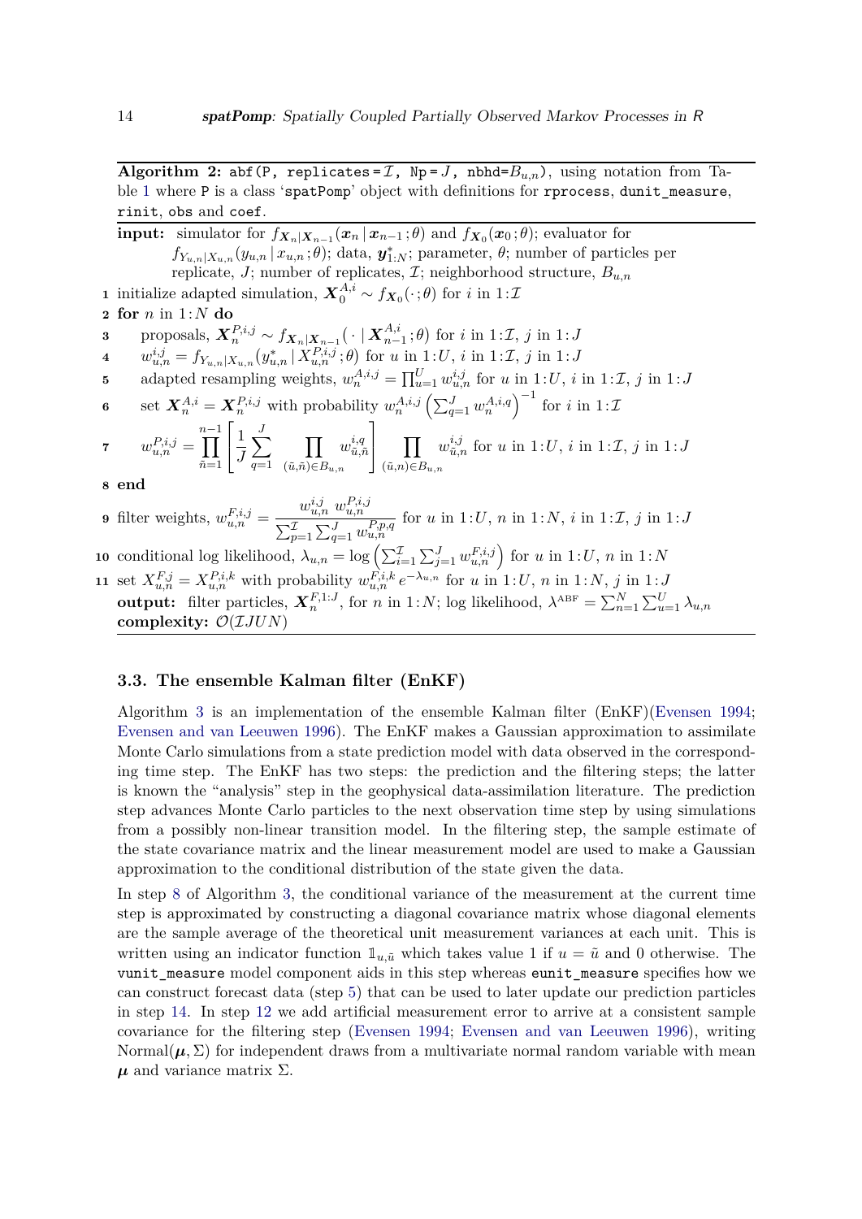**Algorithm 2:** `abf(P, replicates =` $\mathcal{I}$`, Np =` $J$`, nbhd=`$B_{u,n}$`)`, using notation from Table 1 where `P` is a class '`spatPomp`' object with definitions for `rprocess`, `dunit_measure`, `rinit`, `obs` and `coef`.

**input:** simulator for $f_{\boldsymbol{X}_n|\boldsymbol{X}_{n-1}}(\boldsymbol{x}_n \,|\, \boldsymbol{x}_{n-1}\,;\theta)$ and $f_{\boldsymbol{X}_0}(\boldsymbol{x}_0\,;\theta)$; evaluator for $f_{Y_{u,n}|X_{u,n}}(y_{u,n} \,|\, x_{u,n}\,;\theta)$; data, $\boldsymbol{y}^*_{1:N}$; parameter, $\theta$; number of particles per replicate, $J$; number of replicates, $\mathcal{I}$; neighborhood structure, $B_{u,n}$

1. initialize adapted simulation, $\boldsymbol{X}^{A,i}_0 \sim f_{\boldsymbol{X}_0}(\cdot\,;\theta)$ for $i$ in $1\!:\!\mathcal{I}$
2. **for** $n$ in $1\!:\!N$ **do**
3. &nbsp;&nbsp;&nbsp;&nbsp;proposals, $\boldsymbol{X}^{P,i,j}_n \sim f_{\boldsymbol{X}_n|\boldsymbol{X}_{n-1}}\big(\cdot \,|\, \boldsymbol{X}^{A,i}_{n-1}\,;\theta\big)$ for $i$ in $1\!:\!\mathcal{I}$, $j$ in $1\!:\!J$
4. &nbsp;&nbsp;&nbsp;&nbsp;$w^{i,j}_{u,n} = f_{Y_{u,n}|X_{u,n}}\big(y^*_{u,n} \,|\, X^{P,i,j}_{u,n}\,;\theta\big)$ for $u$ in $1\!:\!U$, $i$ in $1\!:\!\mathcal{I}$, $j$ in $1\!:\!J$
5. &nbsp;&nbsp;&nbsp;&nbsp;adapted resampling weights, $w^{A,i,j}_n = \prod_{u=1}^{U} w^{i,j}_{u,n}$ for $u$ in $1\!:\!U$, $i$ in $1\!:\!\mathcal{I}$, $j$ in $1\!:\!J$
6. &nbsp;&nbsp;&nbsp;&nbsp;set $\boldsymbol{X}^{A,i}_n = \boldsymbol{X}^{P,i,j}_n$ with probability $w^{A,i,j}_n \left(\sum_{q=1}^{J} w^{A,i,q}_n\right)^{-1}$ for $i$ in $1\!:\!\mathcal{I}$
7. &nbsp;&nbsp;&nbsp;&nbsp;$w^{P,i,j}_{u,n} = \displaystyle\prod_{\tilde{n}=1}^{n-1}\left[\frac{1}{J}\sum_{q=1}^{J}\prod_{(\tilde{u},\tilde{n})\in B_{u,n}} w^{i,q}_{\tilde{u},\tilde{n}}\right]\prod_{(\tilde{u},n)\in B_{u,n}} w^{i,j}_{\tilde{u},n}$ for $u$ in $1\!:\!U$, $i$ in $1\!:\!\mathcal{I}$, $j$ in $1\!:\!J$
8. **end**
9. filter weights, $w^{F,i,j}_{u,n} = \dfrac{w^{i,j}_{u,n}\; w^{P,i,j}_{u,n}}{\sum_{p=1}^{\mathcal{I}}\sum_{q=1}^{J} w^{P,p,q}_{u,n}}$ for $u$ in $1\!:\!U$, $n$ in $1\!:\!N$, $i$ in $1\!:\!\mathcal{I}$, $j$ in $1\!:\!J$
10. conditional log likelihood, $\lambda_{u,n} = \log\left(\sum_{i=1}^{\mathcal{I}}\sum_{j=1}^{J} w^{F,i,j}_{u,n}\right)$ for $u$ in $1\!:\!U$, $n$ in $1\!:\!N$
11. set $X^{F,j}_{u,n} = X^{P,i,k}_{u,n}$ with probability $w^{F,i,k}_{u,n}\, e^{-\lambda_{u,n}}$ for $u$ in $1\!:\!U$, $n$ in $1\!:\!N$, $j$ in $1\!:\!J$

**output:** filter particles, $\boldsymbol{X}^{F,1:J}_n$, for $n$ in $1\!:\!N$; log likelihood, $\lambda^{\text{ABF}} = \sum_{n=1}^{N}\sum_{u=1}^{U}\lambda_{u,n}$

**complexity:** $\mathcal{O}(\mathcal{I}JUN)$

### 3.3. The ensemble Kalman filter (EnKF)

Algorithm 3 is an implementation of the ensemble Kalman filter (EnKF)(Evensen 1994; Evensen and van Leeuwen 1996). The EnKF makes a Gaussian approximation to assimilate Monte Carlo simulations from a state prediction model with data observed in the corresponding time step. The EnKF has two steps: the prediction and the filtering steps; the latter is known the "analysis" step in the geophysical data-assimilation literature. The prediction step advances Monte Carlo particles to the next observation time step by using simulations from a possibly non-linear transition model. In the filtering step, the sample estimate of the state covariance matrix and the linear measurement model are used to make a Gaussian approximation to the conditional distribution of the state given the data.

In step 8 of Algorithm 3, the conditional variance of the measurement at the current time step is approximated by constructing a diagonal covariance matrix whose diagonal elements are the sample average of the theoretical unit measurement variances at each unit. This is written using an indicator function $\mathbb{1}_{u,\tilde{u}}$ which takes value 1 if $u = \tilde{u}$ and 0 otherwise. The `vunit_measure` model component aids in this step whereas `eunit_measure` specifies how we can construct forecast data (step 5) that can be used to later update our prediction particles in step 14. In step 12 we add artificial measurement error to arrive at a consistent sample covariance for the filtering step (Evensen 1994; Evensen and van Leeuwen 1996), writing Normal$(\boldsymbol{\mu}, \Sigma)$ for independent draws from a multivariate normal random variable with mean $\boldsymbol{\mu}$ and variance matrix $\Sigma$.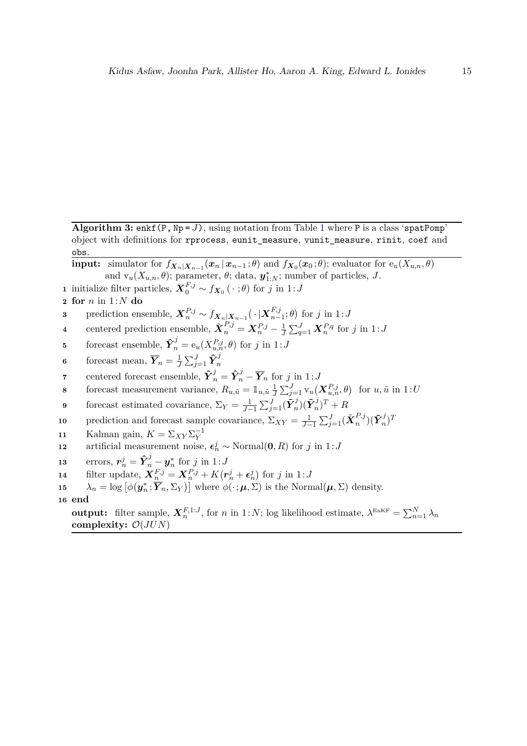**Algorithm 3:** `enkf(P, Np = J)`, using notation from Table 1 where `P` is a class '`spatPomp`' object with definitions for `rprocess`, `eunit_measure`, `vunit_measure`, `rinit`, `coef` and `obs`.

**input:** simulator for $f_{\boldsymbol{X}_n|\boldsymbol{X}_{n-1}}(\boldsymbol{x}_n \,|\, \boldsymbol{x}_{n-1}\,;\theta)$ and $f_{\boldsymbol{X}_0}(\boldsymbol{x}_0\,;\theta)$; evaluator for $\mathrm{e}_u(X_{u,n},\theta)$ and $\mathrm{v}_u(X_{u,n},\theta)$; parameter, $\theta$; data, $\boldsymbol{y}^*_{1:N}$; number of particles, $J$.

1. initialize filter particles, $\boldsymbol{X}_0^{F,j} \sim f_{\boldsymbol{X}_0}(\,\cdot\,;\theta)$ for $j$ in $1\!:\!J$
2. **for** $n$ in $1\!:\!N$ **do**
3. &nbsp;&nbsp;&nbsp;&nbsp;prediction ensemble, $\boldsymbol{X}_n^{P,j} \sim f_{\boldsymbol{X}_n|\boldsymbol{X}_{n-1}}\big(\,\cdot\,|\boldsymbol{X}_{n-1}^{F,j};\theta\big)$ for $j$ in $1\!:\!J$
4. &nbsp;&nbsp;&nbsp;&nbsp;centered prediction ensemble, $\tilde{\boldsymbol{X}}_n^{P,j} = \boldsymbol{X}_n^{P,j} - \frac{1}{J}\sum_{q=1}^{J}\boldsymbol{X}_n^{P,q}$ for $j$ in $1\!:\!J$
5. &nbsp;&nbsp;&nbsp;&nbsp;forecast ensemble, $\hat{\boldsymbol{Y}}_n^{j} = \mathrm{e}_u(X_{u,n}^{P,j},\theta)$ for $j$ in $1\!:\!J$
6. &nbsp;&nbsp;&nbsp;&nbsp;forecast mean, $\overline{\boldsymbol{Y}}_n = \frac{1}{J}\sum_{j=1}^{J}\hat{\boldsymbol{Y}}_n^{j}$
7. &nbsp;&nbsp;&nbsp;&nbsp;centered forecast ensemble, $\tilde{\boldsymbol{Y}}_n^{j} = \hat{\boldsymbol{Y}}_n^{j} - \overline{\boldsymbol{Y}}_n$ for $j$ in $1\!:\!J$
8. &nbsp;&nbsp;&nbsp;&nbsp;forecast measurement variance, $R_{u,\tilde{u}} = \mathbb{1}_{u,\tilde{u}}\,\frac{1}{J}\sum_{j=1}^{J}\mathrm{v}_u\big(\boldsymbol{X}_{u,n}^{P,j},\theta\big)$ for $u,\tilde{u}$ in $1\!:\!U$
9. &nbsp;&nbsp;&nbsp;&nbsp;forecast estimated covariance, $\Sigma_Y = \frac{1}{J-1}\sum_{j=1}^{J}(\tilde{\boldsymbol{Y}}_n^{j})(\tilde{\boldsymbol{Y}}_n^{j})^T + R$
10. &nbsp;&nbsp;&nbsp;&nbsp;prediction and forecast sample covariance, $\Sigma_{XY} = \frac{1}{J-1}\sum_{j=1}^{J}(\tilde{\boldsymbol{X}}_n^{P,j})(\tilde{\boldsymbol{Y}}_n^{j})^T$
11. &nbsp;&nbsp;&nbsp;&nbsp;Kalman gain, $K = \Sigma_{XY}\Sigma_Y^{-1}$
12. &nbsp;&nbsp;&nbsp;&nbsp;artificial measurement noise, $\boldsymbol{\epsilon}_n^{j} \sim \mathrm{Normal}(\boldsymbol{0},R)$ for $j$ in $1\!:\!J$
13. &nbsp;&nbsp;&nbsp;&nbsp;errors, $\boldsymbol{r}_n^{j} = \hat{\boldsymbol{Y}}_n^{j} - \boldsymbol{y}_n^*$ for $j$ in $1\!:\!J$
14. &nbsp;&nbsp;&nbsp;&nbsp;filter update, $\boldsymbol{X}_n^{F,j} = \boldsymbol{X}_n^{P,j} + K\big(\boldsymbol{r}_n^{j} + \boldsymbol{\epsilon}_n^{j}\big)$ for $j$ in $1\!:\!J$
15. &nbsp;&nbsp;&nbsp;&nbsp;$\lambda_n = \log\big[\phi(\boldsymbol{y}_n^*;\overline{\boldsymbol{Y}}_n,\Sigma_Y)\big]$ where $\phi(\cdot\,;\boldsymbol{\mu},\Sigma)$ is the Normal$(\boldsymbol{\mu},\Sigma)$ density.
16. **end**

**output:** filter sample, $\boldsymbol{X}_n^{F,1:J}$, for $n$ in $1\!:\!N$; log likelihood estimate, $\lambda^{\mathrm{EnKF}} = \sum_{n=1}^{N}\lambda_n$

**complexity:** $\mathcal{O}(JUN)$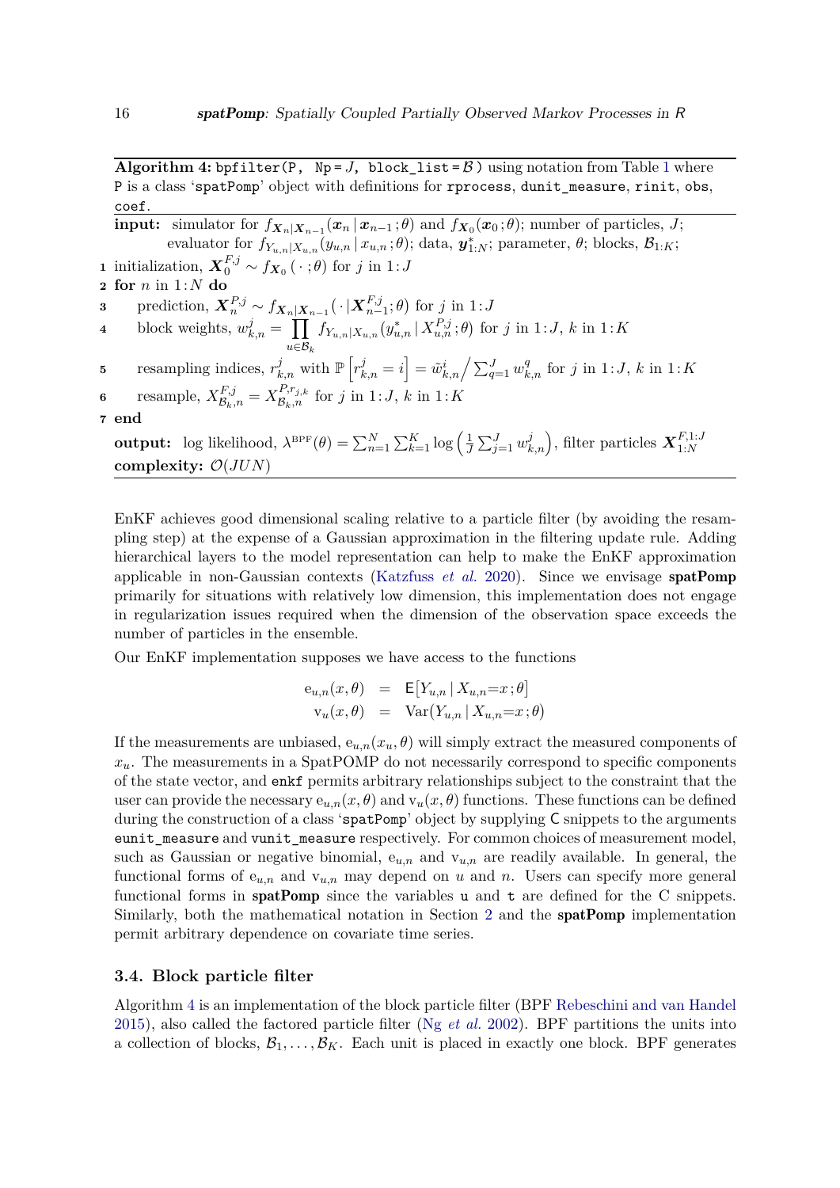**Algorithm 4:** `bpfilter(P, Np =` $J$`, block_list =` $\mathcal{B}$ `)` using notation from Table 1 where `P` is a class '`spatPomp`' object with definitions for `rprocess`, `dunit_measure`, `rinit`, `obs`, `coef`.

**input:** simulator for $f_{\boldsymbol{X}_n|\boldsymbol{X}_{n-1}}(\boldsymbol{x}_n \,|\, \boldsymbol{x}_{n-1}\,;\theta)$ and $f_{\boldsymbol{X}_0}(\boldsymbol{x}_0\,;\theta)$; number of particles, $J$; evaluator for $f_{Y_{u,n}|X_{u,n}}(y_{u,n}\,|\,x_{u,n}\,;\theta)$; data, $\boldsymbol{y}^*_{1:N}$; parameter, $\theta$; blocks, $\mathcal{B}_{1:K}$;

1. initialization, $\boldsymbol{X}_0^{F,j} \sim f_{\boldsymbol{X}_0}(\,\cdot\,;\theta)$ for $j$ in $1\!:\!J$
2. **for** $n$ in $1\!:\!N$ **do**
3. prediction, $\boldsymbol{X}_n^{P,j} \sim f_{\boldsymbol{X}_n|\boldsymbol{X}_{n-1}}\big(\,\cdot\,|\boldsymbol{X}_{n-1}^{F,j};\theta\big)$ for $j$ in $1\!:\!J$
4. block weights, $w_{k,n}^j = \displaystyle\prod_{u\in\mathcal{B}_k} f_{Y_{u,n}|X_{u,n}}\big(y^*_{u,n}\,|\,X_{u,n}^{P,j}\,;\theta\big)$ for $j$ in $1\!:\!J$, $k$ in $1\!:\!K$
5. resampling indices, $r_{k,n}^j$ with $\mathbb{P}\left[r_{k,n}^j = i\right] = \tilde{w}_{k,n}^i \Big/ \sum_{q=1}^J w_{k,n}^q$ for $j$ in $1\!:\!J$, $k$ in $1\!:\!K$
6. resample, $X_{\mathcal{B}_k,n}^{F,j} = X_{\mathcal{B}_k,n}^{P,r_{j,k}}$ for $j$ in $1\!:\!J$, $k$ in $1\!:\!K$
7. **end**

**output:** log likelihood, $\lambda^{\mathrm{BPF}}(\theta) = \sum_{n=1}^N \sum_{k=1}^K \log\left(\frac{1}{J}\sum_{j=1}^J w_{k,n}^j\right)$, filter particles $\boldsymbol{X}_{1:N}^{F,1:J}$

**complexity:** $\mathcal{O}(JUN)$

EnKF achieves good dimensional scaling relative to a particle filter (by avoiding the resampling step) at the expense of a Gaussian approximation in the filtering update rule. Adding hierarchical layers to the model representation can help to make the EnKF approximation applicable in non-Gaussian contexts (Katzfuss *et al.* 2020). Since we envisage **spatPomp** primarily for situations with relatively low dimension, this implementation does not engage in regularization issues required when the dimension of the observation space exceeds the number of particles in the ensemble.

Our EnKF implementation supposes we have access to the functions

$$
\begin{aligned}
\mathrm{e}_{u,n}(x,\theta) &= \mathsf{E}\big[Y_{u,n}\,|\,X_{u,n}{=}x\,;\theta\big] \\
\mathrm{v}_{u}(x,\theta) &= \mathrm{Var}\big(Y_{u,n}\,|\,X_{u,n}{=}x\,;\theta\big)
\end{aligned}
$$

If the measurements are unbiased, $\mathrm{e}_{u,n}(x_u,\theta)$ will simply extract the measured components of $x_u$. The measurements in a SpatPOMP do not necessarily correspond to specific components of the state vector, and `enkf` permits arbitrary relationships subject to the constraint that the user can provide the necessary $\mathrm{e}_{u,n}(x,\theta)$ and $\mathrm{v}_u(x,\theta)$ functions. These functions can be defined during the construction of a class '`spatPomp`' object by supplying C snippets to the arguments `eunit_measure` and `vunit_measure` respectively. For common choices of measurement model, such as Gaussian or negative binomial, $\mathrm{e}_{u,n}$ and $\mathrm{v}_{u,n}$ are readily available. In general, the functional forms of $\mathrm{e}_{u,n}$ and $\mathrm{v}_{u,n}$ may depend on $u$ and $n$. Users can specify more general functional forms in **spatPomp** since the variables `u` and `t` are defined for the C snippets. Similarly, both the mathematical notation in Section 2 and the **spatPomp** implementation permit arbitrary dependence on covariate time series.

### 3.4. Block particle filter

Algorithm 4 is an implementation of the block particle filter (BPF Rebeschini and van Handel 2015), also called the factored particle filter (Ng *et al.* 2002). BPF partitions the units into a collection of blocks, $\mathcal{B}_1,\dots,\mathcal{B}_K$. Each unit is placed in exactly one block. BPF generates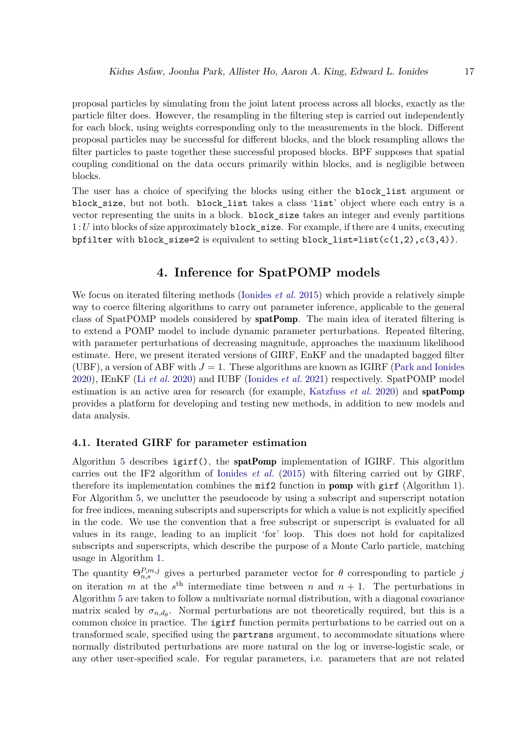proposal particles by simulating from the joint latent process across all blocks, exactly as the particle filter does. However, the resampling in the filtering step is carried out independently for each block, using weights corresponding only to the measurements in the block. Different proposal particles may be successful for different blocks, and the block resampling allows the filter particles to paste together these successful proposed blocks. BPF supposes that spatial coupling conditional on the data occurs primarily within blocks, and is negligible between blocks.

The user has a choice of specifying the blocks using either the `block_list` argument or `block_size`, but not both. `block_list` takes a class '`list`' object where each entry is a vector representing the units in a block. `block_size` takes an integer and evenly partitions $1\!:\!U$ into blocks of size approximately `block_size`. For example, if there are 4 units, executing `bpfilter` with `block_size=2` is equivalent to setting `block_list=list(c(1,2),c(3,4))`.

## 4. Inference for SpatPOMP models

We focus on iterated filtering methods (Ionides *et al.* 2015) which provide a relatively simple way to coerce filtering algorithms to carry out parameter inference, applicable to the general class of SpatPOMP models considered by **spatPomp**. The main idea of iterated filtering is to extend a POMP model to include dynamic parameter perturbations. Repeated filtering, with parameter perturbations of decreasing magnitude, approaches the maximum likelihood estimate. Here, we present iterated versions of GIRF, EnKF and the unadapted bagged filter (UBF), a version of ABF with $J = 1$. These algorithms are known as IGIRF (Park and Ionides 2020), IEnKF (Li *et al.* 2020) and IUBF (Ionides *et al.* 2021) respectively. SpatPOMP model estimation is an active area for research (for example, Katzfuss *et al.* 2020) and **spatPomp** provides a platform for developing and testing new methods, in addition to new models and data analysis.

### 4.1. Iterated GIRF for parameter estimation

Algorithm 5 describes `igirf()`, the **spatPomp** implementation of IGIRF. This algorithm carries out the IF2 algorithm of Ionides *et al.* (2015) with filtering carried out by GIRF, therefore its implementation combines the `mif2` function in **pomp** with `girf` (Algorithm 1). For Algorithm 5, we unclutter the pseudocode by using a subscript and superscript notation for free indices, meaning subscripts and superscripts for which a value is not explicitly specified in the code. We use the convention that a free subscript or superscript is evaluated for all values in its range, leading to an implicit 'for' loop. This does not hold for capitalized subscripts and superscripts, which describe the purpose of a Monte Carlo particle, matching usage in Algorithm 1.

The quantity $\Theta^{P,m,j}_{n,s}$ gives a perturbed parameter vector for $\theta$ corresponding to particle $j$ on iteration $m$ at the $s^{\text{th}}$ intermediate time between $n$ and $n+1$. The perturbations in Algorithm 5 are taken to follow a multivariate normal distribution, with a diagonal covariance matrix scaled by $\sigma_{n,d_\theta}$. Normal perturbations are not theoretically required, but this is a common choice in practice. The `igirf` function permits perturbations to be carried out on a transformed scale, specified using the `partrans` argument, to accommodate situations where normally distributed perturbations are more natural on the log or inverse-logistic scale, or any other user-specified scale. For regular parameters, i.e. parameters that are not related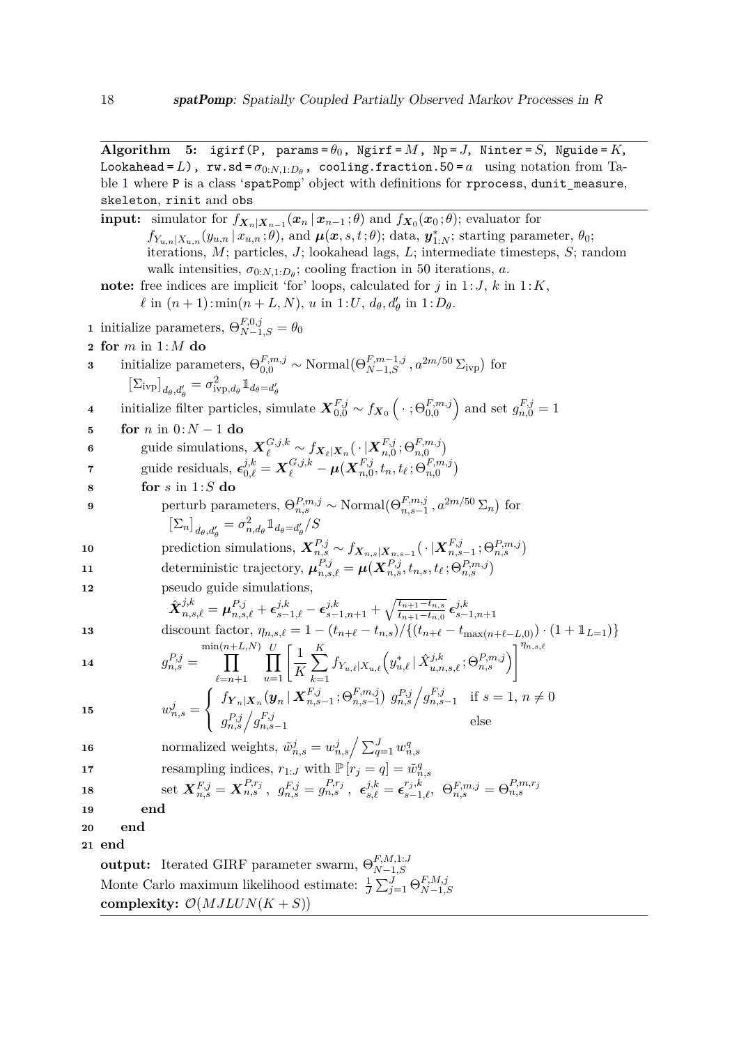**Algorithm 5:** `igirf(P, params =` $\theta_0$`, Ngirf =` $M$`, Np =` $J$`, Ninter =` $S$`, Nguide =` $K$`, Lookahead =` $L$`), rw.sd =` $\sigma_{0:N,1:D_\theta}$`, cooling.fraction.50 =` $a$ using notation from Table 1 where `P` is a class 'spatPomp' object with definitions for `rprocess`, `dunit_measure`, `skeleton`, `rinit` and `obs`

---

**input:** simulator for $f_{\boldsymbol{X}_n|\boldsymbol{X}_{n-1}}(\boldsymbol{x}_n \,|\, \boldsymbol{x}_{n-1}\,;\theta)$ and $f_{\boldsymbol{X}_0}(\boldsymbol{x}_0\,;\theta)$; evaluator for $f_{Y_{u,n}|X_{u,n}}(y_{u,n} \,|\, x_{u,n}\,;\theta)$, and $\boldsymbol{\mu}(\boldsymbol{x},s,t\,;\theta)$; data, $\boldsymbol{y}^*_{1:N}$; starting parameter, $\theta_0$; iterations, $M$; particles, $J$; lookahead lags, $L$; intermediate timesteps, $S$; random walk intensities, $\sigma_{0:N,1:D_\theta}$; cooling fraction in 50 iterations, $a$.

**note:** free indices are implicit 'for' loops, calculated for $j$ in $1\!:\!J$, $k$ in $1\!:\!K$, $\ell$ in $(n+1)\!:\!\min(n+L,N)$, $u$ in $1\!:\!U$, $d_\theta, d'_\theta$ in $1\!:\!D_\theta$.

1. initialize parameters, $\Theta^{F,0,j}_{N-1,S} = \theta_0$
2. **for** $m$ in $1\!:\!M$ **do**
3. &nbsp;&nbsp;&nbsp;&nbsp;initialize parameters, $\Theta^{F,m,j}_{0,0} \sim \mathrm{Normal}\big(\Theta^{F,m-1,j}_{N-1,S}\,, a^{2m/50}\,\Sigma_{\mathrm{ivp}}\big)$ for $\big[\Sigma_{\mathrm{ivp}}\big]_{d_\theta,d'_\theta} = \sigma^2_{\mathrm{ivp},d_\theta}\mathbb{1}_{d_\theta=d'_\theta}$
4. &nbsp;&nbsp;&nbsp;&nbsp;initialize filter particles, simulate $\boldsymbol{X}^{F,j}_{0,0} \sim f_{\boldsymbol{X}_0}\Big(\,\cdot\,;\Theta^{F,m,j}_{0,0}\Big)$ and set $g^{F,j}_{n,0} = 1$
5. &nbsp;&nbsp;&nbsp;&nbsp;**for** $n$ in $0\!:\!N-1$ **do**
6. &nbsp;&nbsp;&nbsp;&nbsp;&nbsp;&nbsp;&nbsp;&nbsp;guide simulations, $\boldsymbol{X}^{G,j,k}_{\ell} \sim f_{\boldsymbol{X}_\ell|\boldsymbol{X}_n}\big(\,\cdot\,|\boldsymbol{X}^{F,j}_{n,0}\,;\Theta^{F,m,j}_{n,0}\big)$
7. &nbsp;&nbsp;&nbsp;&nbsp;&nbsp;&nbsp;&nbsp;&nbsp;guide residuals, $\boldsymbol{\epsilon}^{j,k}_{0,\ell} = \boldsymbol{X}^{G,j,k}_{\ell} - \boldsymbol{\mu}\big(\boldsymbol{X}^{F,j}_{n,0}, t_n, t_\ell\,;\Theta^{F,m,j}_{n,0}\big)$
8. &nbsp;&nbsp;&nbsp;&nbsp;&nbsp;&nbsp;&nbsp;&nbsp;**for** $s$ in $1\!:\!S$ **do**
9. &nbsp;&nbsp;&nbsp;&nbsp;&nbsp;&nbsp;&nbsp;&nbsp;&nbsp;&nbsp;&nbsp;&nbsp;perturb parameters, $\Theta^{P,m,j}_{n,s} \sim \mathrm{Normal}\big(\Theta^{F,m,j}_{n,s-1}\,, a^{2m/50}\,\Sigma_n\big)$ for $\big[\Sigma_n\big]_{d_\theta,d'_\theta} = \sigma^2_{n,d_\theta}\mathbb{1}_{d_\theta=d'_\theta}/S$
10. &nbsp;&nbsp;&nbsp;&nbsp;&nbsp;&nbsp;&nbsp;&nbsp;&nbsp;&nbsp;&nbsp;&nbsp;prediction simulations, $\boldsymbol{X}^{P,j}_{n,s} \sim f_{\boldsymbol{X}_{n,s}|\boldsymbol{X}_{n,s-1}}\big(\,\cdot\,|\boldsymbol{X}^{F,j}_{n,s-1}\,;\Theta^{P,m,j}_{n,s}\big)$
11. &nbsp;&nbsp;&nbsp;&nbsp;&nbsp;&nbsp;&nbsp;&nbsp;&nbsp;&nbsp;&nbsp;&nbsp;deterministic trajectory, $\boldsymbol{\mu}^{P,j}_{n,s,\ell} = \boldsymbol{\mu}\big(\boldsymbol{X}^{P,j}_{n,s}, t_{n,s}, t_\ell\,;\Theta^{P,m,j}_{n,s}\big)$
12. &nbsp;&nbsp;&nbsp;&nbsp;&nbsp;&nbsp;&nbsp;&nbsp;&nbsp;&nbsp;&nbsp;&nbsp;pseudo guide simulations, $\hat{\boldsymbol{X}}^{j,k}_{n,s,\ell} = \boldsymbol{\mu}^{P,j}_{n,s,\ell} + \boldsymbol{\epsilon}^{j,k}_{s-1,\ell} - \boldsymbol{\epsilon}^{j,k}_{s-1,n+1} + \sqrt{\frac{t_{n+1}-t_{n,s}}{t_{n+1}-t_{n,0}}}\,\boldsymbol{\epsilon}^{j,k}_{s-1,n+1}$
13. &nbsp;&nbsp;&nbsp;&nbsp;&nbsp;&nbsp;&nbsp;&nbsp;&nbsp;&nbsp;&nbsp;&nbsp;discount factor, $\eta_{n,s,\ell} = 1 - (t_{n+\ell} - t_{n,s})/\{(t_{n+\ell} - t_{\max(n+\ell-L,0)})\cdot(1+\mathbb{1}_{L=1})\}$
14. &nbsp;&nbsp;&nbsp;&nbsp;&nbsp;&nbsp;&nbsp;&nbsp;&nbsp;&nbsp;&nbsp;&nbsp;$$g^{P,j}_{n,s} = \prod_{\ell=n+1}^{\min(n+L,N)} \prod_{u=1}^{U} \left[\frac{1}{K}\sum_{k=1}^{K} f_{Y_{u,\ell}|X_{u,\ell}}\Big(y^*_{u,\ell}\,|\,\hat{X}^{j,k}_{u,n,s,\ell}\,;\Theta^{P,m,j}_{n,s}\Big)\right]^{\eta_{n,s,\ell}}$$
15. &nbsp;&nbsp;&nbsp;&nbsp;&nbsp;&nbsp;&nbsp;&nbsp;&nbsp;&nbsp;&nbsp;&nbsp;$$w^j_{n,s} = \begin{cases} f_{\boldsymbol{Y}_n|\boldsymbol{X}_n}\big(\boldsymbol{y}_n\,|\,\boldsymbol{X}^{F,j}_{n,s-1}\,;\Theta^{F,m,j}_{n,s-1}\big)\; g^{P,j}_{n,s}\Big/ g^{F,j}_{n,s-1} & \text{if } s=1,\, n\neq 0 \\ g^{P,j}_{n,s}\Big/ g^{F,j}_{n,s-1} & \text{else} \end{cases}$$
16. &nbsp;&nbsp;&nbsp;&nbsp;&nbsp;&nbsp;&nbsp;&nbsp;&nbsp;&nbsp;&nbsp;&nbsp;normalized weights, $\tilde{w}^j_{n,s} = w^j_{n,s}\Big/\sum_{q=1}^{J} w^q_{n,s}$
17. &nbsp;&nbsp;&nbsp;&nbsp;&nbsp;&nbsp;&nbsp;&nbsp;&nbsp;&nbsp;&nbsp;&nbsp;resampling indices, $r_{1:J}$ with $\mathbb{P}\left[r_j = q\right] = \tilde{w}^q_{n,s}$
18. &nbsp;&nbsp;&nbsp;&nbsp;&nbsp;&nbsp;&nbsp;&nbsp;&nbsp;&nbsp;&nbsp;&nbsp;set $\boldsymbol{X}^{F,j}_{n,s} = \boldsymbol{X}^{P,r_j}_{n,s}\,,\; g^{F,j}_{n,s} = g^{P,r_j}_{n,s}\,,\; \boldsymbol{\epsilon}^{j,k}_{s,\ell} = \boldsymbol{\epsilon}^{r_j,k}_{s-1,\ell},\; \Theta^{F,m,j}_{n,s} = \Theta^{P,m,r_j}_{n,s}$
19. &nbsp;&nbsp;&nbsp;&nbsp;&nbsp;&nbsp;&nbsp;&nbsp;**end**
20. &nbsp;&nbsp;&nbsp;&nbsp;**end**
21. **end**

**output:** Iterated GIRF parameter swarm, $\Theta^{F,M,1:J}_{N-1,S}$

Monte Carlo maximum likelihood estimate: $\frac{1}{J}\sum_{j=1}^{J}\Theta^{F,M,j}_{N-1,S}$

**complexity:** $\mathcal{O}\big(MJLUN(K+S)\big)$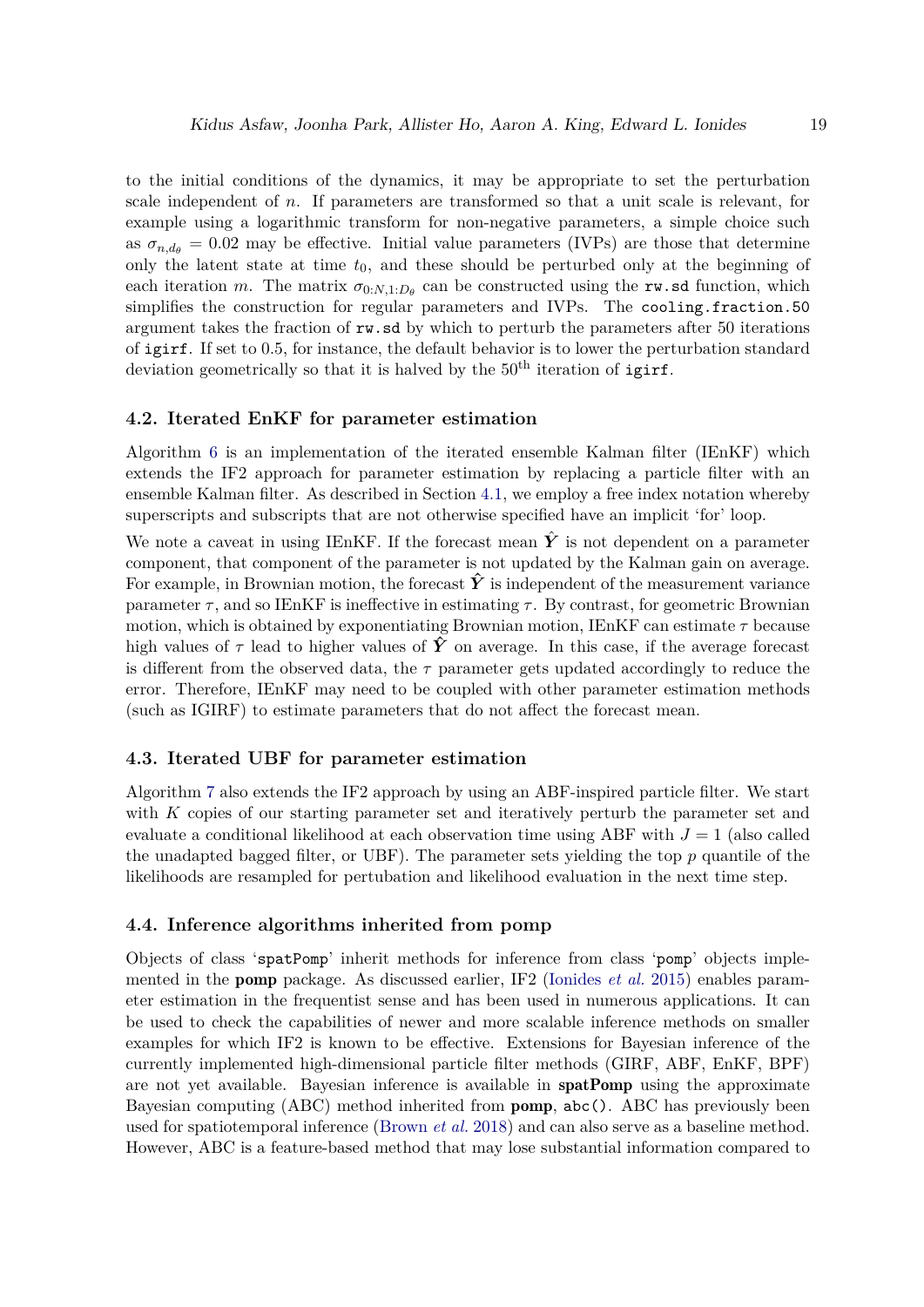to the initial conditions of the dynamics, it may be appropriate to set the perturbation scale independent of $n$. If parameters are transformed so that a unit scale is relevant, for example using a logarithmic transform for non-negative parameters, a simple choice such as $\sigma_{n,d_\theta} = 0.02$ may be effective. Initial value parameters (IVPs) are those that determine only the latent state at time $t_0$, and these should be perturbed only at the beginning of each iteration $m$. The matrix $\sigma_{0:N,1:D_\theta}$ can be constructed using the `rw.sd` function, which simplifies the construction for regular parameters and IVPs. The `cooling.fraction.50` argument takes the fraction of `rw.sd` by which to perturb the parameters after 50 iterations of `igirf`. If set to 0.5, for instance, the default behavior is to lower the perturbation standard deviation geometrically so that it is halved by the 50$^{\text{th}}$ iteration of `igirf`.

### 4.2. Iterated EnKF for parameter estimation

Algorithm 6 is an implementation of the iterated ensemble Kalman filter (IEnKF) which extends the IF2 approach for parameter estimation by replacing a particle filter with an ensemble Kalman filter. As described in Section 4.1, we employ a free index notation whereby superscripts and subscripts that are not otherwise specified have an implicit 'for' loop.

We note a caveat in using IEnKF. If the forecast mean $\hat{\boldsymbol{Y}}$ is not dependent on a parameter component, that component of the parameter is not updated by the Kalman gain on average. For example, in Brownian motion, the forecast $\hat{\boldsymbol{Y}}$ is independent of the measurement variance parameter $\tau$, and so IEnKF is ineffective in estimating $\tau$. By contrast, for geometric Brownian motion, which is obtained by exponentiating Brownian motion, IEnKF can estimate $\tau$ because high values of $\tau$ lead to higher values of $\hat{\boldsymbol{Y}}$ on average. In this case, if the average forecast is different from the observed data, the $\tau$ parameter gets updated accordingly to reduce the error. Therefore, IEnKF may need to be coupled with other parameter estimation methods (such as IGIRF) to estimate parameters that do not affect the forecast mean.

### 4.3. Iterated UBF for parameter estimation

Algorithm 7 also extends the IF2 approach by using an ABF-inspired particle filter. We start with $K$ copies of our starting parameter set and iteratively perturb the parameter set and evaluate a conditional likelihood at each observation time using ABF with $J = 1$ (also called the unadapted bagged filter, or UBF). The parameter sets yielding the top $p$ quantile of the likelihoods are resampled for pertubation and likelihood evaluation in the next time step.

### 4.4. Inference algorithms inherited from pomp

Objects of class '`spatPomp`' inherit methods for inference from class '`pomp`' objects implemented in the **pomp** package. As discussed earlier, IF2 (Ionides *et al.* 2015) enables parameter estimation in the frequentist sense and has been used in numerous applications. It can be used to check the capabilities of newer and more scalable inference methods on smaller examples for which IF2 is known to be effective. Extensions for Bayesian inference of the currently implemented high-dimensional particle filter methods (GIRF, ABF, EnKF, BPF) are not yet available. Bayesian inference is available in **spatPomp** using the approximate Bayesian computing (ABC) method inherited from **pomp**, `abc()`. ABC has previously been used for spatiotemporal inference (Brown *et al.* 2018) and can also serve as a baseline method. However, ABC is a feature-based method that may lose substantial information compared to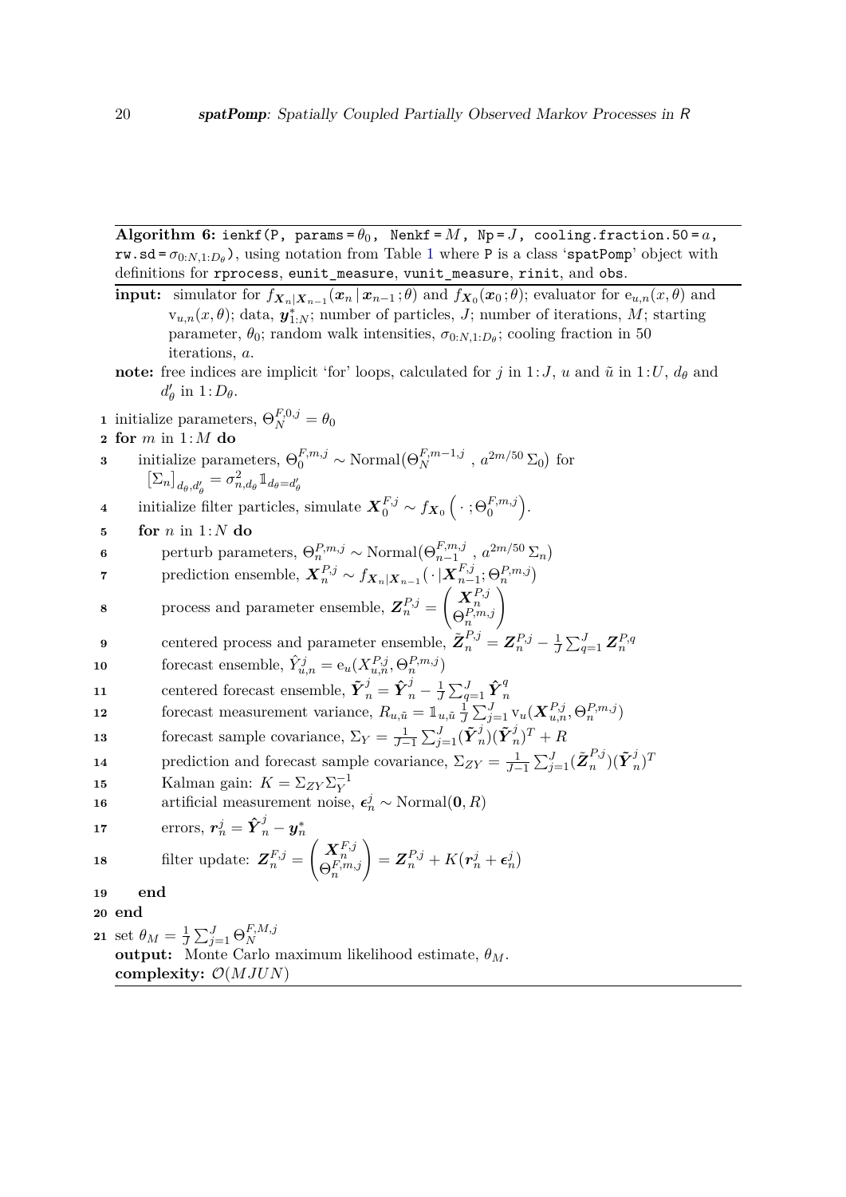**Algorithm 6:** `ienkf(P, params =` $\theta_0$`, Nenkf =` $M$`, Np =` $J$`, cooling.fraction.50 =` $a$`,` `rw.sd =` $\sigma_{0:N,1:D_\theta}$`)`, using notation from Table 1 where `P` is a class '`spatPomp`' object with definitions for `rprocess`, `eunit_measure`, `vunit_measure`, `rinit`, and `obs`.

**input:** simulator for $f_{\boldsymbol{X}_n|\boldsymbol{X}_{n-1}}(\boldsymbol{x}_n \,|\, \boldsymbol{x}_{n-1}\,; \theta)$ and $f_{\boldsymbol{X}_0}(\boldsymbol{x}_0\,; \theta)$; evaluator for $\mathrm{e}_{u,n}(x,\theta)$ and $\mathrm{v}_{u,n}(x,\theta)$; data, $\boldsymbol{y}^*_{1:N}$; number of particles, $J$; number of iterations, $M$; starting parameter, $\theta_0$; random walk intensities, $\sigma_{0:N,1:D_\theta}$; cooling fraction in 50 iterations, $a$.

**note:** free indices are implicit 'for' loops, calculated for $j$ in $1\!:\!J$, $u$ and $\tilde{u}$ in $1\!:\!U$, $d_\theta$ and $d'_\theta$ in $1\!:\!D_\theta$.

1 initialize parameters, $\Theta^{F,0,j}_N = \theta_0$
2 **for** $m$ in $1\!:\!M$ **do**
3 &nbsp;&nbsp;&nbsp;&nbsp;initialize parameters, $\Theta^{F,m,j}_0 \sim \mathrm{Normal}\big(\Theta^{F,m-1,j}_N \,,\, a^{2m/50}\,\Sigma_0\big)$ for $\big[\Sigma_n\big]_{d_\theta,d'_\theta} = \sigma^2_{n,d_\theta}\mathbb{1}_{d_\theta=d'_\theta}$
4 &nbsp;&nbsp;&nbsp;&nbsp;initialize filter particles, simulate $\boldsymbol{X}^{F,j}_0 \sim f_{\boldsymbol{X}_0}\Big(\,\cdot\,; \Theta^{F,m,j}_0\Big)$.
5 &nbsp;&nbsp;&nbsp;&nbsp;**for** $n$ in $1\!:\!N$ **do**
6 &nbsp;&nbsp;&nbsp;&nbsp;&nbsp;&nbsp;&nbsp;&nbsp;perturb parameters, $\Theta^{P,m,j}_n \sim \mathrm{Normal}\big(\Theta^{F,m,j}_{n-1} \,,\, a^{2m/50}\,\Sigma_n\big)$
7 &nbsp;&nbsp;&nbsp;&nbsp;&nbsp;&nbsp;&nbsp;&nbsp;prediction ensemble, $\boldsymbol{X}^{P,j}_n \sim f_{\boldsymbol{X}_n|\boldsymbol{X}_{n-1}}\big(\,\cdot\,|\boldsymbol{X}^{F,j}_{n-1}; \Theta^{P,m,j}_n\big)$
8 &nbsp;&nbsp;&nbsp;&nbsp;&nbsp;&nbsp;&nbsp;&nbsp;process and parameter ensemble, $\boldsymbol{Z}^{P,j}_n = \begin{pmatrix}\boldsymbol{X}^{P,j}_n \\ \Theta^{P,m,j}_n\end{pmatrix}$
9 &nbsp;&nbsp;&nbsp;&nbsp;&nbsp;&nbsp;&nbsp;&nbsp;centered process and parameter ensemble, $\tilde{\boldsymbol{Z}}^{P,j}_n = \boldsymbol{Z}^{P,j}_n - \frac{1}{J}\sum_{q=1}^{J}\boldsymbol{Z}^{P,q}_n$
10 &nbsp;&nbsp;&nbsp;&nbsp;&nbsp;&nbsp;&nbsp;forecast ensemble, $\hat{Y}^j_{u,n} = \mathrm{e}_u(X^{P,j}_{u,n}, \Theta^{P,m,j}_n)$
11 &nbsp;&nbsp;&nbsp;&nbsp;&nbsp;&nbsp;&nbsp;centered forecast ensemble, $\tilde{\boldsymbol{Y}}^j_n = \hat{\boldsymbol{Y}}^j_n - \frac{1}{J}\sum_{q=1}^{J}\hat{\boldsymbol{Y}}^q_n$
12 &nbsp;&nbsp;&nbsp;&nbsp;&nbsp;&nbsp;&nbsp;forecast measurement variance, $R_{u,\tilde{u}} = \mathbb{1}_{u,\tilde{u}}\,\frac{1}{J}\sum_{j=1}^{J}\mathrm{v}_u(\boldsymbol{X}^{P,j}_{u,n}, \Theta^{P,m,j}_n)$
13 &nbsp;&nbsp;&nbsp;&nbsp;&nbsp;&nbsp;&nbsp;forecast sample covariance, $\Sigma_Y = \frac{1}{J-1}\sum_{j=1}^{J}(\tilde{\boldsymbol{Y}}^j_n)(\tilde{\boldsymbol{Y}}^j_n)^T + R$
14 &nbsp;&nbsp;&nbsp;&nbsp;&nbsp;&nbsp;&nbsp;prediction and forecast sample covariance, $\Sigma_{ZY} = \frac{1}{J-1}\sum_{j=1}^{J}(\tilde{\boldsymbol{Z}}^{P,j}_n)(\tilde{\boldsymbol{Y}}^j_n)^T$
15 &nbsp;&nbsp;&nbsp;&nbsp;&nbsp;&nbsp;&nbsp;Kalman gain: $K = \Sigma_{ZY}\Sigma_Y^{-1}$
16 &nbsp;&nbsp;&nbsp;&nbsp;&nbsp;&nbsp;&nbsp;artificial measurement noise, $\boldsymbol{\epsilon}^j_n \sim \mathrm{Normal}(\boldsymbol{0}, R)$
17 &nbsp;&nbsp;&nbsp;&nbsp;&nbsp;&nbsp;&nbsp;errors, $\boldsymbol{r}^j_n = \hat{\boldsymbol{Y}}^j_n - \boldsymbol{y}^*_n$
18 &nbsp;&nbsp;&nbsp;&nbsp;&nbsp;&nbsp;&nbsp;filter update: $\boldsymbol{Z}^{F,j}_n = \begin{pmatrix}\boldsymbol{X}^{F,j}_n \\ \Theta^{F,m,j}_n\end{pmatrix} = \boldsymbol{Z}^{P,j}_n + K\big(\boldsymbol{r}^j_n + \boldsymbol{\epsilon}^j_n\big)$
19 &nbsp;&nbsp;&nbsp;&nbsp;**end**
20 **end**
21 set $\theta_M = \frac{1}{J}\sum_{j=1}^{J}\Theta^{F,M,j}_N$

**output:** Monte Carlo maximum likelihood estimate, $\theta_M$.

**complexity:** $\mathcal{O}(MJUN)$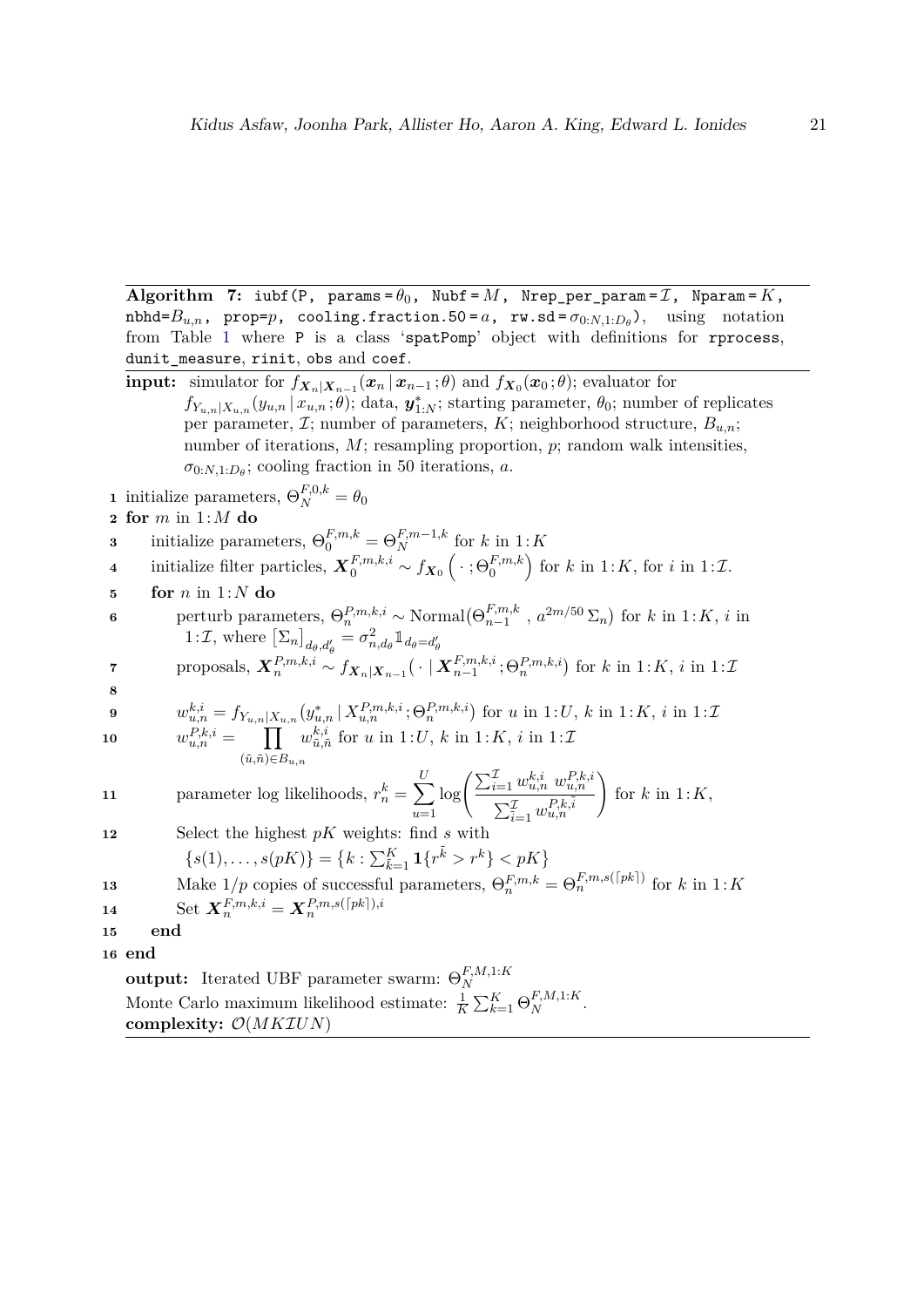**Algorithm 7:** `iubf(P, params` $=\theta_0$`, Nubf` $=M$`, Nrep_per_param` $=\mathcal{I}$`, Nparam` $=K$`, nbhd=`$B_{u,n}$`, prop=`$p$`, cooling.fraction.50` $=a$`, rw.sd` $=\sigma_{0:N,1:D_\theta}$`)`, using notation from Table 1 where `P` is a class '`spatPomp`' object with definitions for `rprocess`, `dunit_measure`, `rinit`, `obs` and `coef`.

**input:** simulator for $f_{\boldsymbol{X}_n|\boldsymbol{X}_{n-1}}(\boldsymbol{x}_n \,|\, \boldsymbol{x}_{n-1}\,;\theta)$ and $f_{\boldsymbol{X}_0}(\boldsymbol{x}_0\,;\theta)$; evaluator for $f_{Y_{u,n}|X_{u,n}}(y_{u,n} \,|\, x_{u,n}\,;\theta)$; data, $\boldsymbol{y}^*_{1:N}$; starting parameter, $\theta_0$; number of replicates per parameter, $\mathcal{I}$; number of parameters, $K$; neighborhood structure, $B_{u,n}$; number of iterations, $M$; resampling proportion, $p$; random walk intensities, $\sigma_{0:N,1:D_\theta}$; cooling fraction in 50 iterations, $a$.

1 initialize parameters, $\Theta^{F,0,k}_N = \theta_0$
2 **for** $m$ in $1\!:\!M$ **do**
3 &nbsp;&nbsp;&nbsp;&nbsp;initialize parameters, $\Theta^{F,m,k}_0 = \Theta^{F,m-1,k}_N$ for $k$ in $1\!:\!K$
4 &nbsp;&nbsp;&nbsp;&nbsp;initialize filter particles, $\boldsymbol{X}^{F,m,k,i}_0 \sim f_{\boldsymbol{X}_0}\left(\,\cdot\,;\Theta^{F,m,k}_0\right)$ for $k$ in $1\!:\!K$, for $i$ in $1\!:\!\mathcal{I}$.
5 &nbsp;&nbsp;&nbsp;&nbsp;**for** $n$ in $1\!:\!N$ **do**
6 &nbsp;&nbsp;&nbsp;&nbsp;&nbsp;&nbsp;&nbsp;&nbsp;perturb parameters, $\Theta^{P,m,k,i}_n \sim \mathrm{Normal}\big(\Theta^{F,m,k}_{n-1}\,,\, a^{2m/50}\,\Sigma_n\big)$ for $k$ in $1\!:\!K$, $i$ in $1\!:\!\mathcal{I}$, where $\big[\Sigma_n\big]_{d_\theta,d'_\theta} = \sigma^2_{n,d_\theta}\mathbb{1}_{d_\theta=d'_\theta}$
7 &nbsp;&nbsp;&nbsp;&nbsp;&nbsp;&nbsp;&nbsp;&nbsp;proposals, $\boldsymbol{X}^{P,m,k,i}_n \sim f_{\boldsymbol{X}_n|\boldsymbol{X}_{n-1}}\big(\,\cdot \mid \boldsymbol{X}^{F,m,k,i}_{n-1}\,;\Theta^{P,m,k,i}_n\big)$ for $k$ in $1\!:\!K$, $i$ in $1\!:\!\mathcal{I}$
8
9 &nbsp;&nbsp;&nbsp;&nbsp;&nbsp;&nbsp;&nbsp;&nbsp;$w^{k,i}_{u,n} = f_{Y_{u,n}|X_{u,n}}\big(y^*_{u,n} \mid X^{P,m,k,i}_{u,n}\,;\Theta^{P,m,k,i}_n\big)$ for $u$ in $1\!:\!U$, $k$ in $1\!:\!K$, $i$ in $1\!:\!\mathcal{I}$
10 &nbsp;&nbsp;&nbsp;&nbsp;&nbsp;&nbsp;&nbsp;&nbsp;$w^{P,k,i}_{u,n} = \displaystyle\prod_{(\tilde{u},\tilde{n})\in B_{u,n}} w^{k,i}_{\tilde{u},\tilde{n}}$ for $u$ in $1\!:\!U$, $k$ in $1\!:\!K$, $i$ in $1\!:\!\mathcal{I}$
11 &nbsp;&nbsp;&nbsp;&nbsp;&nbsp;&nbsp;&nbsp;&nbsp;parameter log likelihoods, $r^k_n = \displaystyle\sum_{u=1}^{U} \log\left(\frac{\sum_{i=1}^{\mathcal{I}} w^{k,i}_{u,n}\, w^{P,k,i}_{u,n}}{\sum_{\tilde{i}=1}^{\mathcal{I}} w^{P,k,\tilde{i}}_{u,n}}\right)$ for $k$ in $1\!:\!K$,
12 &nbsp;&nbsp;&nbsp;&nbsp;&nbsp;&nbsp;&nbsp;&nbsp;Select the highest $pK$ weights: find $s$ with $\{s(1),\ldots,s(pK)\} = \{k : \sum_{\tilde{k}=1}^{K} \mathbf{1}\{r^{\tilde{k}} > r^k\} < pK\}$
13 &nbsp;&nbsp;&nbsp;&nbsp;&nbsp;&nbsp;&nbsp;&nbsp;Make $1/p$ copies of successful parameters, $\Theta^{F,m,k}_n = \Theta^{F,m,s(\lceil pk \rceil)}_n$ for $k$ in $1\!:\!K$
14 &nbsp;&nbsp;&nbsp;&nbsp;&nbsp;&nbsp;&nbsp;&nbsp;Set $\boldsymbol{X}^{F,m,k,i}_n = \boldsymbol{X}^{P,m,s(\lceil pk \rceil),i}_n$
15 &nbsp;&nbsp;&nbsp;&nbsp;**end**
16 **end**

**output:** Iterated UBF parameter swarm: $\Theta^{F,M,1:K}_N$
Monte Carlo maximum likelihood estimate: $\frac{1}{K}\sum_{k=1}^{K}\Theta^{F,M,1:K}_N$.
**complexity:** $\mathcal{O}(MK\mathcal{I}UN)$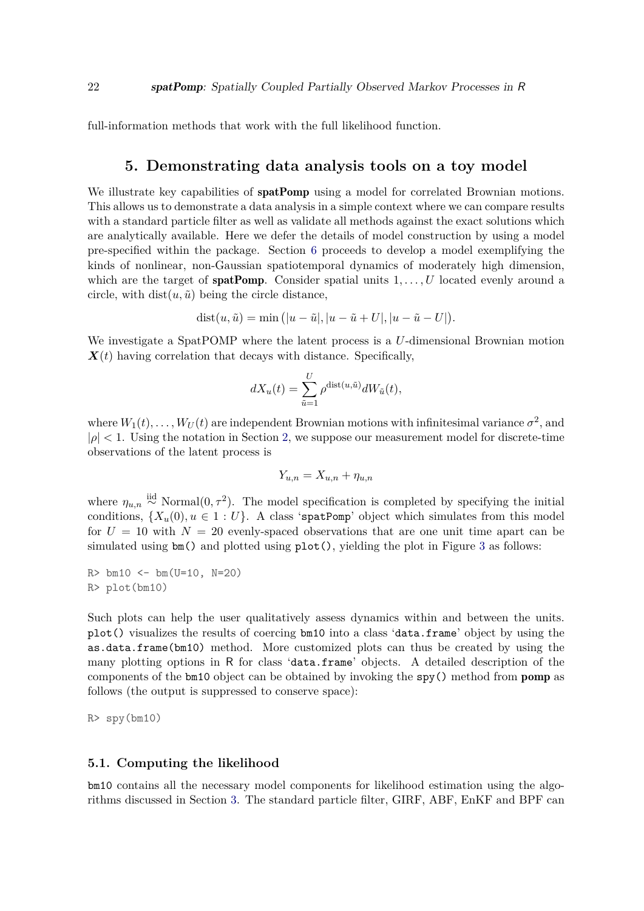full-information methods that work with the full likelihood function.

## 5. Demonstrating data analysis tools on a toy model

We illustrate key capabilities of **spatPomp** using a model for correlated Brownian motions. This allows us to demonstrate a data analysis in a simple context where we can compare results with a standard particle filter as well as validate all methods against the exact solutions which are analytically available. Here we defer the details of model construction by using a model pre-specified within the package. Section 6 proceeds to develop a model exemplifying the kinds of nonlinear, non-Gaussian spatiotemporal dynamics of moderately high dimension, which are the target of **spatPomp**. Consider spatial units $1, \ldots, U$ located evenly around a circle, with $\text{dist}(u, \tilde{u})$ being the circle distance,

$$\text{dist}(u, \tilde{u}) = \min\big(|u - \tilde{u}|, |u - \tilde{u} + U|, |u - \tilde{u} - U|\big).$$

We investigate a SpatPOMP where the latent process is a $U$-dimensional Brownian motion $\boldsymbol{X}(t)$ having correlation that decays with distance. Specifically,

$$dX_u(t) = \sum_{\tilde{u}=1}^{U} \rho^{\text{dist}(u,\tilde{u})} dW_{\tilde{u}}(t),$$

where $W_1(t), \ldots, W_U(t)$ are independent Brownian motions with infinitesimal variance $\sigma^2$, and $|\rho| < 1$. Using the notation in Section 2, we suppose our measurement model for discrete-time observations of the latent process is

$$Y_{u,n} = X_{u,n} + \eta_{u,n}$$

where $\eta_{u,n} \overset{\text{iid}}{\sim} \text{Normal}(0, \tau^2)$. The model specification is completed by specifying the initial conditions, $\{X_u(0), u \in 1:U\}$. A class 'spatPomp' object which simulates from this model for $U = 10$ with $N = 20$ evenly-spaced observations that are one unit time apart can be simulated using `bm()` and plotted using `plot()`, yielding the plot in Figure 3 as follows:

```
R> bm10 <- bm(U=10, N=20)
R> plot(bm10)
```

Such plots can help the user qualitatively assess dynamics within and between the units. `plot()` visualizes the results of coercing `bm10` into a class 'data.frame' object by using the `as.data.frame(bm10)` method. More customized plots can thus be created by using the many plotting options in R for class 'data.frame' objects. A detailed description of the components of the `bm10` object can be obtained by invoking the `spy()` method from **pomp** as follows (the output is suppressed to conserve space):

```
R> spy(bm10)
```

### 5.1. Computing the likelihood

`bm10` contains all the necessary model components for likelihood estimation using the algorithms discussed in Section 3. The standard particle filter, GIRF, ABF, EnKF and BPF can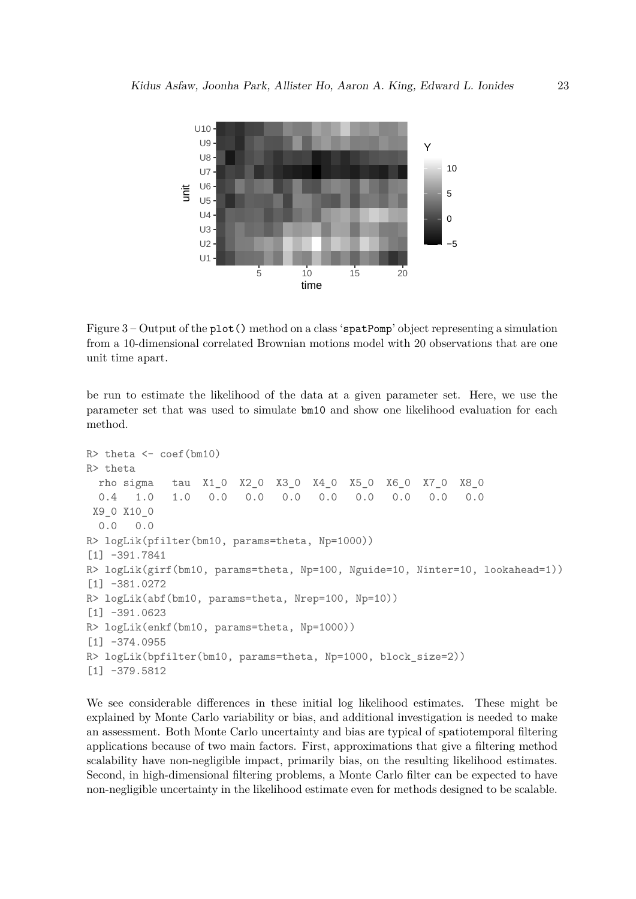Figure 3 – Output of the `plot()` method on a class '`spatPomp`' object representing a simulation from a 10-dimensional correlated Brownian motions model with 20 observations that are one unit time apart.

be run to estimate the likelihood of the data at a given parameter set. Here, we use the parameter set that was used to simulate `bm10` and show one likelihood evaluation for each method.

```
R> theta <- coef(bm10)
R> theta
  rho sigma   tau  X1_0  X2_0  X3_0  X4_0  X5_0  X6_0  X7_0  X8_0
  0.4   1.0   1.0   0.0   0.0   0.0   0.0   0.0   0.0   0.0   0.0
 X9_0 X10_0
  0.0   0.0
R> logLik(pfilter(bm10, params=theta, Np=1000))
[1] -391.7841
R> logLik(girf(bm10, params=theta, Np=100, Nguide=10, Ninter=10, lookahead=1))
[1] -381.0272
R> logLik(abf(bm10, params=theta, Nrep=100, Np=10))
[1] -391.0623
R> logLik(enkf(bm10, params=theta, Np=1000))
[1] -374.0955
R> logLik(bpfilter(bm10, params=theta, Np=1000, block_size=2))
[1] -379.5812
```

We see considerable differences in these initial log likelihood estimates. These might be explained by Monte Carlo variability or bias, and additional investigation is needed to make an assessment. Both Monte Carlo uncertainty and bias are typical of spatiotemporal filtering applications because of two main factors. First, approximations that give a filtering method scalability have non-negligible impact, primarily bias, on the resulting likelihood estimates. Second, in high-dimensional filtering problems, a Monte Carlo filter can be expected to have non-negligible uncertainty in the likelihood estimate even for methods designed to be scalable.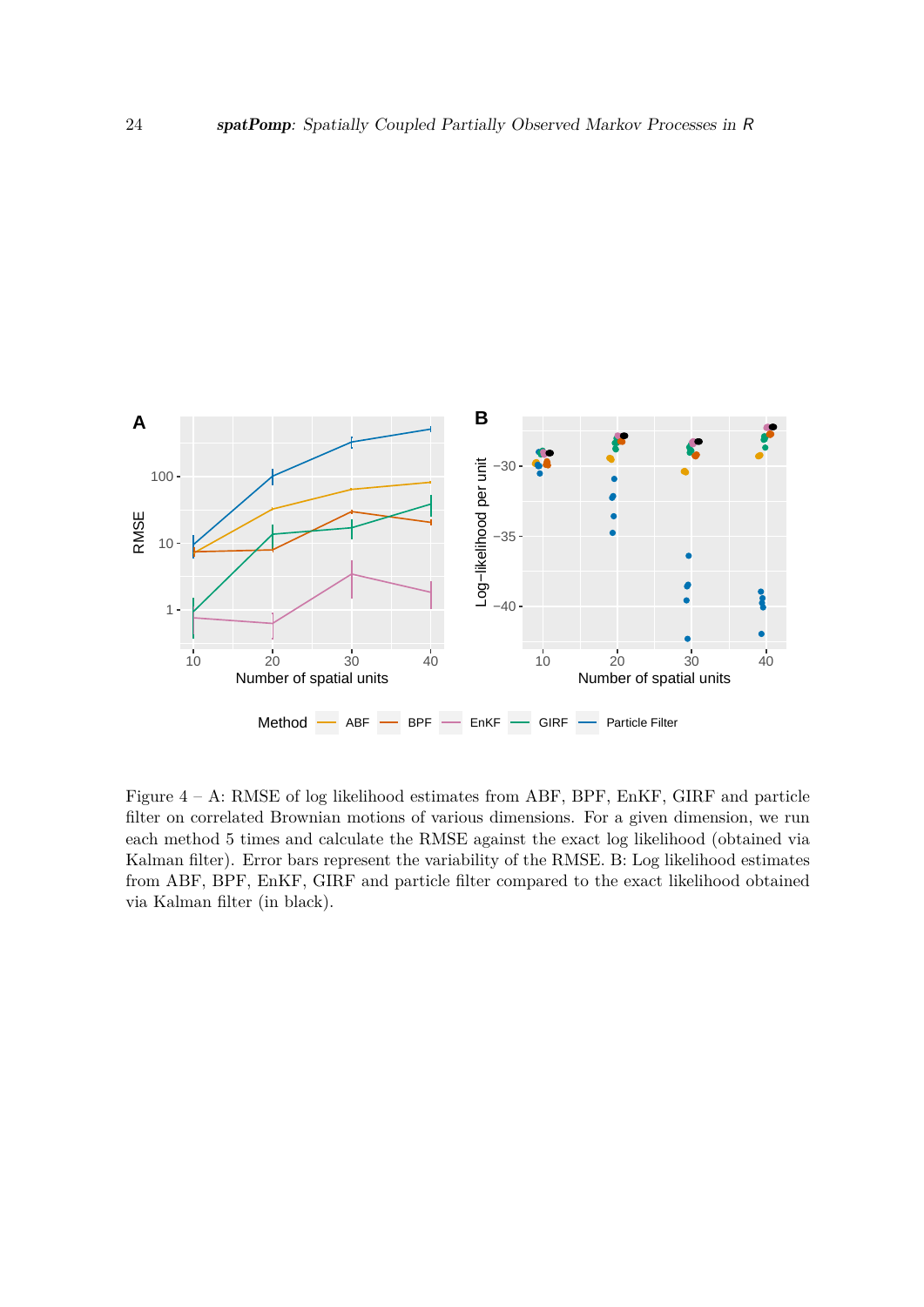Figure 4 – A: RMSE of log likelihood estimates from ABF, BPF, EnKF, GIRF and particle filter on correlated Brownian motions of various dimensions. For a given dimension, we run each method 5 times and calculate the RMSE against the exact log likelihood (obtained via Kalman filter). Error bars represent the variability of the RMSE. B: Log likelihood estimates from ABF, BPF, EnKF, GIRF and particle filter compared to the exact likelihood obtained via Kalman filter (in black).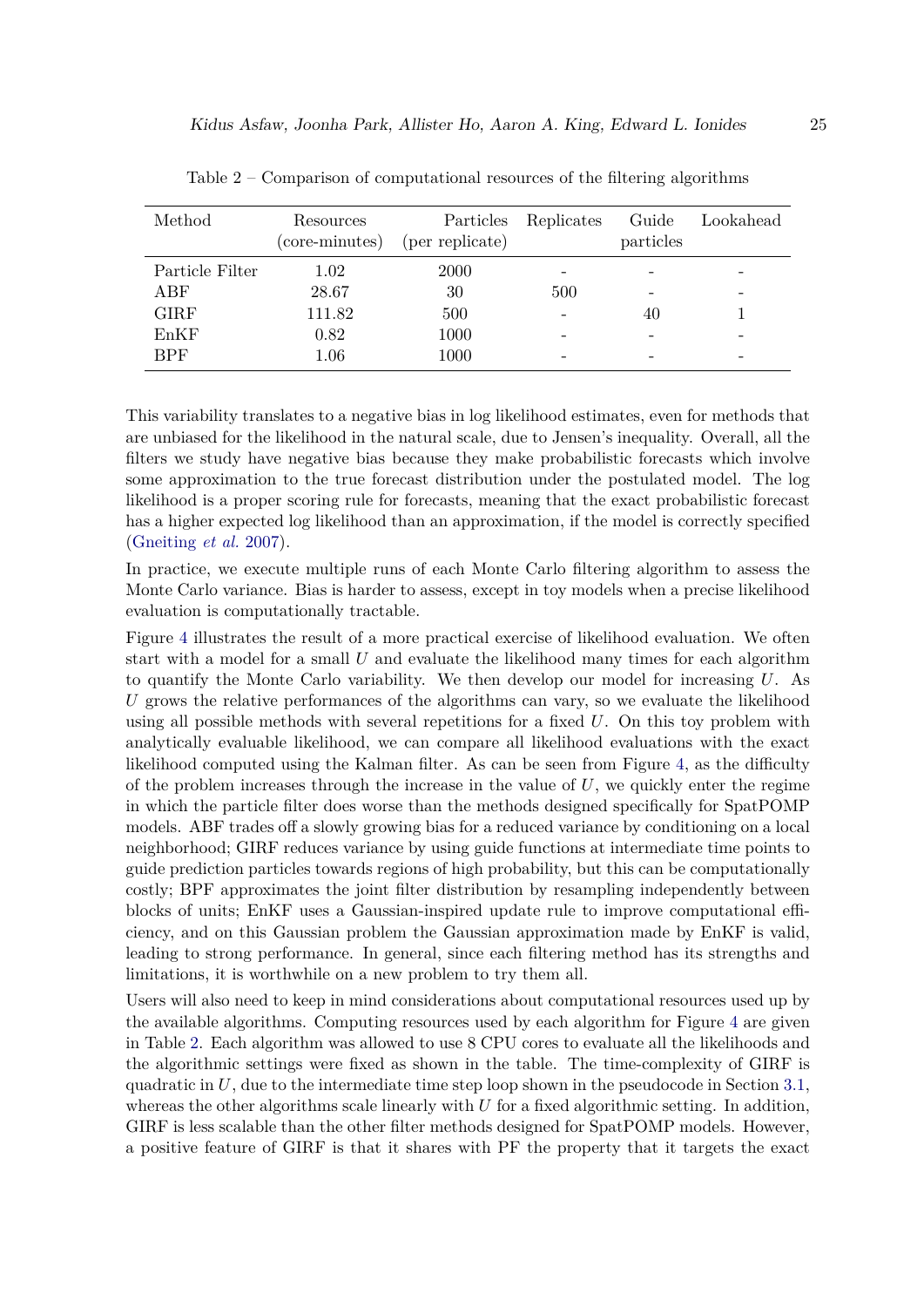Table 2 – Comparison of computational resources of the filtering algorithms

| Method | Resources (core-minutes) | Particles (per replicate) | Replicates | Guide particles | Lookahead |
|---|---|---|---|---|---|
| Particle Filter | 1.02 | 2000 | - | - | - |
| ABF | 28.67 | 30 | 500 | - | - |
| GIRF | 111.82 | 500 | - | 40 | 1 |
| EnKF | 0.82 | 1000 | - | - | - |
| BPF | 1.06 | 1000 | - | - | - |

This variability translates to a negative bias in log likelihood estimates, even for methods that are unbiased for the likelihood in the natural scale, due to Jensen's inequality. Overall, all the filters we study have negative bias because they make probabilistic forecasts which involve some approximation to the true forecast distribution under the postulated model. The log likelihood is a proper scoring rule for forecasts, meaning that the exact probabilistic forecast has a higher expected log likelihood than an approximation, if the model is correctly specified (Gneiting *et al.* 2007).

In practice, we execute multiple runs of each Monte Carlo filtering algorithm to assess the Monte Carlo variance. Bias is harder to assess, except in toy models when a precise likelihood evaluation is computationally tractable.

Figure 4 illustrates the result of a more practical exercise of likelihood evaluation. We often start with a model for a small $U$ and evaluate the likelihood many times for each algorithm to quantify the Monte Carlo variability. We then develop our model for increasing $U$. As $U$ grows the relative performances of the algorithms can vary, so we evaluate the likelihood using all possible methods with several repetitions for a fixed $U$. On this toy problem with analytically evaluable likelihood, we can compare all likelihood evaluations with the exact likelihood computed using the Kalman filter. As can be seen from Figure 4, as the difficulty of the problem increases through the increase in the value of $U$, we quickly enter the regime in which the particle filter does worse than the methods designed specifically for SpatPOMP models. ABF trades off a slowly growing bias for a reduced variance by conditioning on a local neighborhood; GIRF reduces variance by using guide functions at intermediate time points to guide prediction particles towards regions of high probability, but this can be computationally costly; BPF approximates the joint filter distribution by resampling independently between blocks of units; EnKF uses a Gaussian-inspired update rule to improve computational efficiency, and on this Gaussian problem the Gaussian approximation made by EnKF is valid, leading to strong performance. In general, since each filtering method has its strengths and limitations, it is worthwhile on a new problem to try them all.

Users will also need to keep in mind considerations about computational resources used up by the available algorithms. Computing resources used by each algorithm for Figure 4 are given in Table 2. Each algorithm was allowed to use 8 CPU cores to evaluate all the likelihoods and the algorithmic settings were fixed as shown in the table. The time-complexity of GIRF is quadratic in $U$, due to the intermediate time step loop shown in the pseudocode in Section 3.1, whereas the other algorithms scale linearly with $U$ for a fixed algorithmic setting. In addition, GIRF is less scalable than the other filter methods designed for SpatPOMP models. However, a positive feature of GIRF is that it shares with PF the property that it targets the exact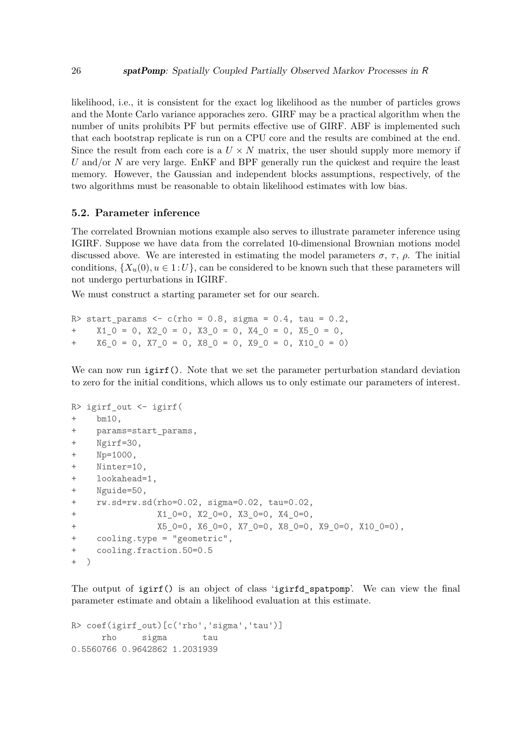likelihood, i.e., it is consistent for the exact log likelihood as the number of particles grows and the Monte Carlo variance apporaches zero. GIRF may be a practical algorithm when the number of units prohibits PF but permits effective use of GIRF. ABF is implemented such that each bootstrap replicate is run on a CPU core and the results are combined at the end. Since the result from each core is a $U \times N$ matrix, the user should supply more memory if $U$ and/or $N$ are very large. EnKF and BPF generally run the quickest and require the least memory. However, the Gaussian and independent blocks assumptions, respectively, of the two algorithms must be reasonable to obtain likelihood estimates with low bias.

### 5.2. Parameter inference

The correlated Brownian motions example also serves to illustrate parameter inference using IGIRF. Suppose we have data from the correlated 10-dimensional Brownian motions model discussed above. We are interested in estimating the model parameters $\sigma$, $\tau$, $\rho$. The initial conditions, $\{X_u(0), u \in 1\!:\!U\}$, can be considered to be known such that these parameters will not undergo perturbations in IGIRF.

We must construct a starting parameter set for our search.

```
R> start_params <- c(rho = 0.8, sigma = 0.4, tau = 0.2,
+    X1_0 = 0, X2_0 = 0, X3_0 = 0, X4_0 = 0, X5_0 = 0,
+    X6_0 = 0, X7_0 = 0, X8_0 = 0, X9_0 = 0, X10_0 = 0)
```

We can now run `igirf()`. Note that we set the parameter perturbation standard deviation to zero for the initial conditions, which allows us to only estimate our parameters of interest.

```
R> igirf_out <- igirf(
+    bm10,
+    params=start_params,
+    Ngirf=30,
+    Np=1000,
+    Ninter=10,
+    lookahead=1,
+    Nguide=50,
+    rw.sd=rw.sd(rho=0.02, sigma=0.02, tau=0.02,
+                X1_0=0, X2_0=0, X3_0=0, X4_0=0,
+                X5_0=0, X6_0=0, X7_0=0, X8_0=0, X9_0=0, X10_0=0),
+    cooling.type = "geometric",
+    cooling.fraction.50=0.5
+  )
```

The output of `igirf()` is an object of class '`igirfd_spatpomp`'. We can view the final parameter estimate and obtain a likelihood evaluation at this estimate.

```
R> coef(igirf_out)[c('rho','sigma','tau')]
      rho     sigma       tau 
0.5560766 0.9642862 1.2031939 
```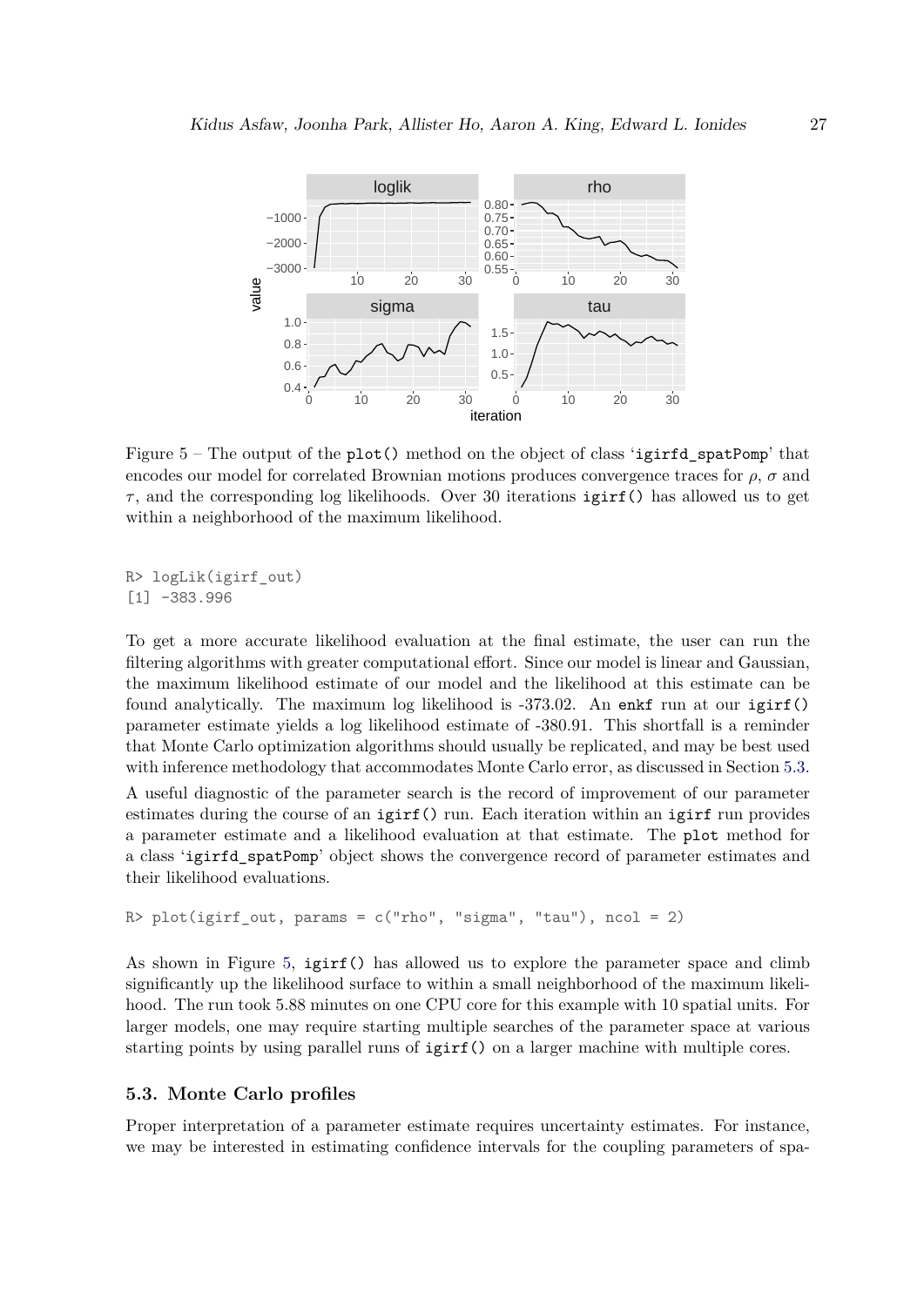Figure 5 – The output of the plot() method on the object of class 'igirfd_spatPomp' that encodes our model for correlated Brownian motions produces convergence traces for $\rho$, $\sigma$ and $\tau$, and the corresponding log likelihoods. Over 30 iterations igirf() has allowed us to get within a neighborhood of the maximum likelihood.

```
R> logLik(igirf_out)
[1] -383.996
```

To get a more accurate likelihood evaluation at the final estimate, the user can run the filtering algorithms with greater computational effort. Since our model is linear and Gaussian, the maximum likelihood estimate of our model and the likelihood at this estimate can be found analytically. The maximum log likelihood is -373.02. An enkf run at our igirf() parameter estimate yields a log likelihood estimate of -380.91. This shortfall is a reminder that Monte Carlo optimization algorithms should usually be replicated, and may be best used with inference methodology that accommodates Monte Carlo error, as discussed in Section 5.3.

A useful diagnostic of the parameter search is the record of improvement of our parameter estimates during the course of an igirf() run. Each iteration within an igirf run provides a parameter estimate and a likelihood evaluation at that estimate. The plot method for a class 'igirfd_spatPomp' object shows the convergence record of parameter estimates and their likelihood evaluations.

```
R> plot(igirf_out, params = c("rho", "sigma", "tau"), ncol = 2)
```

As shown in Figure 5, igirf() has allowed us to explore the parameter space and climb significantly up the likelihood surface to within a small neighborhood of the maximum likelihood. The run took 5.88 minutes on one CPU core for this example with 10 spatial units. For larger models, one may require starting multiple searches of the parameter space at various starting points by using parallel runs of igirf() on a larger machine with multiple cores.

### 5.3. Monte Carlo profiles

Proper interpretation of a parameter estimate requires uncertainty estimates. For instance, we may be interested in estimating confidence intervals for the coupling parameters of spa-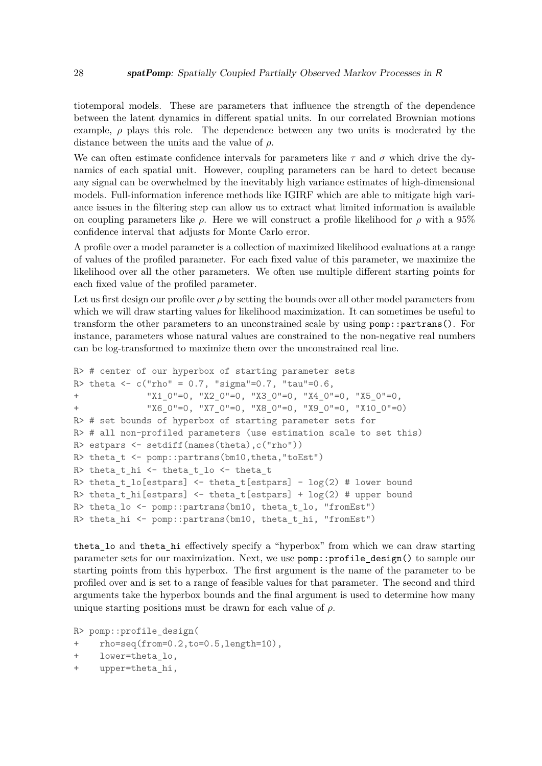tiotemporal models. These are parameters that influence the strength of the dependence between the latent dynamics in different spatial units. In our correlated Brownian motions example, $\rho$ plays this role. The dependence between any two units is moderated by the distance between the units and the value of $\rho$.

We can often estimate confidence intervals for parameters like $\tau$ and $\sigma$ which drive the dynamics of each spatial unit. However, coupling parameters can be hard to detect because any signal can be overwhelmed by the inevitably high variance estimates of high-dimensional models. Full-information inference methods like IGIRF which are able to mitigate high variance issues in the filtering step can allow us to extract what limited information is available on coupling parameters like $\rho$. Here we will construct a profile likelihood for $\rho$ with a 95% confidence interval that adjusts for Monte Carlo error.

A profile over a model parameter is a collection of maximized likelihood evaluations at a range of values of the profiled parameter. For each fixed value of this parameter, we maximize the likelihood over all the other parameters. We often use multiple different starting points for each fixed value of the profiled parameter.

Let us first design our profile over $\rho$ by setting the bounds over all other model parameters from which we will draw starting values for likelihood maximization. It can sometimes be useful to transform the other parameters to an unconstrained scale by using `pomp::partrans()`. For instance, parameters whose natural values are constrained to the non-negative real numbers can be log-transformed to maximize them over the unconstrained real line.

```
R> # center of our hyperbox of starting parameter sets
R> theta <- c("rho" = 0.7, "sigma"=0.7, "tau"=0.6,
+             "X1_0"=0, "X2_0"=0, "X3_0"=0, "X4_0"=0, "X5_0"=0,
+             "X6_0"=0, "X7_0"=0, "X8_0"=0, "X9_0"=0, "X10_0"=0)
R> # set bounds of hyperbox of starting parameter sets for
R> # all non-profiled parameters (use estimation scale to set this)
R> estpars <- setdiff(names(theta),c("rho"))
R> theta_t <- pomp::partrans(bm10,theta,"toEst")
R> theta_t_hi <- theta_t_lo <- theta_t
R> theta_t_lo[estpars] <- theta_t[estpars] - log(2) # lower bound
R> theta_t_hi[estpars] <- theta_t[estpars] + log(2) # upper bound
R> theta_lo <- pomp::partrans(bm10, theta_t_lo, "fromEst")
R> theta_hi <- pomp::partrans(bm10, theta_t_hi, "fromEst")
```

`theta_lo` and `theta_hi` effectively specify a "hyperbox" from which we can draw starting parameter sets for our maximization. Next, we use `pomp::profile_design()` to sample our starting points from this hyperbox. The first argument is the name of the parameter to be profiled over and is set to a range of feasible values for that parameter. The second and third arguments take the hyperbox bounds and the final argument is used to determine how many unique starting positions must be drawn for each value of $\rho$.

```
R> pomp::profile_design(
+    rho=seq(from=0.2,to=0.5,length=10),
+    lower=theta_lo,
+    upper=theta_hi,
```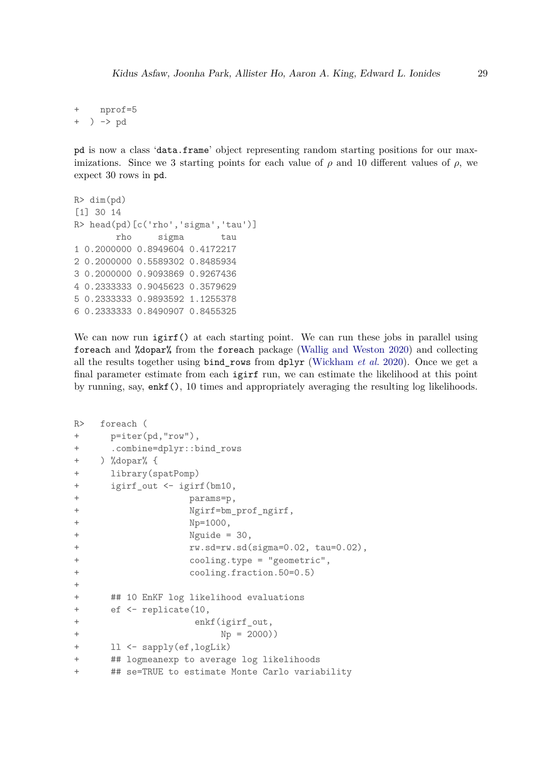```
+   nprof=5
+ ) -> pd
```

pd is now a class 'data.frame' object representing random starting positions for our maximizations. Since we 3 starting points for each value of $\rho$ and 10 different values of $\rho$, we expect 30 rows in pd.

```
R> dim(pd)
[1] 30 14
R> head(pd)[c('rho','sigma','tau')]
        rho     sigma       tau
1 0.2000000 0.8949604 0.4172217
2 0.2000000 0.5589302 0.8485934
3 0.2000000 0.9093869 0.9267436
4 0.2333333 0.9045623 0.3579629
5 0.2333333 0.9893592 1.1255378
6 0.2333333 0.8490907 0.8455325
```

We can now run `igirf()` at each starting point. We can run these jobs in parallel using `foreach` and `%dopar%` from the `foreach` package (Wallig and Weston 2020) and collecting all the results together using `bind_rows` from `dplyr` (Wickham *et al.* 2020). Once we get a final parameter estimate from each `igirf` run, we can estimate the likelihood at this point by running, say, `enkf()`, 10 times and appropriately averaging the resulting log likelihoods.

```
R>   foreach (
+      p=iter(pd,"row"),
+      .combine=dplyr::bind_rows
+    ) %dopar% {
+      library(spatPomp)
+      igirf_out <- igirf(bm10,
+                    params=p,
+                    Ngirf=bm_prof_ngirf,
+                    Np=1000,
+                    Nguide = 30,
+                    rw.sd=rw.sd(sigma=0.02, tau=0.02),
+                    cooling.type = "geometric",
+                    cooling.fraction.50=0.5)
+
+      ## 10 EnKF log likelihood evaluations
+      ef <- replicate(10,
+                     enkf(igirf_out,
+                          Np = 2000))
+      ll <- sapply(ef,logLik)
+      ## logmeanexp to average log likelihoods
+      ## se=TRUE to estimate Monte Carlo variability
```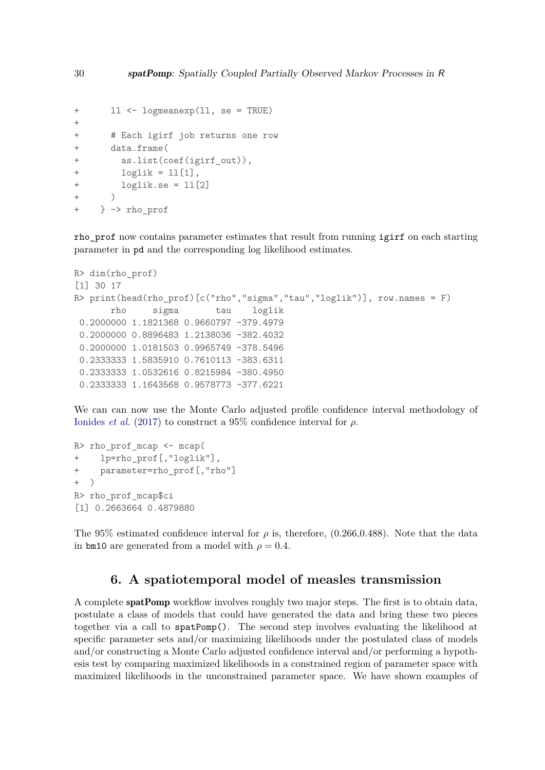```
+       ll <- logmeanexp(ll, se = TRUE)
+
+       # Each igirf job returns one row
+       data.frame(
+         as.list(coef(igirf_out)),
+         loglik = ll[1],
+         loglik.se = ll[2]
+       )
+     } -> rho_prof
```

`rho_prof` now contains parameter estimates that result from running `igirf` on each starting parameter in `pd` and the corresponding log likelihood estimates.

```
R> dim(rho_prof)
[1] 30 17
R> print(head(rho_prof)[c("rho","sigma","tau","loglik")], row.names = F)
       rho     sigma       tau    loglik
 0.2000000 1.1821368 0.9660797 -379.4979
 0.2000000 0.8896483 1.2138036 -382.4032
 0.2000000 1.0181503 0.9965749 -378.5496
 0.2333333 1.5835910 0.7610113 -383.6311
 0.2333333 1.0532616 0.8215984 -380.4950
 0.2333333 1.1643568 0.9578773 -377.6221
```

We can can now use the Monte Carlo adjusted profile confidence interval methodology of Ionides *et al.* (2017) to construct a 95% confidence interval for $\rho$.

```
R> rho_prof_mcap <- mcap(
+    lp=rho_prof[,"loglik"],
+    parameter=rho_prof[,"rho"]
+  )
R> rho_prof_mcap$ci
[1] 0.2663664 0.4879880
```

The 95% estimated confidence interval for $\rho$ is, therefore, (0.266,0.488). Note that the data in `bm10` are generated from a model with $\rho = 0.4$.

## 6. A spatiotemporal model of measles transmission

A complete **spatPomp** workflow involves roughly two major steps. The first is to obtain data, postulate a class of models that could have generated the data and bring these two pieces together via a call to `spatPomp()`. The second step involves evaluating the likelihood at specific parameter sets and/or maximizing likelihoods under the postulated class of models and/or constructing a Monte Carlo adjusted confidence interval and/or performing a hypothesis test by comparing maximized likelihoods in a constrained region of parameter space with maximized likelihoods in the unconstrained parameter space. We have shown examples of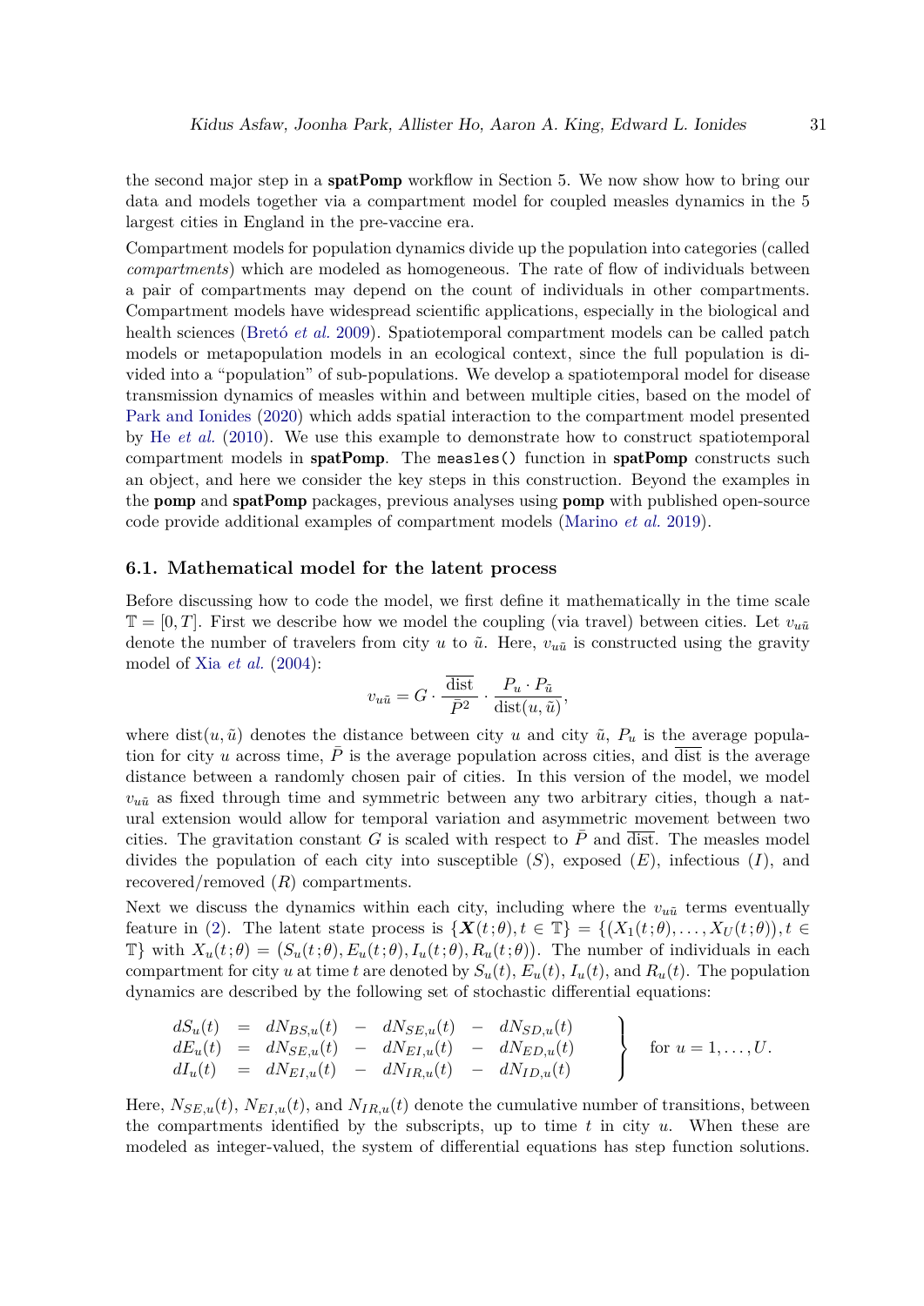the second major step in a **spatPomp** workflow in Section 5. We now show how to bring our data and models together via a compartment model for coupled measles dynamics in the 5 largest cities in England in the pre-vaccine era.

Compartment models for population dynamics divide up the population into categories (called *compartments*) which are modeled as homogeneous. The rate of flow of individuals between a pair of compartments may depend on the count of individuals in other compartments. Compartment models have widespread scientific applications, especially in the biological and health sciences (Bretó *et al.* 2009). Spatiotemporal compartment models can be called patch models or metapopulation models in an ecological context, since the full population is divided into a "population" of sub-populations. We develop a spatiotemporal model for disease transmission dynamics of measles within and between multiple cities, based on the model of Park and Ionides (2020) which adds spatial interaction to the compartment model presented by He *et al.* (2010). We use this example to demonstrate how to construct spatiotemporal compartment models in **spatPomp**. The `measles()` function in **spatPomp** constructs such an object, and here we consider the key steps in this construction. Beyond the examples in the **pomp** and **spatPomp** packages, previous analyses using **pomp** with published open-source code provide additional examples of compartment models (Marino *et al.* 2019).

### 6.1. Mathematical model for the latent process

Before discussing how to code the model, we first define it mathematically in the time scale $\mathbb{T} = [0, T]$. First we describe how we model the coupling (via travel) between cities. Let $v_{u\tilde{u}}$ denote the number of travelers from city $u$ to $\tilde{u}$. Here, $v_{u\tilde{u}}$ is constructed using the gravity model of Xia *et al.* (2004):

$$v_{u\tilde{u}} = G \cdot \frac{\overline{\text{dist}}}{\bar{P}^2} \cdot \frac{P_u \cdot P_{\tilde{u}}}{\text{dist}(u, \tilde{u})},$$

where $\text{dist}(u, \tilde{u})$ denotes the distance between city $u$ and city $\tilde{u}$, $P_u$ is the average population for city $u$ across time, $\bar{P}$ is the average population across cities, and $\overline{\text{dist}}$ is the average distance between a randomly chosen pair of cities. In this version of the model, we model $v_{u\tilde{u}}$ as fixed through time and symmetric between any two arbitrary cities, though a natural extension would allow for temporal variation and asymmetric movement between two cities. The gravitation constant $G$ is scaled with respect to $\bar{P}$ and $\overline{\text{dist}}$. The measles model divides the population of each city into susceptible ($S$), exposed ($E$), infectious ($I$), and recovered/removed ($R$) compartments.

Next we discuss the dynamics within each city, including where the $v_{u\tilde{u}}$ terms eventually feature in (2). The latent state process is $\{\boldsymbol{X}(t;\theta), t \in \mathbb{T}\} = \{(X_1(t;\theta), \ldots, X_U(t;\theta)), t \in \mathbb{T}\}$ with $X_u(t;\theta) = (S_u(t;\theta), E_u(t;\theta), I_u(t;\theta), R_u(t;\theta))$. The number of individuals in each compartment for city $u$ at time $t$ are denoted by $S_u(t)$, $E_u(t)$, $I_u(t)$, and $R_u(t)$. The population dynamics are described by the following set of stochastic differential equations:

$$\left.\begin{array}{rcl} dS_u(t) & = & dN_{BS,u}(t) \;-\; dN_{SE,u}(t) \;-\; dN_{SD,u}(t) \\ dE_u(t) & = & dN_{SE,u}(t) \;-\; dN_{EI,u}(t) \;-\; dN_{ED,u}(t) \\ dI_u(t) & = & dN_{EI,u}(t) \;-\; dN_{IR,u}(t) \;-\; dN_{ID,u}(t) \end{array}\right\} \quad \text{for } u = 1, \ldots, U.$$

Here, $N_{SE,u}(t)$, $N_{EI,u}(t)$, and $N_{IR,u}(t)$ denote the cumulative number of transitions, between the compartments identified by the subscripts, up to time $t$ in city $u$. When these are modeled as integer-valued, the system of differential equations has step function solutions.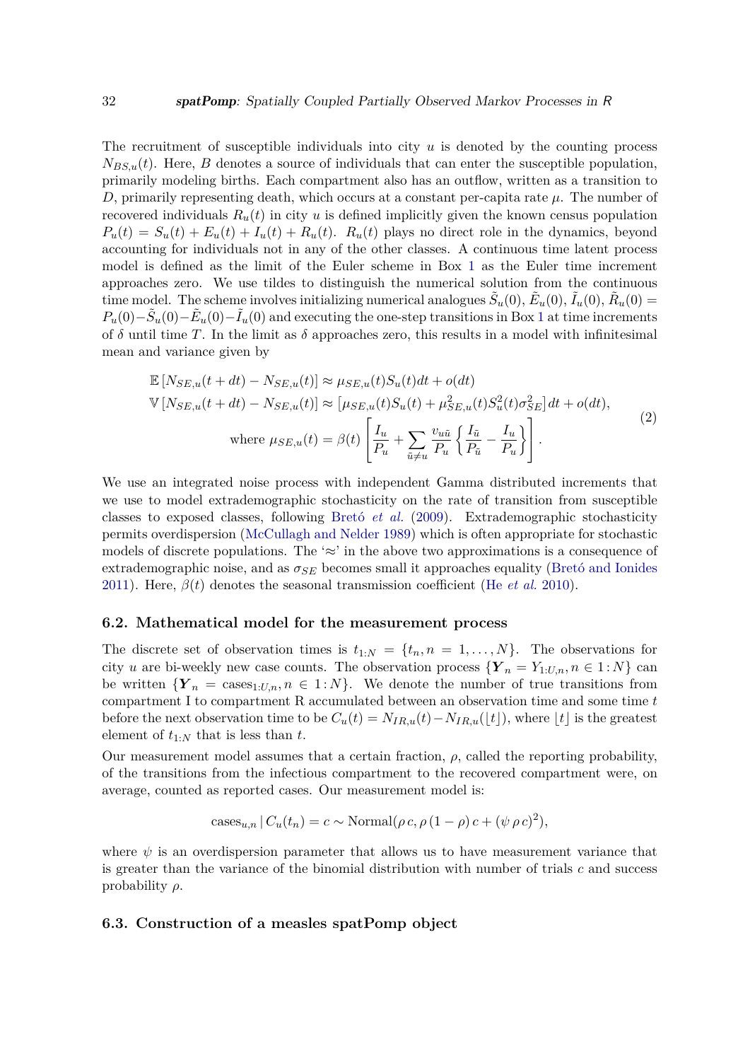The recruitment of susceptible individuals into city $u$ is denoted by the counting process $N_{BS,u}(t)$. Here, $B$ denotes a source of individuals that can enter the susceptible population, primarily modeling births. Each compartment also has an outflow, written as a transition to $D$, primarily representing death, which occurs at a constant per-capita rate $\mu$. The number of recovered individuals $R_u(t)$ in city $u$ is defined implicitly given the known census population $P_u(t) = S_u(t) + E_u(t) + I_u(t) + R_u(t)$. $R_u(t)$ plays no direct role in the dynamics, beyond accounting for individuals not in any of the other classes. A continuous time latent process model is defined as the limit of the Euler scheme in Box 1 as the Euler time increment approaches zero. We use tildes to distinguish the numerical solution from the continuous time model. The scheme involves initializing numerical analogues $\tilde{S}_u(0)$, $\tilde{E}_u(0)$, $\tilde{I}_u(0)$, $\tilde{R}_u(0) = P_u(0) - \tilde{S}_u(0) - \tilde{E}_u(0) - \tilde{I}_u(0)$ and executing the one-step transitions in Box 1 at time increments of $\delta$ until time $T$. In the limit as $\delta$ approaches zero, this results in a model with infinitesimal mean and variance given by

$$
\begin{aligned}
&\mathbb{E}\left[N_{SE,u}(t+dt) - N_{SE,u}(t)\right] \approx \mu_{SE,u}(t) S_u(t) dt + o(dt) \\
&\mathbb{V}\left[N_{SE,u}(t+dt) - N_{SE,u}(t)\right] \approx \left[\mu_{SE,u}(t) S_u(t) + \mu_{SE,u}^2(t) S_u^2(t) \sigma_{SE}^2\right] dt + o(dt), \\
&\qquad \text{where } \mu_{SE,u}(t) = \beta(t) \left[ \frac{I_u}{P_u} + \sum_{\tilde{u} \neq u} \frac{v_{u\tilde{u}}}{P_u} \left\{ \frac{I_{\tilde{u}}}{P_{\tilde{u}}} - \frac{I_u}{P_u} \right\} \right].
\end{aligned}
\tag{2}
$$

We use an integrated noise process with independent Gamma distributed increments that we use to model extrademographic stochasticity on the rate of transition from susceptible classes to exposed classes, following Bretó *et al.* (2009). Extrademographic stochasticity permits overdispersion (McCullagh and Nelder 1989) which is often appropriate for stochastic models of discrete populations. The '$\approx$' in the above two approximations is a consequence of extrademographic noise, and as $\sigma_{SE}$ becomes small it approaches equality (Bretó and Ionides 2011). Here, $\beta(t)$ denotes the seasonal transmission coefficient (He *et al.* 2010).

## 6.2. Mathematical model for the measurement process

The discrete set of observation times is $t_{1:N} = \{t_n, n = 1, \ldots, N\}$. The observations for city $u$ are bi-weekly new case counts. The observation process $\{\boldsymbol{Y}_n = Y_{1:U,n}, n \in 1:N\}$ can be written $\{\boldsymbol{Y}_n = \text{cases}_{1:U,n}, n \in 1:N\}$. We denote the number of true transitions from compartment I to compartment R accumulated between an observation time and some time $t$ before the next observation time to be $C_u(t) = N_{IR,u}(t) - N_{IR,u}(\lfloor t \rfloor)$, where $\lfloor t \rfloor$ is the greatest element of $t_{1:N}$ that is less than $t$.

Our measurement model assumes that a certain fraction, $\rho$, called the reporting probability, of the transitions from the infectious compartment to the recovered compartment were, on average, counted as reported cases. Our measurement model is:

$$
\text{cases}_{u,n} \,|\, C_u(t_n) = c \sim \text{Normal}(\rho\, c, \rho\,(1-\rho)\, c + (\psi\, \rho\, c)^2),
$$

where $\psi$ is an overdispersion parameter that allows us to have measurement variance that is greater than the variance of the binomial distribution with number of trials $c$ and success probability $\rho$.

## 6.3. Construction of a measles spatPomp object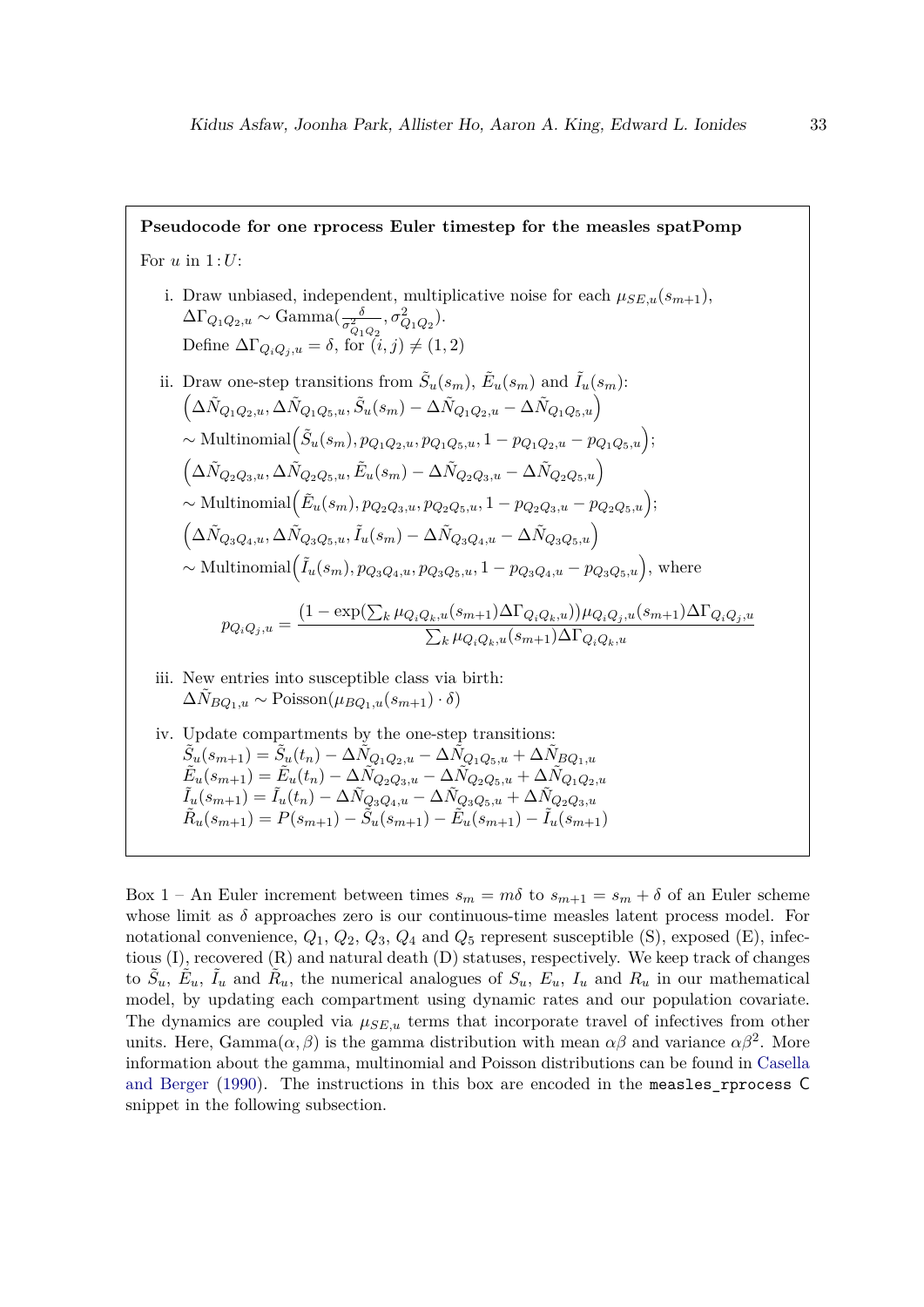**Pseudocode for one rprocess Euler timestep for the measles spatPomp**

For $u$ in $1\!:\!U$:

i. Draw unbiased, independent, multiplicative noise for each $\mu_{SE,u}(s_{m+1})$, $\Delta\Gamma_{Q_1Q_2,u} \sim \text{Gamma}(\frac{\delta}{\sigma^2_{Q_1Q_2}}, \sigma^2_{Q_1Q_2})$.
   Define $\Delta\Gamma_{Q_iQ_j,u} = \delta$, for $(i,j) \neq (1,2)$

ii. Draw one-step transitions from $\tilde{S}_u(s_m)$, $\tilde{E}_u(s_m)$ and $\tilde{I}_u(s_m)$:
   $\Big(\Delta\tilde{N}_{Q_1Q_2,u}, \Delta\tilde{N}_{Q_1Q_5,u}, \tilde{S}_u(s_m) - \Delta\tilde{N}_{Q_1Q_2,u} - \Delta\tilde{N}_{Q_1Q_5,u}\Big)$
   $\sim \text{Multinomial}\Big(\tilde{S}_u(s_m), p_{Q_1Q_2,u}, p_{Q_1Q_5,u}, 1 - p_{Q_1Q_2,u} - p_{Q_1Q_5,u}\Big)$;
   $\Big(\Delta\tilde{N}_{Q_2Q_3,u}, \Delta\tilde{N}_{Q_2Q_5,u}, \tilde{E}_u(s_m) - \Delta\tilde{N}_{Q_2Q_3,u} - \Delta\tilde{N}_{Q_2Q_5,u}\Big)$
   $\sim \text{Multinomial}\Big(\tilde{E}_u(s_m), p_{Q_2Q_3,u}, p_{Q_2Q_5,u}, 1 - p_{Q_2Q_3,u} - p_{Q_2Q_5,u}\Big)$;
   $\Big(\Delta\tilde{N}_{Q_3Q_4,u}, \Delta\tilde{N}_{Q_3Q_5,u}, \tilde{I}_u(s_m) - \Delta\tilde{N}_{Q_3Q_4,u} - \Delta\tilde{N}_{Q_3Q_5,u}\Big)$
   $\sim \text{Multinomial}\Big(\tilde{I}_u(s_m), p_{Q_3Q_4,u}, p_{Q_3Q_5,u}, 1 - p_{Q_3Q_4,u} - p_{Q_3Q_5,u}\Big)$, where

$$p_{Q_iQ_j,u} = \frac{(1 - \exp(\sum_k \mu_{Q_iQ_k,u}(s_{m+1})\Delta\Gamma_{Q_iQ_k,u}))\mu_{Q_iQ_j,u}(s_{m+1})\Delta\Gamma_{Q_iQ_j,u}}{\sum_k \mu_{Q_iQ_k,u}(s_{m+1})\Delta\Gamma_{Q_iQ_k,u}}$$

iii. New entries into susceptible class via birth:
   $\Delta\tilde{N}_{BQ_1,u} \sim \text{Poisson}(\mu_{BQ_1,u}(s_{m+1}) \cdot \delta)$

iv. Update compartments by the one-step transitions:
   $\tilde{S}_u(s_{m+1}) = \tilde{S}_u(t_n) - \Delta\tilde{N}_{Q_1Q_2,u} - \Delta\tilde{N}_{Q_1Q_5,u} + \Delta\tilde{N}_{BQ_1,u}$
   $\tilde{E}_u(s_{m+1}) = \tilde{E}_u(t_n) - \Delta\tilde{N}_{Q_2Q_3,u} - \Delta\tilde{N}_{Q_2Q_5,u} + \Delta\tilde{N}_{Q_1Q_2,u}$
   $\tilde{I}_u(s_{m+1}) = \tilde{I}_u(t_n) - \Delta\tilde{N}_{Q_3Q_4,u} - \Delta\tilde{N}_{Q_3Q_5,u} + \Delta\tilde{N}_{Q_2Q_3,u}$
   $\tilde{R}_u(s_{m+1}) = P(s_{m+1}) - \tilde{S}_u(s_{m+1}) - \tilde{E}_u(s_{m+1}) - \tilde{I}_u(s_{m+1})$

Box 1 – An Euler increment between times $s_m = m\delta$ to $s_{m+1} = s_m + \delta$ of an Euler scheme whose limit as $\delta$ approaches zero is our continuous-time measles latent process model. For notational convenience, $Q_1$, $Q_2$, $Q_3$, $Q_4$ and $Q_5$ represent susceptible (S), exposed (E), infectious (I), recovered (R) and natural death (D) statuses, respectively. We keep track of changes to $\tilde{S}_u$, $\tilde{E}_u$, $\tilde{I}_u$ and $\tilde{R}_u$, the numerical analogues of $S_u$, $E_u$, $I_u$ and $R_u$ in our mathematical model, by updating each compartment using dynamic rates and our population covariate. The dynamics are coupled via $\mu_{SE,u}$ terms that incorporate travel of infectives from other units. Here, $\text{Gamma}(\alpha, \beta)$ is the gamma distribution with mean $\alpha\beta$ and variance $\alpha\beta^2$. More information about the gamma, multinomial and Poisson distributions can be found in Casella and Berger (1990). The instructions in this box are encoded in the `measles_rprocess` C snippet in the following subsection.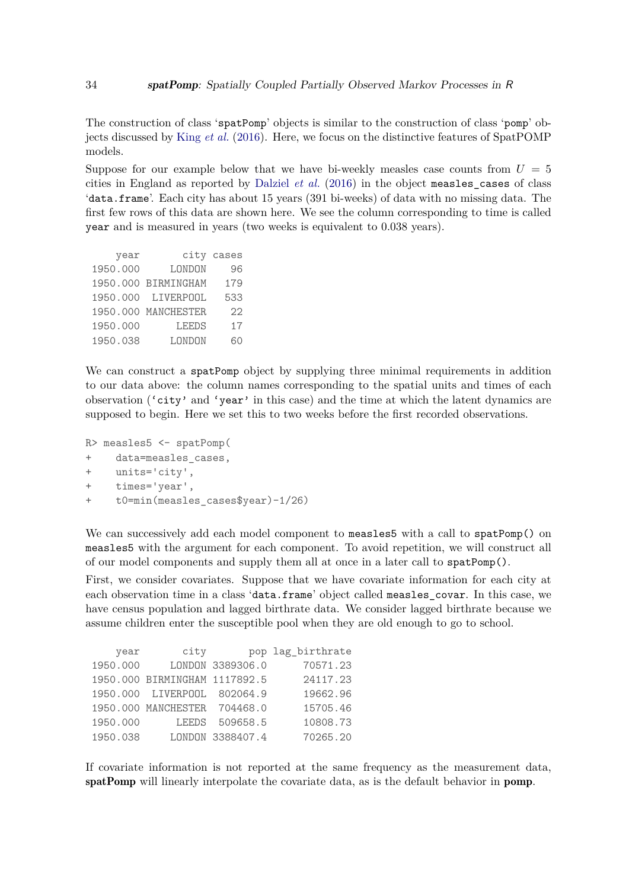The construction of class 'spatPomp' objects is similar to the construction of class 'pomp' objects discussed by King *et al.* (2016). Here, we focus on the distinctive features of SpatPOMP models.

Suppose for our example below that we have bi-weekly measles case counts from $U = 5$ cities in England as reported by Dalziel *et al.* (2016) in the object `measles_cases` of class '`data.frame`'. Each city has about 15 years (391 bi-weeks) of data with no missing data. The first few rows of this data are shown here. We see the column corresponding to time is called `year` and is measured in years (two weeks is equivalent to 0.038 years).

```
    year       city cases
1950.000     LONDON    96
1950.000 BIRMINGHAM   179
1950.000  LIVERPOOL   533
1950.000 MANCHESTER    22
1950.000      LEEDS    17
1950.038     LONDON    60
```

We can construct a `spatPomp` object by supplying three minimal requirements in addition to our data above: the column names corresponding to the spatial units and times of each observation (`'city'` and `'year'` in this case) and the time at which the latent dynamics are supposed to begin. Here we set this to two weeks before the first recorded observations.

```
R> measles5 <- spatPomp(
+    data=measles_cases,
+    units='city',
+    times='year',
+    t0=min(measles_cases$year)-1/26)
```

We can successively add each model component to `measles5` with a call to `spatPomp()` on `measles5` with the argument for each component. To avoid repetition, we will construct all of our model components and supply them all at once in a later call to `spatPomp()`.

First, we consider covariates. Suppose that we have covariate information for each city at each observation time in a class '`data.frame`' object called `measles_covar`. In this case, we have census population and lagged birthrate data. We consider lagged birthrate because we assume children enter the susceptible pool when they are old enough to go to school.

```
    year       city       pop lag_birthrate
1950.000     LONDON 3389306.0      70571.23
1950.000 BIRMINGHAM 1117892.5      24117.23
1950.000  LIVERPOOL  802064.9      19662.96
1950.000 MANCHESTER  704468.0      15705.46
1950.000      LEEDS  509658.5      10808.73
1950.038     LONDON 3388407.4      70265.20
```

If covariate information is not reported at the same frequency as the measurement data, **spatPomp** will linearly interpolate the covariate data, as is the default behavior in **pomp**.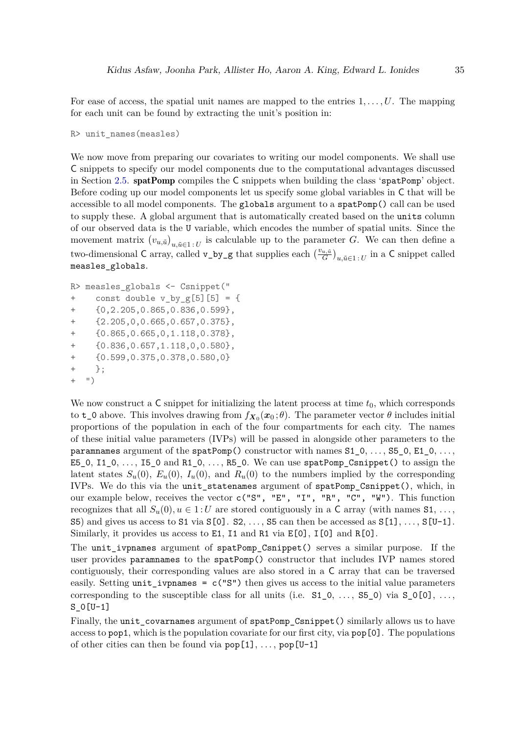For ease of access, the spatial unit names are mapped to the entries $1, \dots, U$. The mapping for each unit can be found by extracting the unit's position in:

```
R> unit_names(measles)
```

We now move from preparing our covariates to writing our model components. We shall use C snippets to specify our model components due to the computational advantages discussed in Section 2.5. **spatPomp** compiles the C snippets when building the class 'spatPomp' object. Before coding up our model components let us specify some global variables in C that will be accessible to all model components. The `globals` argument to a `spatPomp()` call can be used to supply these. A global argument that is automatically created based on the `units` column of our observed data is the `U` variable, which encodes the number of spatial units. Since the movement matrix $(v_{u,\tilde{u}})_{u,\tilde{u} \in 1:U}$ is calculable up to the parameter $G$. We can then define a two-dimensional C array, called `v_by_g` that supplies each $(\frac{v_{u,\tilde{u}}}{G})_{u,\tilde{u} \in 1:U}$ in a C snippet called `measles_globals`.

```
R> measles_globals <- Csnippet("
+     const double v_by_g[5][5] = {
+     {0,2.205,0.865,0.836,0.599},
+     {2.205,0,0.665,0.657,0.375},
+     {0.865,0.665,0,1.118,0.378},
+     {0.836,0.657,1.118,0,0.580},
+     {0.599,0.375,0.378,0.580,0}
+     };
+  ")
```

We now construct a C snippet for initializing the latent process at time $t_0$, which corresponds to `t_0` above. This involves drawing from $f_{\boldsymbol{X}_0}(\boldsymbol{x}_0; \theta)$. The parameter vector $\theta$ includes initial proportions of the population in each of the four compartments for each city. The names of these initial value parameters (IVPs) will be passed in alongside other parameters to the `paramnames` argument of the `spatPomp()` constructor with names `S1_0`, ..., `S5_0`, `E1_0`, ..., `E5_0`, `I1_0`, ..., `I5_0` and `R1_0`, ..., `R5_0`. We can use `spatPomp_Csnippet()` to assign the latent states $S_u(0)$, $E_u(0)$, $I_u(0)$, and $R_u(0)$ to the numbers implied by the corresponding IVPs. We do this via the `unit_statenames` argument of `spatPomp_Csnippet()`, which, in our example below, receives the vector `c("S", "E", "I", "R", "C", "W")`. This function recognizes that all $S_u(0), u \in 1:U$ are stored contiguously in a C array (with names `S1`, ..., `S5`) and gives us access to `S1` via `S[0]`. `S2`, ..., `S5` can then be accessed as `S[1]`, ..., `S[U-1]`. Similarly, it provides us access to `E1`, `I1` and `R1` via `E[0]`, `I[0]` and `R[0]`.

The `unit_ivpnames` argument of `spatPomp_Csnippet()` serves a similar purpose. If the user provides `paramnames` to the `spatPomp()` constructor that includes IVP names stored contiguously, their corresponding values are also stored in a C array that can be traversed easily. Setting `unit_ivpnames = c("S")` then gives us access to the initial value parameters corresponding to the susceptible class for all units (i.e. `S1_0`, ..., `S5_0`) via `S_0[0]`, ..., `S_0[U-1]`

Finally, the `unit_covarnames` argument of `spatPomp_Csnippet()` similarly allows us to have access to `pop1`, which is the population covariate for our first city, via `pop[0]`. The populations of other cities can then be found via `pop[1]`, ..., `pop[U-1]`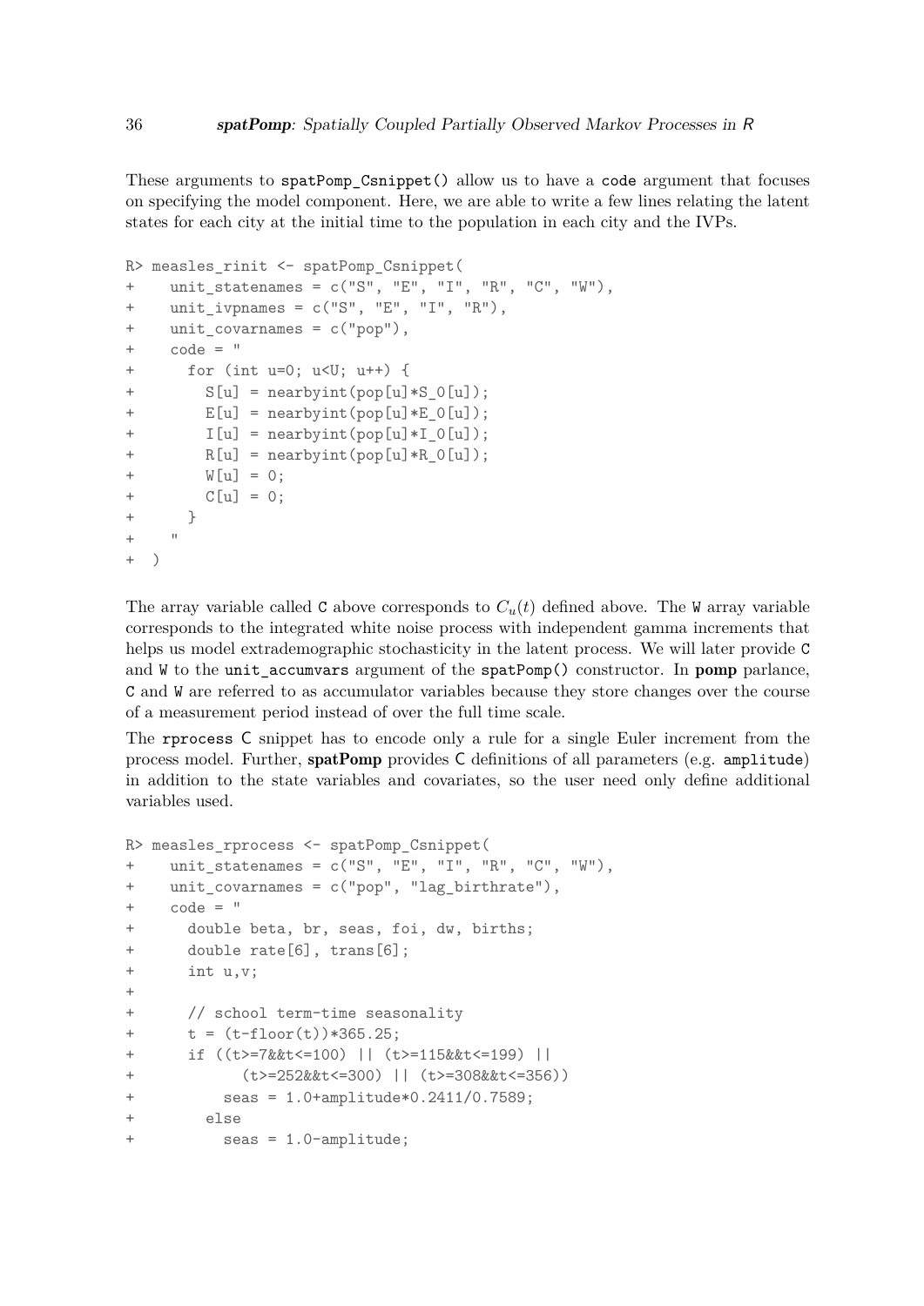These arguments to `spatPomp_Csnippet()` allow us to have a `code` argument that focuses on specifying the model component. Here, we are able to write a few lines relating the latent states for each city at the initial time to the population in each city and the IVPs.

```
R> measles_rinit <- spatPomp_Csnippet(
+    unit_statenames = c("S", "E", "I", "R", "C", "W"),
+    unit_ivpnames = c("S", "E", "I", "R"),
+    unit_covarnames = c("pop"),
+    code = "
+      for (int u=0; u<U; u++) {
+        S[u] = nearbyint(pop[u]*S_0[u]);
+        E[u] = nearbyint(pop[u]*E_0[u]);
+        I[u] = nearbyint(pop[u]*I_0[u]);
+        R[u] = nearbyint(pop[u]*R_0[u]);
+        W[u] = 0;
+        C[u] = 0;
+      }
+    "
+  )
```

The array variable called `C` above corresponds to $C_u(t)$ defined above. The `W` array variable corresponds to the integrated white noise process with independent gamma increments that helps us model extrademographic stochasticity in the latent process. We will later provide `C` and `W` to the `unit_accumvars` argument of the `spatPomp()` constructor. In **pomp** parlance, `C` and `W` are referred to as accumulator variables because they store changes over the course of a measurement period instead of over the full time scale.

The `rprocess` C snippet has to encode only a rule for a single Euler increment from the process model. Further, **spatPomp** provides C definitions of all parameters (e.g. `amplitude`) in addition to the state variables and covariates, so the user need only define additional variables used.

```
R> measles_rprocess <- spatPomp_Csnippet(
+    unit_statenames = c("S", "E", "I", "R", "C", "W"),
+    unit_covarnames = c("pop", "lag_birthrate"),
+    code = "
+      double beta, br, seas, foi, dw, births;
+      double rate[6], trans[6];
+      int u,v;
+
+      // school term-time seasonality
+      t = (t-floor(t))*365.25;
+      if ((t>=7&&t<=100) || (t>=115&&t<=199) ||
+          (t>=252&&t<=300) || (t>=308&&t<=356))
+        seas = 1.0+amplitude*0.2411/0.7589;
+      else
+        seas = 1.0-amplitude;
```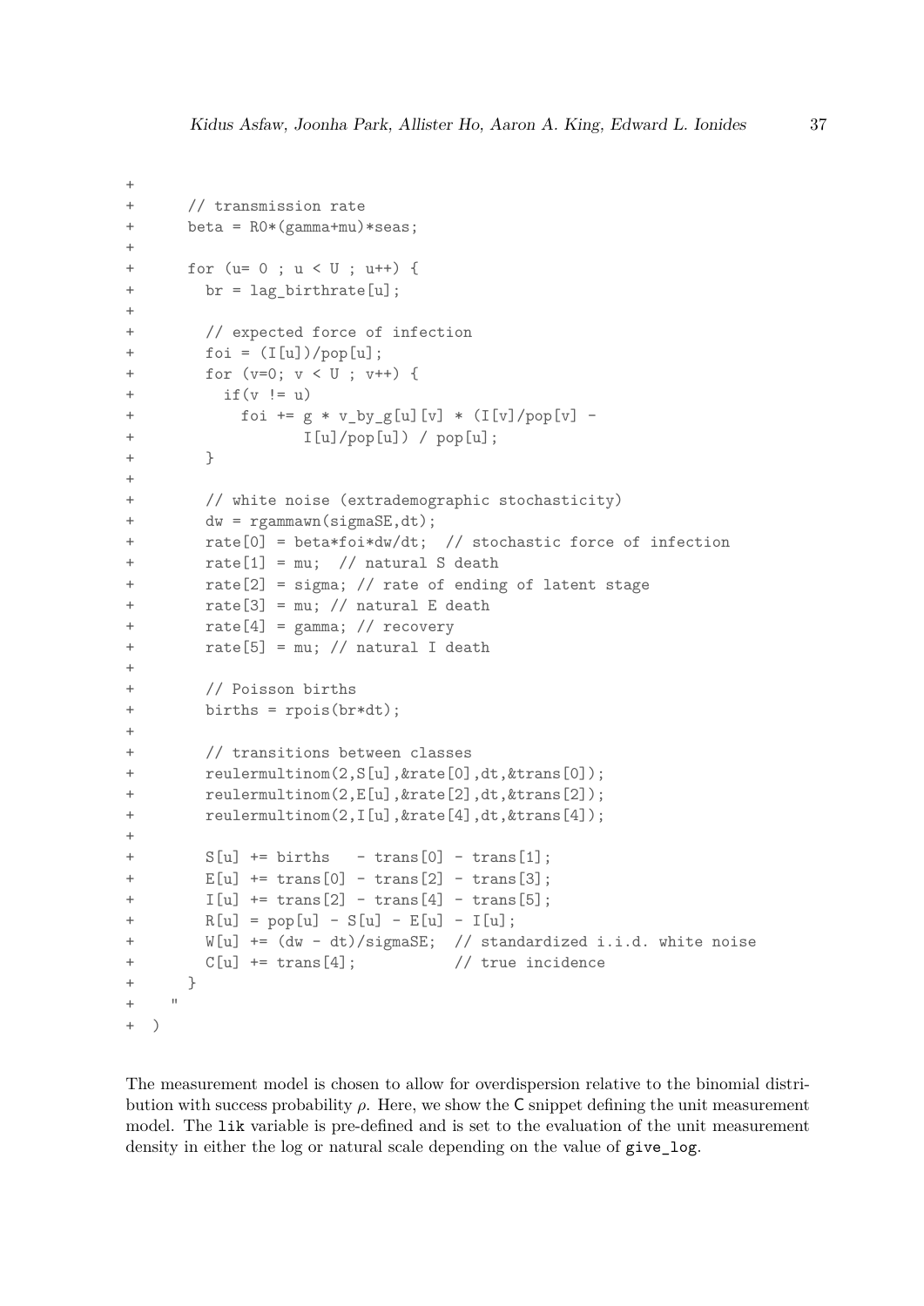```
+
+     // transmission rate
+     beta = R0*(gamma+mu)*seas;
+
+     for (u= 0 ; u < U ; u++) {
+       br = lag_birthrate[u];
+
+       // expected force of infection
+       foi = (I[u])/pop[u];
+       for (v=0; v < U ; v++) {
+         if(v != u)
+           foi += g * v_by_g[u][v] * (I[v]/pop[v] -
+                  I[u]/pop[u]) / pop[u];
+       }
+
+       // white noise (extrademographic stochasticity)
+       dw = rgammawn(sigmaSE,dt);
+       rate[0] = beta*foi*dw/dt;  // stochastic force of infection
+       rate[1] = mu;  // natural S death
+       rate[2] = sigma; // rate of ending of latent stage
+       rate[3] = mu; // natural E death
+       rate[4] = gamma; // recovery
+       rate[5] = mu; // natural I death
+
+       // Poisson births
+       births = rpois(br*dt);
+
+       // transitions between classes
+       reulermultinom(2,S[u],&rate[0],dt,&trans[0]);
+       reulermultinom(2,E[u],&rate[2],dt,&trans[2]);
+       reulermultinom(2,I[u],&rate[4],dt,&trans[4]);
+
+       S[u] += births   - trans[0] - trans[1];
+       E[u] += trans[0] - trans[2] - trans[3];
+       I[u] += trans[2] - trans[4] - trans[5];
+       R[u] = pop[u] - S[u] - E[u] - I[u];
+       W[u] += (dw - dt)/sigmaSE;  // standardized i.i.d. white noise
+       C[u] += trans[4];           // true incidence
+     }
+   "
+ )
```

The measurement model is chosen to allow for overdispersion relative to the binomial distribution with success probability $\rho$. Here, we show the C snippet defining the unit measurement model. The `lik` variable is pre-defined and is set to the evaluation of the unit measurement density in either the log or natural scale depending on the value of `give_log`.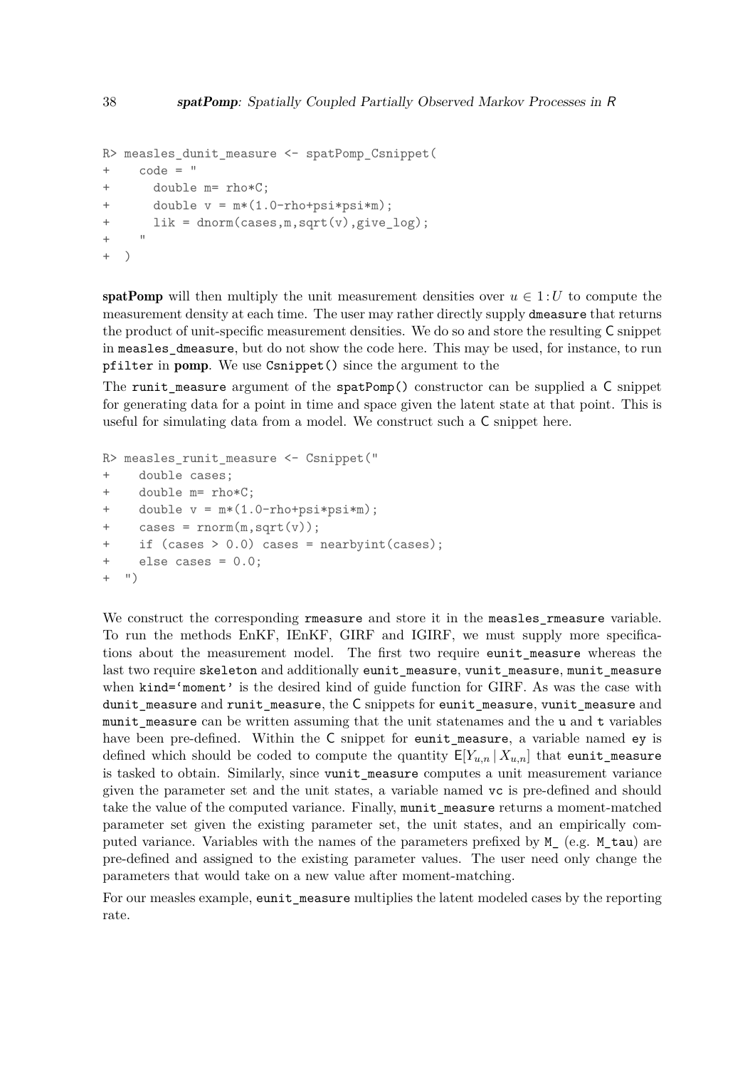```
R> measles_dunit_measure <- spatPomp_Csnippet(
+    code = "
+      double m= rho*C;
+      double v = m*(1.0-rho+psi*psi*m);
+      lik = dnorm(cases,m,sqrt(v),give_log);
+    "
+  )
```

**spatPomp** will then multiply the unit measurement densities over $u \in 1\,{:}\,U$ to compute the measurement density at each time. The user may rather directly supply `dmeasure` that returns the product of unit-specific measurement densities. We do so and store the resulting C snippet in `measles_dmeasure`, but do not show the code here. This may be used, for instance, to run `pfilter` in **pomp**. We use `Csnippet()` since the argument to the

The `runit_measure` argument of the `spatPomp()` constructor can be supplied a C snippet for generating data for a point in time and space given the latent state at that point. This is useful for simulating data from a model. We construct such a C snippet here.

```
R> measles_runit_measure <- Csnippet("
+    double cases;
+    double m= rho*C;
+    double v = m*(1.0-rho+psi*psi*m);
+    cases = rnorm(m,sqrt(v));
+    if (cases > 0.0) cases = nearbyint(cases);
+    else cases = 0.0;
+  ")
```

We construct the corresponding `rmeasure` and store it in the `measles_rmeasure` variable. To run the methods EnKF, IEnKF, GIRF and IGIRF, we must supply more specifications about the measurement model. The first two require `eunit_measure` whereas the last two require `skeleton` and additionally `eunit_measure`, `vunit_measure`, `munit_measure` when `kind='moment'` is the desired kind of guide function for GIRF. As was the case with `dunit_measure` and `runit_measure`, the C snippets for `eunit_measure`, `vunit_measure` and `munit_measure` can be written assuming that the unit statenames and the `u` and `t` variables have been pre-defined. Within the C snippet for `eunit_measure`, a variable named `ey` is defined which should be coded to compute the quantity $\mathsf{E}[Y_{u,n}\,|\,X_{u,n}]$ that `eunit_measure` is tasked to obtain. Similarly, since `vunit_measure` computes a unit measurement variance given the parameter set and the unit states, a variable named `vc` is pre-defined and should take the value of the computed variance. Finally, `munit_measure` returns a moment-matched parameter set given the existing parameter set, the unit states, and an empirically computed variance. Variables with the names of the parameters prefixed by `M_` (e.g. `M_tau`) are pre-defined and assigned to the existing parameter values. The user need only change the parameters that would take on a new value after moment-matching.

For our measles example, `eunit_measure` multiplies the latent modeled cases by the reporting rate.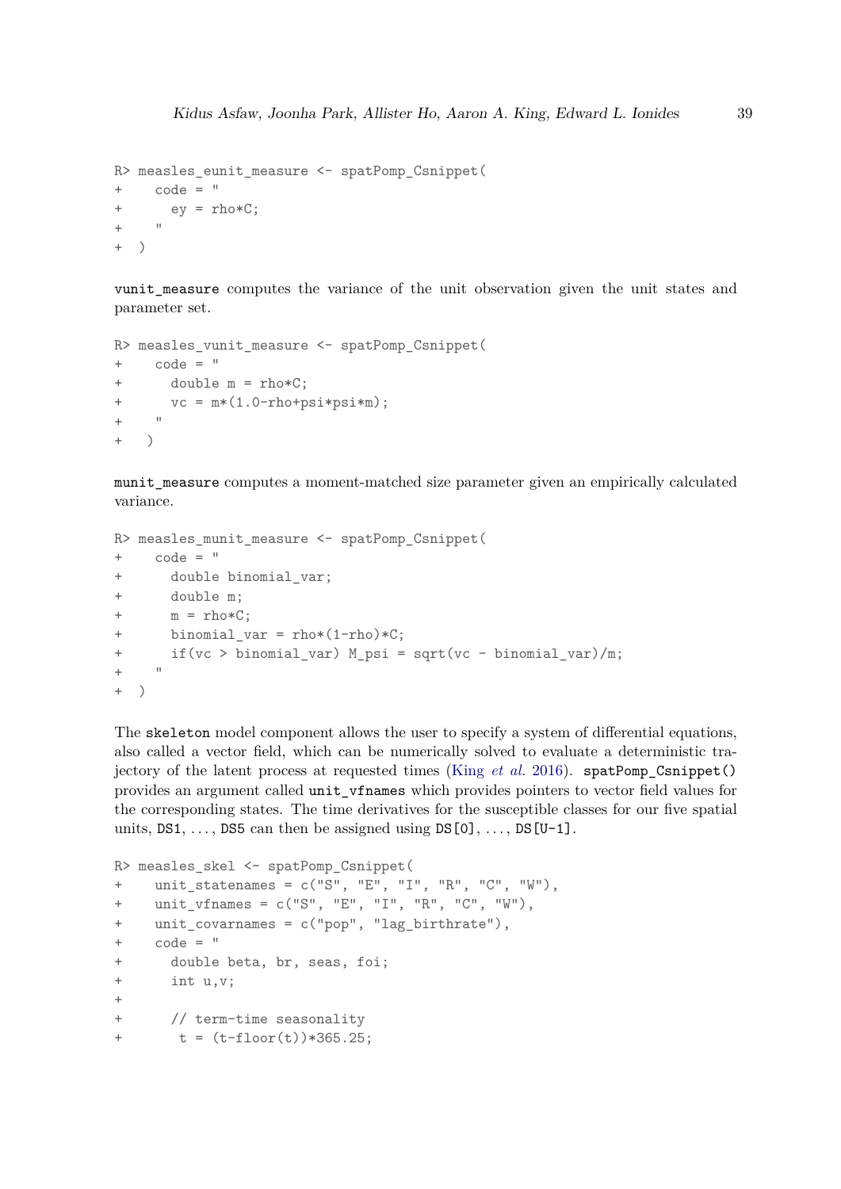```
R> measles_eunit_measure <- spatPomp_Csnippet(
+    code = "
+      ey = rho*C;
+    "
+  )
```

vunit_measure computes the variance of the unit observation given the unit states and parameter set.

```
R> measles_vunit_measure <- spatPomp_Csnippet(
+    code = "
+      double m = rho*C;
+      vc = m*(1.0-rho+psi*psi*m);
+    "
+   )
```

munit_measure computes a moment-matched size parameter given an empirically calculated variance.

```
R> measles_munit_measure <- spatPomp_Csnippet(
+    code = "
+      double binomial_var;
+      double m;
+      m = rho*C;
+      binomial_var = rho*(1-rho)*C;
+      if(vc > binomial_var) M_psi = sqrt(vc - binomial_var)/m;
+    "
+  )
```

The skeleton model component allows the user to specify a system of differential equations, also called a vector field, which can be numerically solved to evaluate a deterministic trajectory of the latent process at requested times (King *et al.* 2016). spatPomp_Csnippet() provides an argument called unit_vfnames which provides pointers to vector field values for the corresponding states. The time derivatives for the susceptible classes for our five spatial units, DS1, ..., DS5 can then be assigned using DS[0], ..., DS[U-1].

```
R> measles_skel <- spatPomp_Csnippet(
+    unit_statenames = c("S", "E", "I", "R", "C", "W"),
+    unit_vfnames = c("S", "E", "I", "R", "C", "W"),
+    unit_covarnames = c("pop", "lag_birthrate"),
+    code = "
+      double beta, br, seas, foi;
+      int u,v;
+
+      // term-time seasonality
+       t = (t-floor(t))*365.25;
```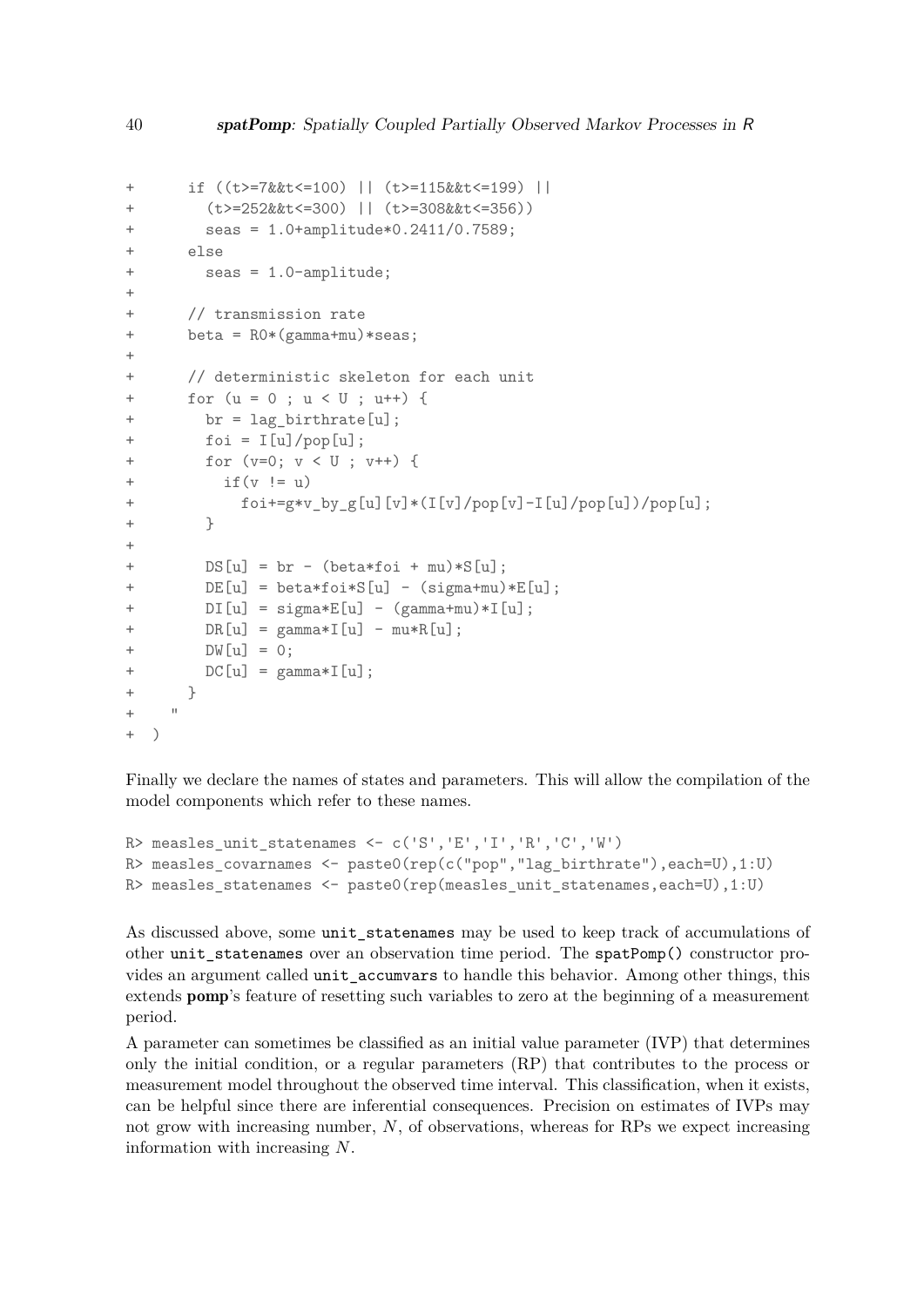```
+      if ((t>=7&&t<=100) || (t>=115&&t<=199) ||
+        (t>=252&&t<=300) || (t>=308&&t<=356))
+        seas = 1.0+amplitude*0.2411/0.7589;
+      else
+        seas = 1.0-amplitude;
+
+      // transmission rate
+      beta = R0*(gamma+mu)*seas;
+
+      // deterministic skeleton for each unit
+      for (u = 0 ; u < U ; u++) {
+        br = lag_birthrate[u];
+        foi = I[u]/pop[u];
+        for (v=0; v < U ; v++) {
+          if(v != u)
+            foi+=g*v_by_g[u][v]*(I[v]/pop[v]-I[u]/pop[u])/pop[u];
+        }
+
+        DS[u] = br - (beta*foi + mu)*S[u];
+        DE[u] = beta*foi*S[u] - (sigma+mu)*E[u];
+        DI[u] = sigma*E[u] - (gamma+mu)*I[u];
+        DR[u] = gamma*I[u] - mu*R[u];
+        DW[u] = 0;
+        DC[u] = gamma*I[u];
+      }
+    "
+ )
```

Finally we declare the names of states and parameters. This will allow the compilation of the model components which refer to these names.

```
R> measles_unit_statenames <- c('S','E','I','R','C','W')
R> measles_covarnames <- paste0(rep(c("pop","lag_birthrate"),each=U),1:U)
R> measles_statenames <- paste0(rep(measles_unit_statenames,each=U),1:U)
```

As discussed above, some `unit_statenames` may be used to keep track of accumulations of other `unit_statenames` over an observation time period. The `spatPomp()` constructor provides an argument called `unit_accumvars` to handle this behavior. Among other things, this extends **pomp**'s feature of resetting such variables to zero at the beginning of a measurement period.

A parameter can sometimes be classified as an initial value parameter (IVP) that determines only the initial condition, or a regular parameters (RP) that contributes to the process or measurement model throughout the observed time interval. This classification, when it exists, can be helpful since there are inferential consequences. Precision on estimates of IVPs may not grow with increasing number, $N$, of observations, whereas for RPs we expect increasing information with increasing $N$.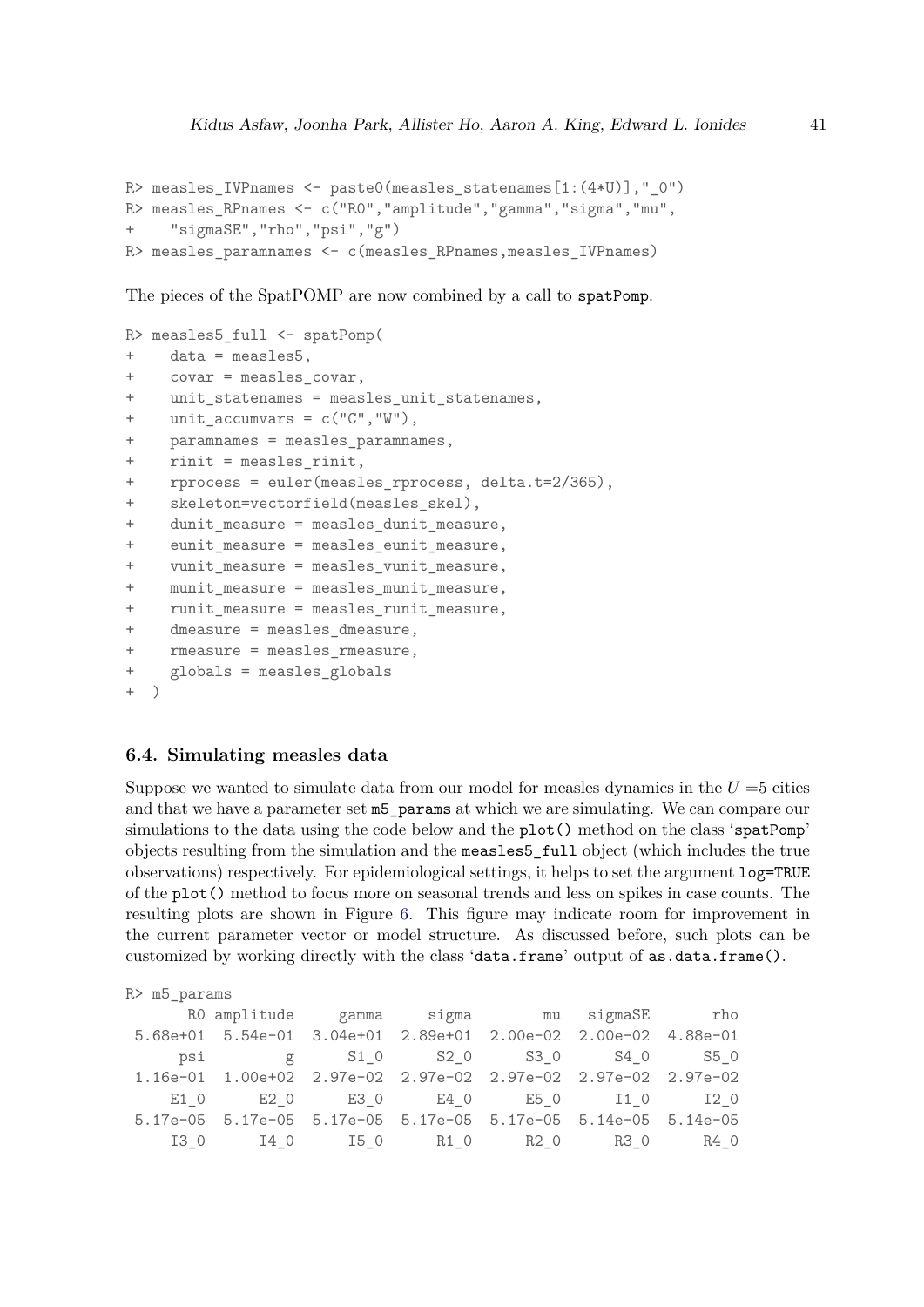```
R> measles_IVPnames <- paste0(measles_statenames[1:(4*U)],"_0")
R> measles_RPnames <- c("R0","amplitude","gamma","sigma","mu",
+    "sigmaSE","rho","psi","g")
R> measles_paramnames <- c(measles_RPnames,measles_IVPnames)
```

The pieces of the SpatPOMP are now combined by a call to `spatPomp`.

```
R> measles5_full <- spatPomp(
+    data = measles5,
+    covar = measles_covar,
+    unit_statenames = measles_unit_statenames,
+    unit_accumvars = c("C","W"),
+    paramnames = measles_paramnames,
+    rinit = measles_rinit,
+    rprocess = euler(measles_rprocess, delta.t=2/365),
+    skeleton=vectorfield(measles_skel),
+    dunit_measure = measles_dunit_measure,
+    eunit_measure = measles_eunit_measure,
+    vunit_measure = measles_vunit_measure,
+    munit_measure = measles_munit_measure,
+    runit_measure = measles_runit_measure,
+    dmeasure = measles_dmeasure,
+    rmeasure = measles_rmeasure,
+    globals = measles_globals
+  )
```

### 6.4. Simulating measles data

Suppose we wanted to simulate data from our model for measles dynamics in the $U = 5$ cities and that we have a parameter set `m5_params` at which we are simulating. We can compare our simulations to the data using the code below and the `plot()` method on the class '`spatPomp`' objects resulting from the simulation and the `measles5_full` object (which includes the true observations) respectively. For epidemiological settings, it helps to set the argument `log=TRUE` of the `plot()` method to focus more on seasonal trends and less on spikes in case counts. The resulting plots are shown in Figure 6. This figure may indicate room for improvement in the current parameter vector or model structure. As discussed before, such plots can be customized by working directly with the class '`data.frame`' output of `as.data.frame()`.

```
R> m5_params
       R0 amplitude     gamma     sigma        mu   sigmaSE       rho
 5.68e+01  5.54e-01  3.04e+01  2.89e+01  2.00e-02  2.00e-02  4.88e-01
      psi         g      S1_0      S2_0      S3_0      S4_0      S5_0
 1.16e-01  1.00e+02  2.97e-02  2.97e-02  2.97e-02  2.97e-02  2.97e-02
     E1_0      E2_0      E3_0      E4_0      E5_0      I1_0      I2_0
 5.17e-05  5.17e-05  5.17e-05  5.17e-05  5.17e-05  5.14e-05  5.14e-05
     I3_0      I4_0      I5_0      R1_0      R2_0      R3_0      R4_0
```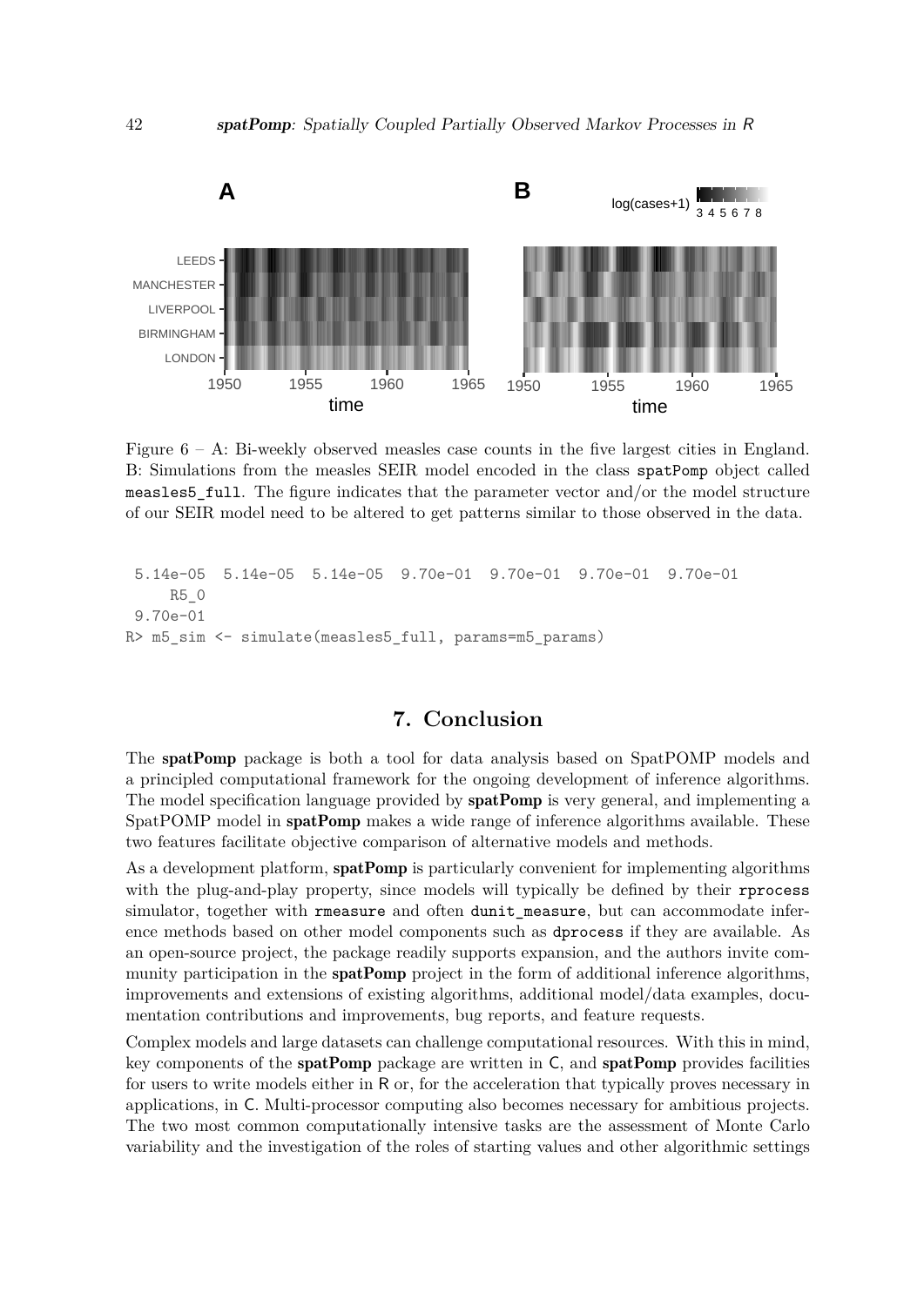Figure 6 – A: Bi-weekly observed measles case counts in the five largest cities in England. B: Simulations from the measles SEIR model encoded in the class `spatPomp` object called `measles5_full`. The figure indicates that the parameter vector and/or the model structure of our SEIR model need to be altered to get patterns similar to those observed in the data.

```
 5.14e-05  5.14e-05  5.14e-05  9.70e-01  9.70e-01  9.70e-01  9.70e-01
     R5_0
 9.70e-01
R> m5_sim <- simulate(measles5_full, params=m5_params)
```

## 7. Conclusion

The **spatPomp** package is both a tool for data analysis based on SpatPOMP models and a principled computational framework for the ongoing development of inference algorithms. The model specification language provided by **spatPomp** is very general, and implementing a SpatPOMP model in **spatPomp** makes a wide range of inference algorithms available. These two features facilitate objective comparison of alternative models and methods.

As a development platform, **spatPomp** is particularly convenient for implementing algorithms with the plug-and-play property, since models will typically be defined by their `rprocess` simulator, together with `rmeasure` and often `dunit_measure`, but can accommodate inference methods based on other model components such as `dprocess` if they are available. As an open-source project, the package readily supports expansion, and the authors invite community participation in the **spatPomp** project in the form of additional inference algorithms, improvements and extensions of existing algorithms, additional model/data examples, documentation contributions and improvements, bug reports, and feature requests.

Complex models and large datasets can challenge computational resources. With this in mind, key components of the **spatPomp** package are written in C, and **spatPomp** provides facilities for users to write models either in R or, for the acceleration that typically proves necessary in applications, in C. Multi-processor computing also becomes necessary for ambitious projects. The two most common computationally intensive tasks are the assessment of Monte Carlo variability and the investigation of the roles of starting values and other algorithmic settings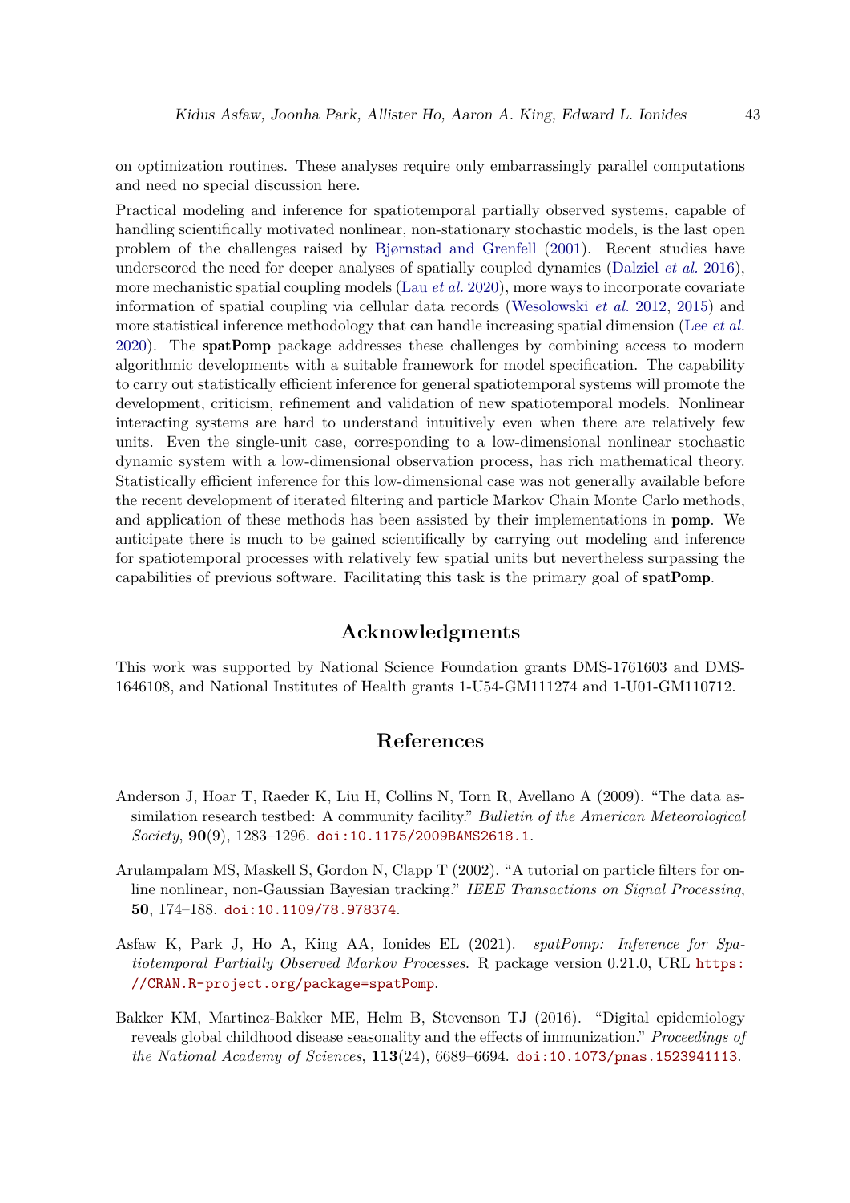on optimization routines. These analyses require only embarrassingly parallel computations and need no special discussion here.

Practical modeling and inference for spatiotemporal partially observed systems, capable of handling scientifically motivated nonlinear, non-stationary stochastic models, is the last open problem of the challenges raised by Bjørnstad and Grenfell (2001). Recent studies have underscored the need for deeper analyses of spatially coupled dynamics (Dalziel *et al.* 2016), more mechanistic spatial coupling models (Lau *et al.* 2020), more ways to incorporate covariate information of spatial coupling via cellular data records (Wesolowski *et al.* 2012, 2015) and more statistical inference methodology that can handle increasing spatial dimension (Lee *et al.* 2020). The **spatPomp** package addresses these challenges by combining access to modern algorithmic developments with a suitable framework for model specification. The capability to carry out statistically efficient inference for general spatiotemporal systems will promote the development, criticism, refinement and validation of new spatiotemporal models. Nonlinear interacting systems are hard to understand intuitively even when there are relatively few units. Even the single-unit case, corresponding to a low-dimensional nonlinear stochastic dynamic system with a low-dimensional observation process, has rich mathematical theory. Statistically efficient inference for this low-dimensional case was not generally available before the recent development of iterated filtering and particle Markov Chain Monte Carlo methods, and application of these methods has been assisted by their implementations in **pomp**. We anticipate there is much to be gained scientifically by carrying out modeling and inference for spatiotemporal processes with relatively few spatial units but nevertheless surpassing the capabilities of previous software. Facilitating this task is the primary goal of **spatPomp**.

## Acknowledgments

This work was supported by National Science Foundation grants DMS-1761603 and DMS-1646108, and National Institutes of Health grants 1-U54-GM111274 and 1-U01-GM110712.

## References

Anderson J, Hoar T, Raeder K, Liu H, Collins N, Torn R, Avellano A (2009). "The data assimilation research testbed: A community facility." *Bulletin of the American Meteorological Society*, **90**(9), 1283–1296. doi:10.1175/2009BAMS2618.1.

Arulampalam MS, Maskell S, Gordon N, Clapp T (2002). "A tutorial on particle filters for online nonlinear, non-Gaussian Bayesian tracking." *IEEE Transactions on Signal Processing*, **50**, 174–188. doi:10.1109/78.978374.

Asfaw K, Park J, Ho A, King AA, Ionides EL (2021). *spatPomp: Inference for Spatiotemporal Partially Observed Markov Processes*. R package version 0.21.0, URL https://CRAN.R-project.org/package=spatPomp.

Bakker KM, Martinez-Bakker ME, Helm B, Stevenson TJ (2016). "Digital epidemiology reveals global childhood disease seasonality and the effects of immunization." *Proceedings of the National Academy of Sciences*, **113**(24), 6689–6694. doi:10.1073/pnas.1523941113.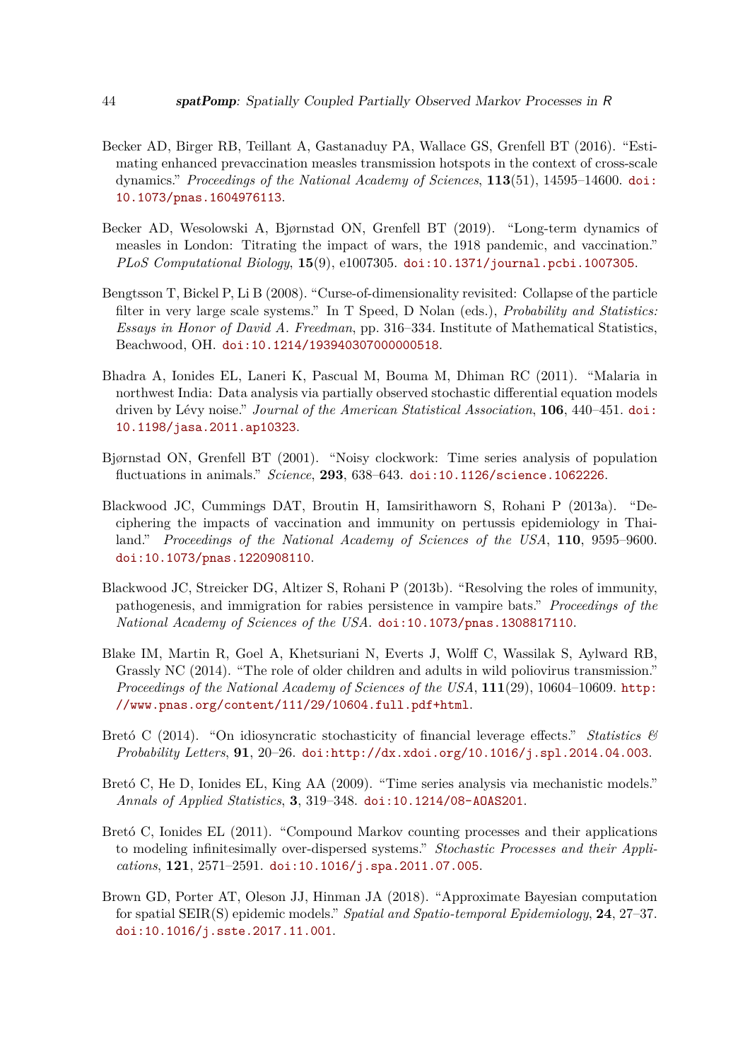Becker AD, Birger RB, Teillant A, Gastanaduy PA, Wallace GS, Grenfell BT (2016). "Estimating enhanced prevaccination measles transmission hotspots in the context of cross-scale dynamics." *Proceedings of the National Academy of Sciences*, **113**(51), 14595–14600. doi:10.1073/pnas.1604976113.

Becker AD, Wesolowski A, Bjørnstad ON, Grenfell BT (2019). "Long-term dynamics of measles in London: Titrating the impact of wars, the 1918 pandemic, and vaccination." *PLoS Computational Biology*, **15**(9), e1007305. doi:10.1371/journal.pcbi.1007305.

Bengtsson T, Bickel P, Li B (2008). "Curse-of-dimensionality revisited: Collapse of the particle filter in very large scale systems." In T Speed, D Nolan (eds.), *Probability and Statistics: Essays in Honor of David A. Freedman*, pp. 316–334. Institute of Mathematical Statistics, Beachwood, OH. doi:10.1214/193940307000000518.

Bhadra A, Ionides EL, Laneri K, Pascual M, Bouma M, Dhiman RC (2011). "Malaria in northwest India: Data analysis via partially observed stochastic differential equation models driven by Lévy noise." *Journal of the American Statistical Association*, **106**, 440–451. doi:10.1198/jasa.2011.ap10323.

Bjørnstad ON, Grenfell BT (2001). "Noisy clockwork: Time series analysis of population fluctuations in animals." *Science*, **293**, 638–643. doi:10.1126/science.1062226.

Blackwood JC, Cummings DAT, Broutin H, Iamsirithaworn S, Rohani P (2013a). "Deciphering the impacts of vaccination and immunity on pertussis epidemiology in Thailand." *Proceedings of the National Academy of Sciences of the USA*, **110**, 9595–9600. doi:10.1073/pnas.1220908110.

Blackwood JC, Streicker DG, Altizer S, Rohani P (2013b). "Resolving the roles of immunity, pathogenesis, and immigration for rabies persistence in vampire bats." *Proceedings of the National Academy of Sciences of the USA*. doi:10.1073/pnas.1308817110.

Blake IM, Martin R, Goel A, Khetsuriani N, Everts J, Wolff C, Wassilak S, Aylward RB, Grassly NC (2014). "The role of older children and adults in wild poliovirus transmission." *Proceedings of the National Academy of Sciences of the USA*, **111**(29), 10604–10609. http://www.pnas.org/content/111/29/10604.full.pdf+html.

Bretó C (2014). "On idiosyncratic stochasticity of financial leverage effects." *Statistics & Probability Letters*, **91**, 20–26. doi:http://dx.xdoi.org/10.1016/j.spl.2014.04.003.

Bretó C, He D, Ionides EL, King AA (2009). "Time series analysis via mechanistic models." *Annals of Applied Statistics*, **3**, 319–348. doi:10.1214/08-AOAS201.

Bretó C, Ionides EL (2011). "Compound Markov counting processes and their applications to modeling infinitesimally over-dispersed systems." *Stochastic Processes and their Applications*, **121**, 2571–2591. doi:10.1016/j.spa.2011.07.005.

Brown GD, Porter AT, Oleson JJ, Hinman JA (2018). "Approximate Bayesian computation for spatial SEIR(S) epidemic models." *Spatial and Spatio-temporal Epidemiology*, **24**, 27–37. doi:10.1016/j.sste.2017.11.001.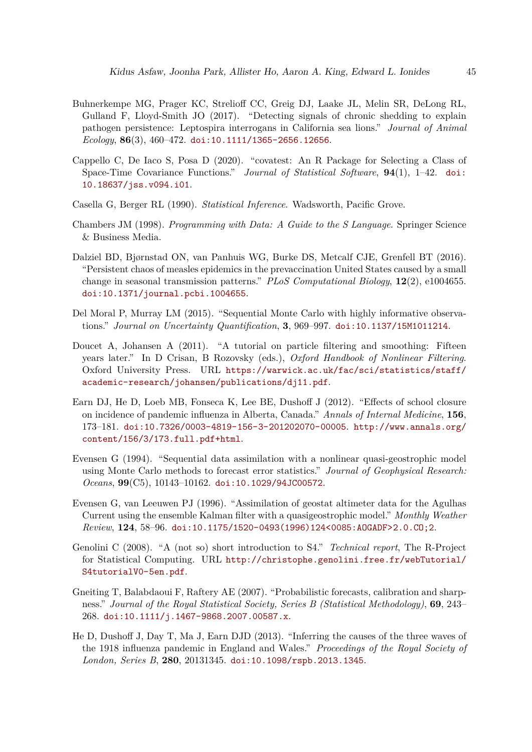Buhnerkempe MG, Prager KC, Strelioff CC, Greig DJ, Laake JL, Melin SR, DeLong RL, Gulland F, Lloyd-Smith JO (2017). "Detecting signals of chronic shedding to explain pathogen persistence: Leptospira interrogans in California sea lions." *Journal of Animal Ecology*, **86**(3), 460–472. doi:10.1111/1365-2656.12656.

Cappello C, De Iaco S, Posa D (2020). "covatest: An R Package for Selecting a Class of Space-Time Covariance Functions." *Journal of Statistical Software*, **94**(1), 1–42. doi:10.18637/jss.v094.i01.

Casella G, Berger RL (1990). *Statistical Inference*. Wadsworth, Pacific Grove.

Chambers JM (1998). *Programming with Data: A Guide to the S Language*. Springer Science & Business Media.

Dalziel BD, Bjørnstad ON, van Panhuis WG, Burke DS, Metcalf CJE, Grenfell BT (2016). "Persistent chaos of measles epidemics in the prevaccination United States caused by a small change in seasonal transmission patterns." *PLoS Computational Biology*, **12**(2), e1004655. doi:10.1371/journal.pcbi.1004655.

Del Moral P, Murray LM (2015). "Sequential Monte Carlo with highly informative observations." *Journal on Uncertainty Quantification*, **3**, 969–997. doi:10.1137/15M1011214.

Doucet A, Johansen A (2011). "A tutorial on particle filtering and smoothing: Fifteen years later." In D Crisan, B Rozovsky (eds.), *Oxford Handbook of Nonlinear Filtering*. Oxford University Press. URL https://warwick.ac.uk/fac/sci/statistics/staff/academic-research/johansen/publications/dj11.pdf.

Earn DJ, He D, Loeb MB, Fonseca K, Lee BE, Dushoff J (2012). "Effects of school closure on incidence of pandemic influenza in Alberta, Canada." *Annals of Internal Medicine*, **156**, 173–181. doi:10.7326/0003-4819-156-3-201202070-00005. http://www.annals.org/content/156/3/173.full.pdf+html.

Evensen G (1994). "Sequential data assimilation with a nonlinear quasi-geostrophic model using Monte Carlo methods to forecast error statistics." *Journal of Geophysical Research: Oceans*, **99**(C5), 10143–10162. doi:10.1029/94JC00572.

Evensen G, van Leeuwen PJ (1996). "Assimilation of geostat altimeter data for the Agulhas Current using the ensemble Kalman filter with a quasigeostrophic model." *Monthly Weather Review*, **124**, 58–96. doi:10.1175/1520-0493(1996)124<0085:AOGADF>2.0.CO;2.

Genolini C (2008). "A (not so) short introduction to S4." *Technical report*, The R-Project for Statistical Computing. URL http://christophe.genolini.free.fr/webTutorial/S4tutorialV0-5en.pdf.

Gneiting T, Balabdaoui F, Raftery AE (2007). "Probabilistic forecasts, calibration and sharpness." *Journal of the Royal Statistical Society, Series B (Statistical Methodology)*, **69**, 243–268. doi:10.1111/j.1467-9868.2007.00587.x.

He D, Dushoff J, Day T, Ma J, Earn DJD (2013). "Inferring the causes of the three waves of the 1918 influenza pandemic in England and Wales." *Proceedings of the Royal Society of London, Series B*, **280**, 20131345. doi:10.1098/rspb.2013.1345.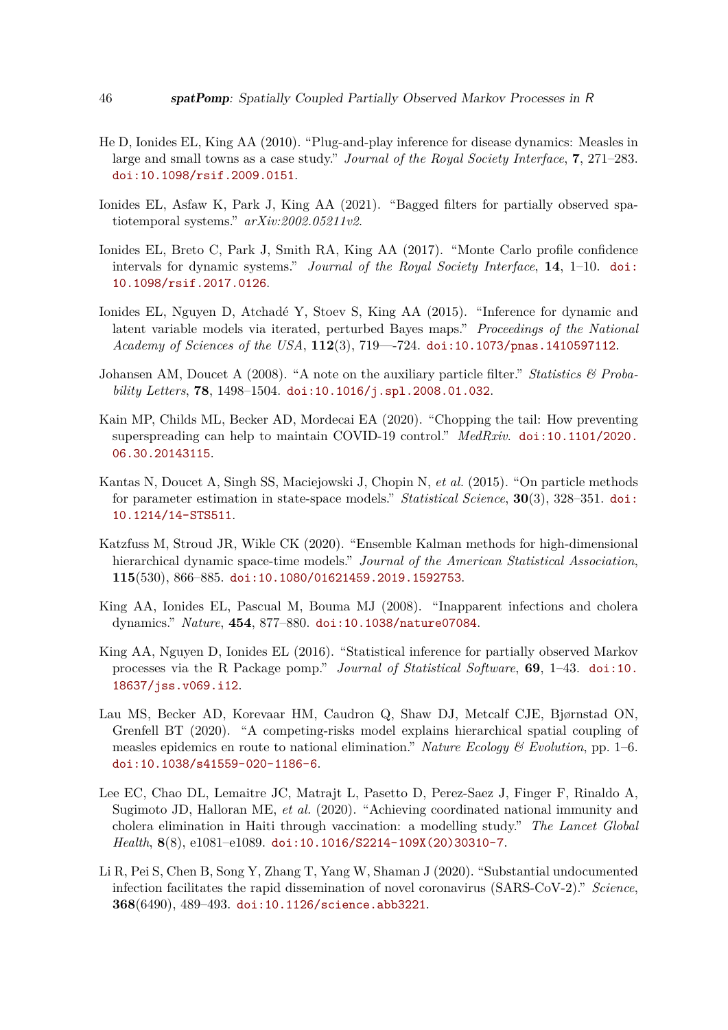He D, Ionides EL, King AA (2010). "Plug-and-play inference for disease dynamics: Measles in large and small towns as a case study." *Journal of the Royal Society Interface*, **7**, 271–283. doi:10.1098/rsif.2009.0151.

Ionides EL, Asfaw K, Park J, King AA (2021). "Bagged filters for partially observed spatiotemporal systems." *arXiv:2002.05211v2*.

Ionides EL, Breto C, Park J, Smith RA, King AA (2017). "Monte Carlo profile confidence intervals for dynamic systems." *Journal of the Royal Society Interface*, **14**, 1–10. doi:10.1098/rsif.2017.0126.

Ionides EL, Nguyen D, Atchadé Y, Stoev S, King AA (2015). "Inference for dynamic and latent variable models via iterated, perturbed Bayes maps." *Proceedings of the National Academy of Sciences of the USA*, **112**(3), 719—-724. doi:10.1073/pnas.1410597112.

Johansen AM, Doucet A (2008). "A note on the auxiliary particle filter." *Statistics & Probability Letters*, **78**, 1498–1504. doi:10.1016/j.spl.2008.01.032.

Kain MP, Childs ML, Becker AD, Mordecai EA (2020). "Chopping the tail: How preventing superspreading can help to maintain COVID-19 control." *MedRxiv*. doi:10.1101/2020.06.30.20143115.

Kantas N, Doucet A, Singh SS, Maciejowski J, Chopin N, *et al.* (2015). "On particle methods for parameter estimation in state-space models." *Statistical Science*, **30**(3), 328–351. doi:10.1214/14-STS511.

Katzfuss M, Stroud JR, Wikle CK (2020). "Ensemble Kalman methods for high-dimensional hierarchical dynamic space-time models." *Journal of the American Statistical Association*, **115**(530), 866–885. doi:10.1080/01621459.2019.1592753.

King AA, Ionides EL, Pascual M, Bouma MJ (2008). "Inapparent infections and cholera dynamics." *Nature*, **454**, 877–880. doi:10.1038/nature07084.

King AA, Nguyen D, Ionides EL (2016). "Statistical inference for partially observed Markov processes via the R Package pomp." *Journal of Statistical Software*, **69**, 1–43. doi:10.18637/jss.v069.i12.

Lau MS, Becker AD, Korevaar HM, Caudron Q, Shaw DJ, Metcalf CJE, Bjørnstad ON, Grenfell BT (2020). "A competing-risks model explains hierarchical spatial coupling of measles epidemics en route to national elimination." *Nature Ecology & Evolution*, pp. 1–6. doi:10.1038/s41559-020-1186-6.

Lee EC, Chao DL, Lemaitre JC, Matrajt L, Pasetto D, Perez-Saez J, Finger F, Rinaldo A, Sugimoto JD, Halloran ME, *et al.* (2020). "Achieving coordinated national immunity and cholera elimination in Haiti through vaccination: a modelling study." *The Lancet Global Health*, **8**(8), e1081–e1089. doi:10.1016/S2214-109X(20)30310-7.

Li R, Pei S, Chen B, Song Y, Zhang T, Yang W, Shaman J (2020). "Substantial undocumented infection facilitates the rapid dissemination of novel coronavirus (SARS-CoV-2)." *Science*, **368**(6490), 489–493. doi:10.1126/science.abb3221.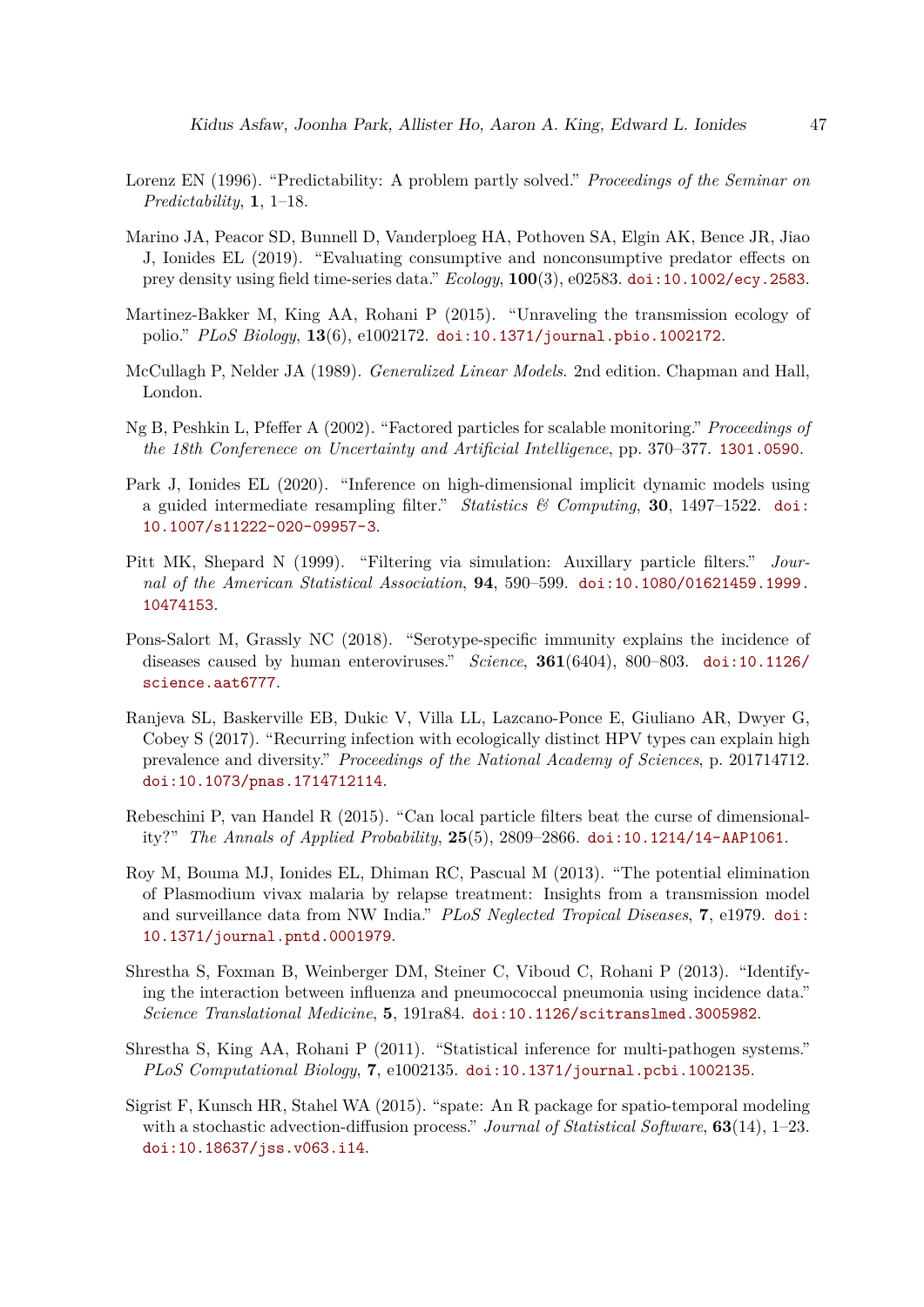Lorenz EN (1996). "Predictability: A problem partly solved." *Proceedings of the Seminar on Predictability*, **1**, 1–18.

Marino JA, Peacor SD, Bunnell D, Vanderploeg HA, Pothoven SA, Elgin AK, Bence JR, Jiao J, Ionides EL (2019). "Evaluating consumptive and nonconsumptive predator effects on prey density using field time-series data." *Ecology*, **100**(3), e02583. doi:10.1002/ecy.2583.

Martinez-Bakker M, King AA, Rohani P (2015). "Unraveling the transmission ecology of polio." *PLoS Biology*, **13**(6), e1002172. doi:10.1371/journal.pbio.1002172.

McCullagh P, Nelder JA (1989). *Generalized Linear Models*. 2nd edition. Chapman and Hall, London.

Ng B, Peshkin L, Pfeffer A (2002). "Factored particles for scalable monitoring." *Proceedings of the 18th Conferenece on Uncertainty and Artificial Intelligence*, pp. 370–377. 1301.0590.

Park J, Ionides EL (2020). "Inference on high-dimensional implicit dynamic models using a guided intermediate resampling filter." *Statistics & Computing*, **30**, 1497–1522. doi:10.1007/s11222-020-09957-3.

Pitt MK, Shepard N (1999). "Filtering via simulation: Auxillary particle filters." *Journal of the American Statistical Association*, **94**, 590–599. doi:10.1080/01621459.1999.10474153.

Pons-Salort M, Grassly NC (2018). "Serotype-specific immunity explains the incidence of diseases caused by human enteroviruses." *Science*, **361**(6404), 800–803. doi:10.1126/science.aat6777.

Ranjeva SL, Baskerville EB, Dukic V, Villa LL, Lazcano-Ponce E, Giuliano AR, Dwyer G, Cobey S (2017). "Recurring infection with ecologically distinct HPV types can explain high prevalence and diversity." *Proceedings of the National Academy of Sciences*, p. 201714712. doi:10.1073/pnas.1714712114.

Rebeschini P, van Handel R (2015). "Can local particle filters beat the curse of dimensionality?" *The Annals of Applied Probability*, **25**(5), 2809–2866. doi:10.1214/14-AAP1061.

Roy M, Bouma MJ, Ionides EL, Dhiman RC, Pascual M (2013). "The potential elimination of Plasmodium vivax malaria by relapse treatment: Insights from a transmission model and surveillance data from NW India." *PLoS Neglected Tropical Diseases*, **7**, e1979. doi:10.1371/journal.pntd.0001979.

Shrestha S, Foxman B, Weinberger DM, Steiner C, Viboud C, Rohani P (2013). "Identifying the interaction between influenza and pneumococcal pneumonia using incidence data." *Science Translational Medicine*, **5**, 191ra84. doi:10.1126/scitranslmed.3005982.

Shrestha S, King AA, Rohani P (2011). "Statistical inference for multi-pathogen systems." *PLoS Computational Biology*, **7**, e1002135. doi:10.1371/journal.pcbi.1002135.

Sigrist F, Kunsch HR, Stahel WA (2015). "spate: An R package for spatio-temporal modeling with a stochastic advection-diffusion process." *Journal of Statistical Software*, **63**(14), 1–23. doi:10.18637/jss.v063.i14.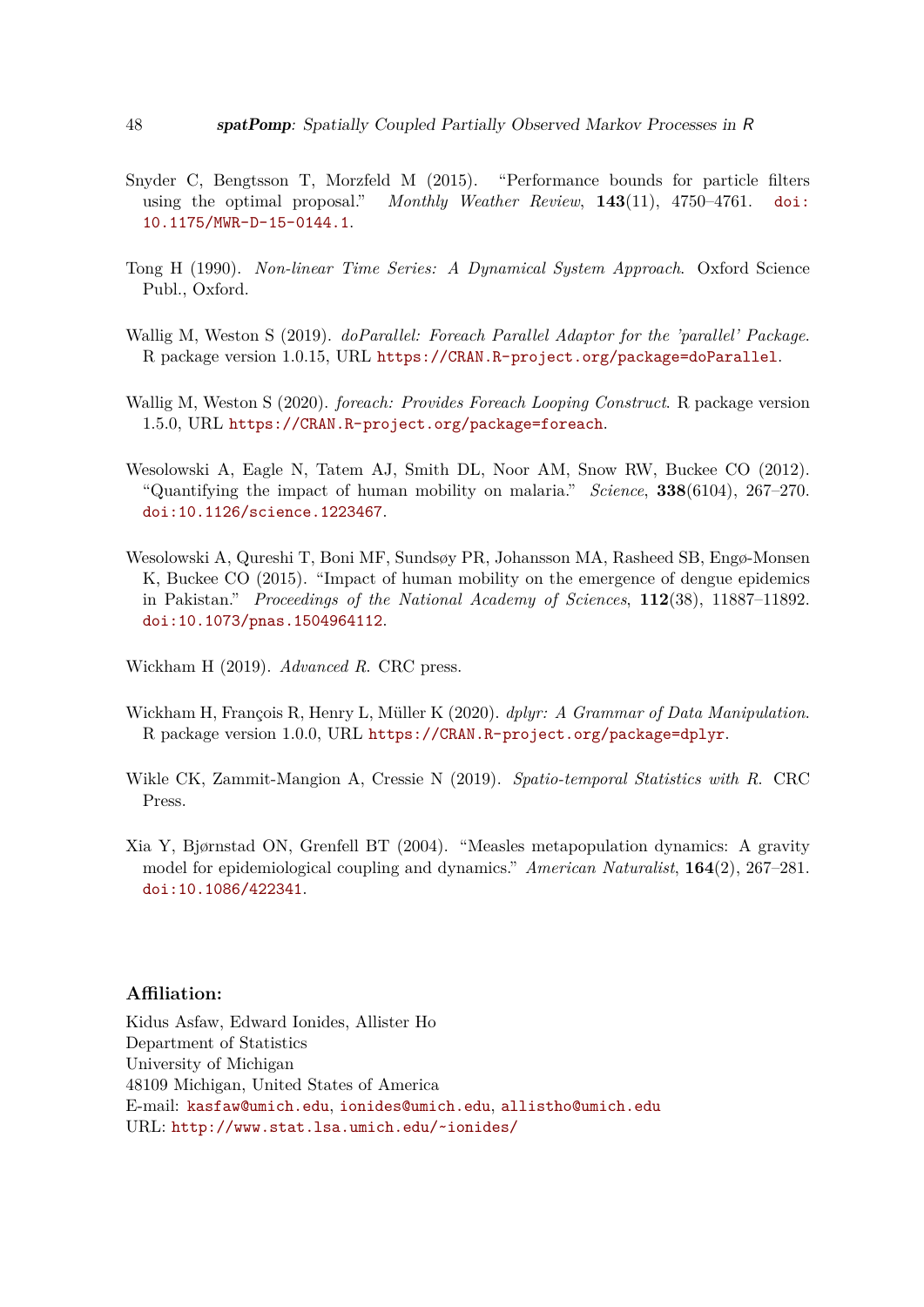Snyder C, Bengtsson T, Morzfeld M (2015). "Performance bounds for particle filters using the optimal proposal." *Monthly Weather Review*, **143**(11), 4750–4761. doi:10.1175/MWR-D-15-0144.1.

Tong H (1990). *Non-linear Time Series: A Dynamical System Approach*. Oxford Science Publ., Oxford.

Wallig M, Weston S (2019). *doParallel: Foreach Parallel Adaptor for the 'parallel' Package*. R package version 1.0.15, URL https://CRAN.R-project.org/package=doParallel.

Wallig M, Weston S (2020). *foreach: Provides Foreach Looping Construct*. R package version 1.5.0, URL https://CRAN.R-project.org/package=foreach.

Wesolowski A, Eagle N, Tatem AJ, Smith DL, Noor AM, Snow RW, Buckee CO (2012). "Quantifying the impact of human mobility on malaria." *Science*, **338**(6104), 267–270. doi:10.1126/science.1223467.

Wesolowski A, Qureshi T, Boni MF, Sundsøy PR, Johansson MA, Rasheed SB, Engø-Monsen K, Buckee CO (2015). "Impact of human mobility on the emergence of dengue epidemics in Pakistan." *Proceedings of the National Academy of Sciences*, **112**(38), 11887–11892. doi:10.1073/pnas.1504964112.

Wickham H (2019). *Advanced R*. CRC press.

Wickham H, François R, Henry L, Müller K (2020). *dplyr: A Grammar of Data Manipulation*. R package version 1.0.0, URL https://CRAN.R-project.org/package=dplyr.

Wikle CK, Zammit-Mangion A, Cressie N (2019). *Spatio-temporal Statistics with R*. CRC Press.

Xia Y, Bjørnstad ON, Grenfell BT (2004). "Measles metapopulation dynamics: A gravity model for epidemiological coupling and dynamics." *American Naturalist*, **164**(2), 267–281. doi:10.1086/422341.

**Affiliation:**

Kidus Asfaw, Edward Ionides, Allister Ho
Department of Statistics
University of Michigan
48109 Michigan, United States of America
E-mail: kasfaw@umich.edu, ionides@umich.edu, allistho@umich.edu
URL: http://www.stat.lsa.umich.edu/~ionides/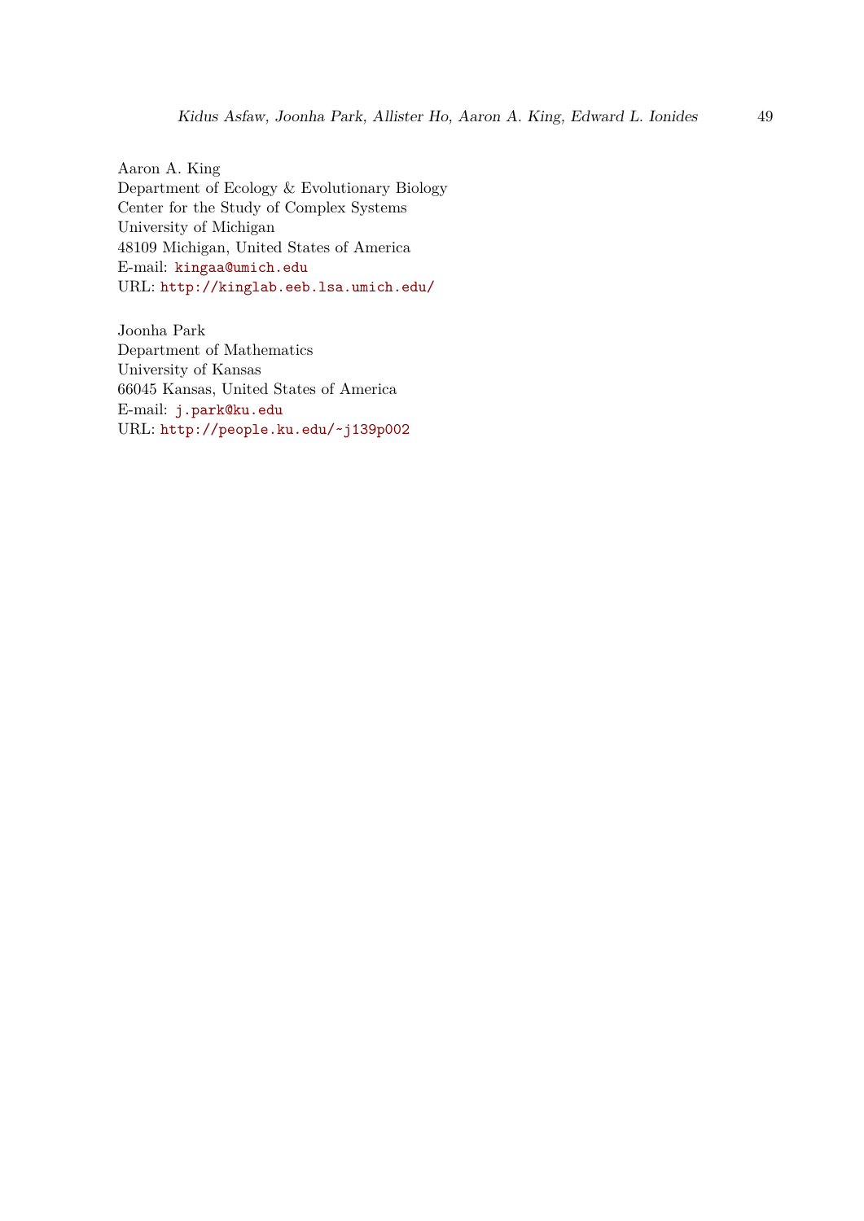Aaron A. King
Department of Ecology & Evolutionary Biology
Center for the Study of Complex Systems
University of Michigan
48109 Michigan, United States of America
E-mail: kingaa@umich.edu
URL: http://kinglab.eeb.lsa.umich.edu/

Joonha Park
Department of Mathematics
University of Kansas
66045 Kansas, United States of America
E-mail: j.park@ku.edu
URL: http://people.ku.edu/~j139p002